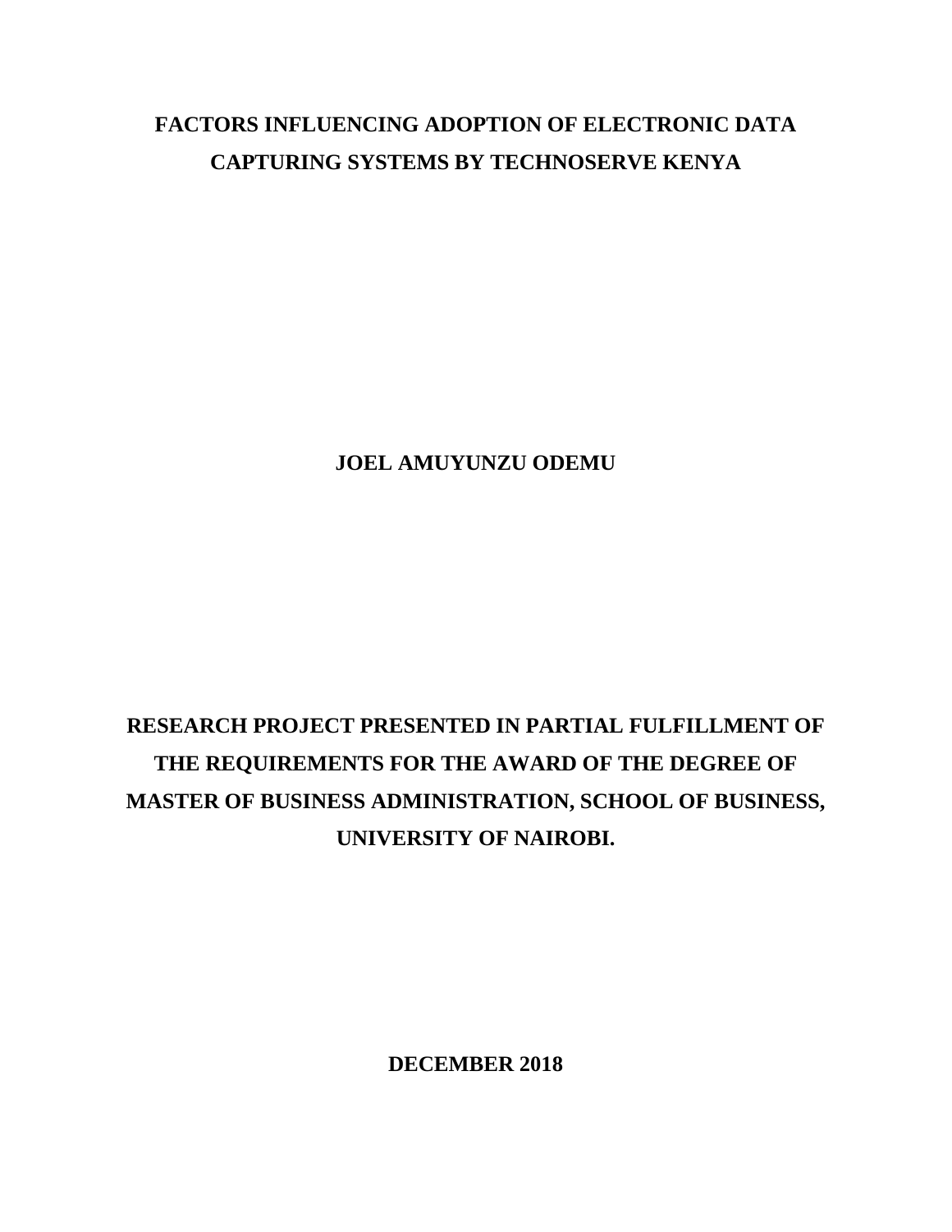# FACTORS INFLUENCING ADOPTION OF ELECTRONIC DATA CAPTURING SYSTEMS BY TECHNOSERVE KENYA

**JOEL AMUYUNZU ODEMU**

**RESEARCH PROJECT PRESENTED IN PARTIAL FULFILLMENT OF THE REQUIREMENTS FOR THE AWARD OF THE DEGREE OF MASTER OF BUSINESS ADMINISTRATION, SCHOOL OF BUSINESS, UNIVERSITY OF NAIROBI.**

**DECEMBER 2018**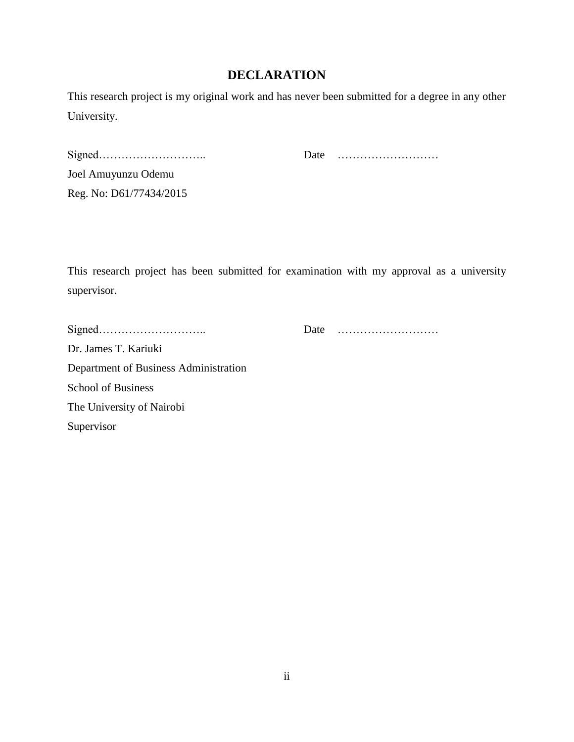# DECLARATION

This research project is my original work and has never been submitted for a degree in any other University.

Signed……………………….. Date ………………………

Joel Amuyunzu Odemu

Reg. No: D61/77434/2015

This research project has been submitted for examination with my approval as a university supervisor.

Signed……………………….. Date ………………………

Dr. James T. Kariuki

Department of Business Administration

School of Business

The University of Nairobi

Supervisor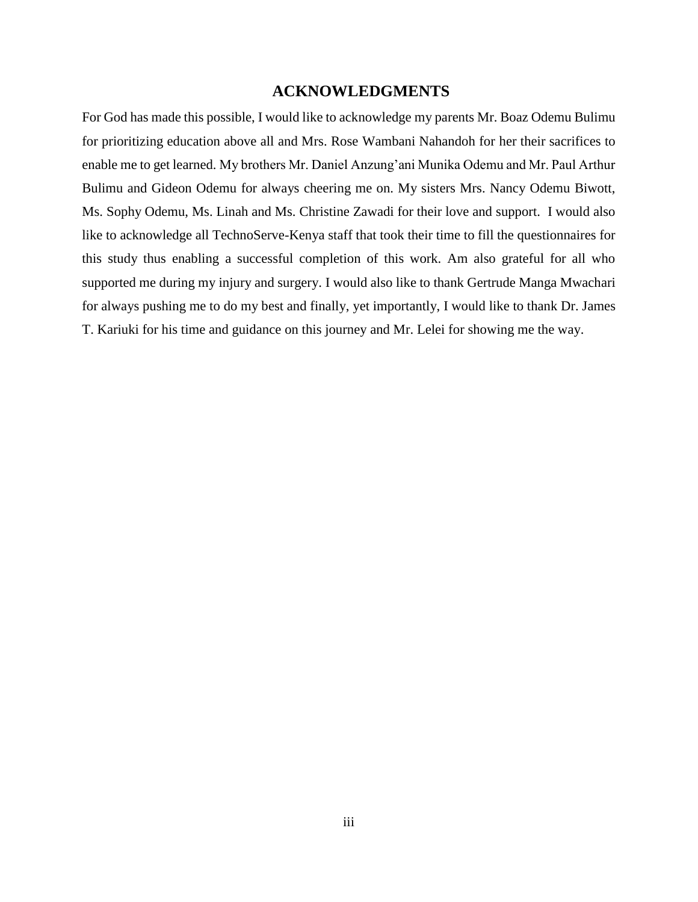# ACKNOWLEDGMENTS

For God has made this possible, I would like to acknowledge my parents Mr. Boaz Odemu Bulimu for prioritizing education above all and Mrs. Rose Wambani Nahandoh for her their sacrifices to enable me to get learned. My brothers Mr. Daniel Anzung'ani Munika Odemu and Mr. Paul Arthur Bulimu and Gideon Odemu for always cheering me on. My sisters Mrs. Nancy Odemu Biwott, Ms. Sophy Odemu, Ms. Linah and Ms. Christine Zawadi for their love and support. I would also like to acknowledge all TechnoServe-Kenya staff that took their time to fill the questionnaires for this study thus enabling a successful completion of this work. Am also grateful for all who supported me during my injury and surgery. I would also like to thank Gertrude Manga Mwachari for always pushing me to do my best and finally, yet importantly, I would like to thank Dr. James T. Kariuki for his time and guidance on this journey and Mr. Lelei for showing me the way.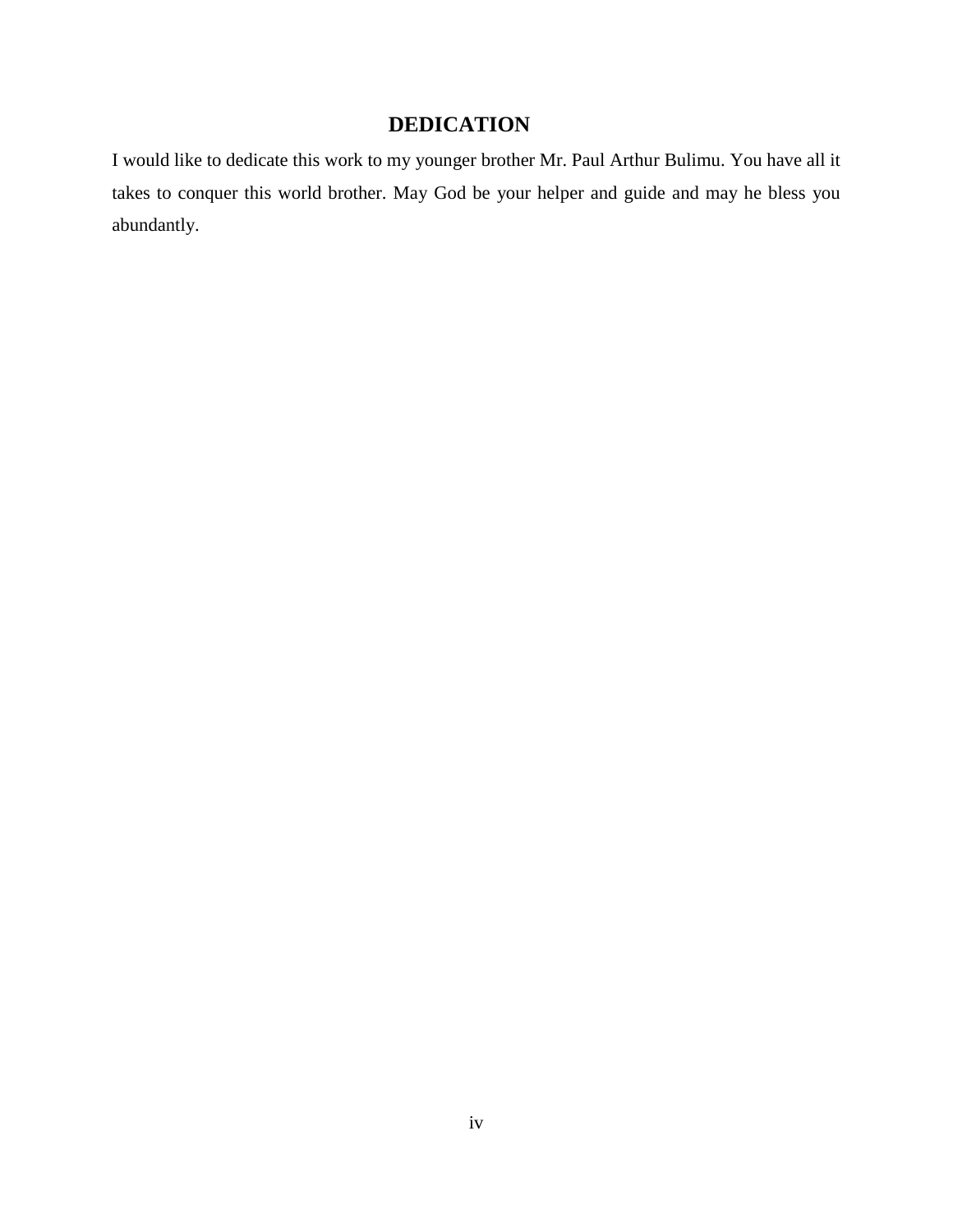# DEDICATION

I would like to dedicate this work to my younger brother Mr. Paul Arthur Bulimu. You have all it takes to conquer this world brother. May God be your helper and guide and may he bless you abundantly.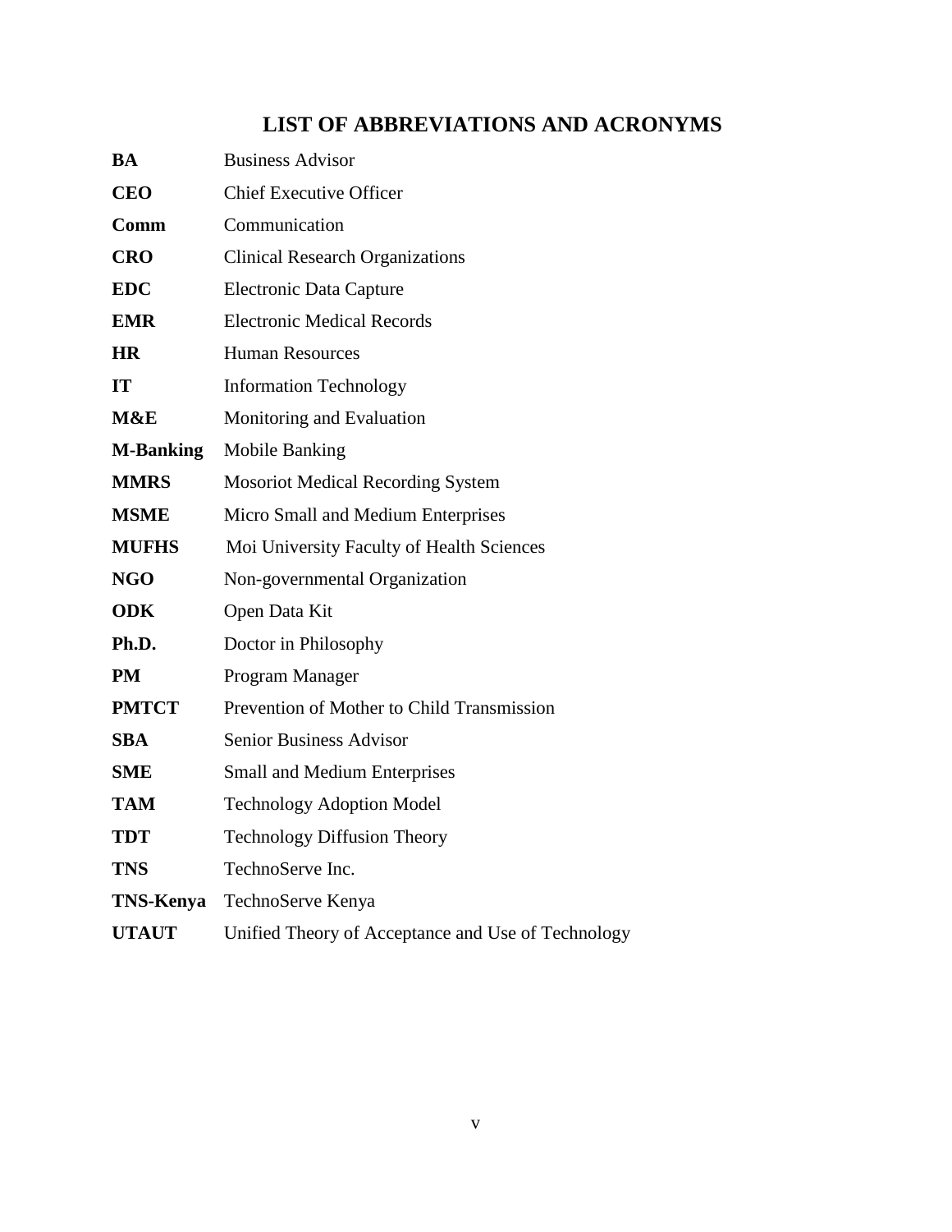# LIST OF ABBREVIATIONS AND ACRONYMS

| | |
|---|---|
| **BA** | Business Advisor |
| **CEO** | Chief Executive Officer |
| **Comm** | Communication |
| **CRO** | Clinical Research Organizations |
| **EDC** | Electronic Data Capture |
| **EMR** | Electronic Medical Records |
| **HR** | Human Resources |
| **IT** | Information Technology |
| **M&E** | Monitoring and Evaluation |
| **M-Banking** | Mobile Banking |
| **MMRS** | Mosoriot Medical Recording System |
| **MSME** | Micro Small and Medium Enterprises |
| **MUFHS** | Moi University Faculty of Health Sciences |
| **NGO** | Non-governmental Organization |
| **ODK** | Open Data Kit |
| **Ph.D.** | Doctor in Philosophy |
| **PM** | Program Manager |
| **PMTCT** | Prevention of Mother to Child Transmission |
| **SBA** | Senior Business Advisor |
| **SME** | Small and Medium Enterprises |
| **TAM** | Technology Adoption Model |
| **TDT** | Technology Diffusion Theory |
| **TNS** | TechnoServe Inc. |
| **TNS-Kenya** | TechnoServe Kenya |
| **UTAUT** | Unified Theory of Acceptance and Use of Technology |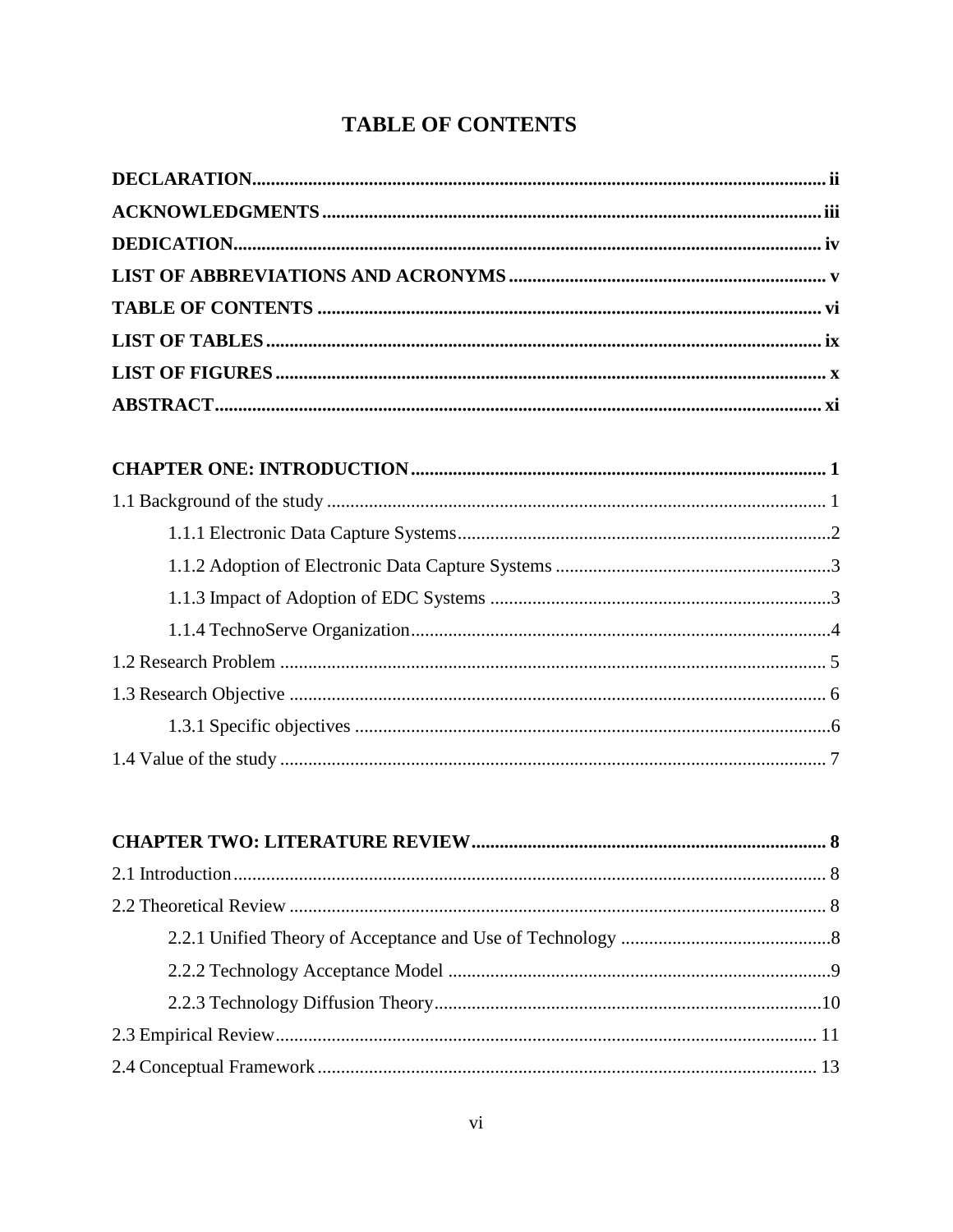# TABLE OF CONTENTS

**DECLARATION** ..... **ii**
**ACKNOWLEDGMENTS** ..... **iii**
**DEDICATION** ..... **iv**
**LIST OF ABBREVIATIONS AND ACRONYMS** ..... **v**
**TABLE OF CONTENTS** ..... **vi**
**LIST OF TABLES** ..... **ix**
**LIST OF FIGURES** ..... **x**
**ABSTRACT** ..... **xi**

**CHAPTER ONE: INTRODUCTION** ..... **1**
1.1 Background of the study ..... 1
    1.1.1 Electronic Data Capture Systems ..... 2
    1.1.2 Adoption of Electronic Data Capture Systems ..... 3
    1.1.3 Impact of Adoption of EDC Systems ..... 3
    1.1.4 TechnoServe Organization ..... 4
1.2 Research Problem ..... 5
1.3 Research Objective ..... 6
    1.3.1 Specific objectives ..... 6
1.4 Value of the study ..... 7

**CHAPTER TWO: LITERATURE REVIEW** ..... **8**
2.1 Introduction ..... 8
2.2 Theoretical Review ..... 8
    2.2.1 Unified Theory of Acceptance and Use of Technology ..... 8
    2.2.2 Technology Acceptance Model ..... 9
    2.2.3 Technology Diffusion Theory ..... 10
2.3 Empirical Review ..... 11
2.4 Conceptual Framework ..... 13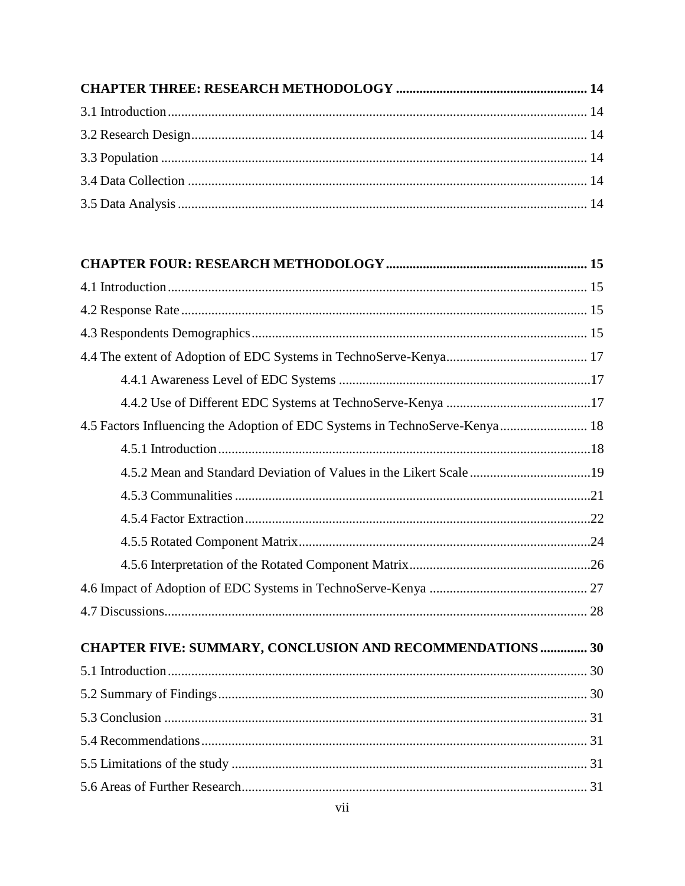**CHAPTER THREE: RESEARCH METHODOLOGY .......................................................... 14**

3.1 Introduction ........................................................................................................... 14

3.2 Research Design ..................................................................................................... 14

3.3 Population ............................................................................................................. 14

3.4 Data Collection ...................................................................................................... 14

3.5 Data Analysis ......................................................................................................... 14

**CHAPTER FOUR: RESEARCH METHODOLOGY .......................................................... 15**

4.1 Introduction ........................................................................................................... 15

4.2 Response Rate ........................................................................................................ 15

4.3 Respondents Demographics ................................................................................... 15

4.4 The extent of Adoption of EDC Systems in TechnoServe-Kenya ......................................... 17

  4.4.1 Awareness Level of EDC Systems .........................................................................17

  4.4.2 Use of Different EDC Systems at TechnoServe-Kenya ..........................................17

4.5 Factors Influencing the Adoption of EDC Systems in TechnoServe-Kenya ......................... 18

  4.5.1 Introduction ..............................................................................................................18

  4.5.2 Mean and Standard Deviation of Values in the Likert Scale ....................................19

  4.5.3 Communalities ..........................................................................................................21

  4.5.4 Factor Extraction .......................................................................................................22

  4.5.5 Rotated Component Matrix .......................................................................................24

  4.5.6 Interpretation of the Rotated Component Matrix ......................................................26

4.6 Impact of Adoption of EDC Systems in TechnoServe-Kenya ............................................... 27

4.7 Discussions ............................................................................................................. 28

**CHAPTER FIVE: SUMMARY, CONCLUSION AND RECOMMENDATIONS ............. 30**

5.1 Introduction ........................................................................................................... 30

5.2 Summary of Findings ............................................................................................. 30

5.3 Conclusion ............................................................................................................. 31

5.4 Recommendations ................................................................................................... 31

5.5 Limitations of the study .......................................................................................... 31

5.6 Areas of Further Research ...................................................................................... 31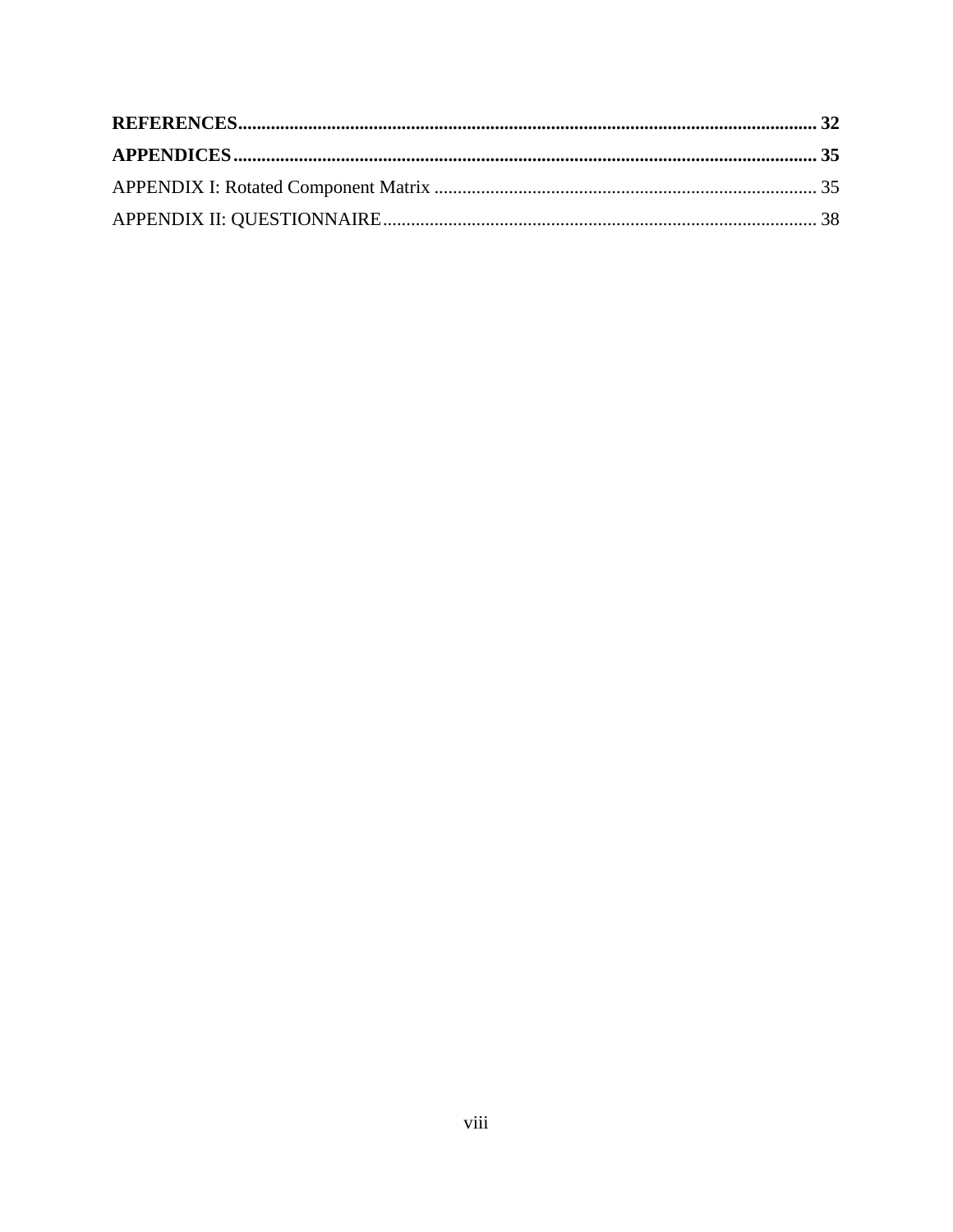**REFERENCES** .......................................................................................................................... **32**

**APPENDICES** .......................................................................................................................... **35**

APPENDIX I: Rotated Component Matrix ................................................................................. 35

APPENDIX II: QUESTIONNAIRE ............................................................................................ 38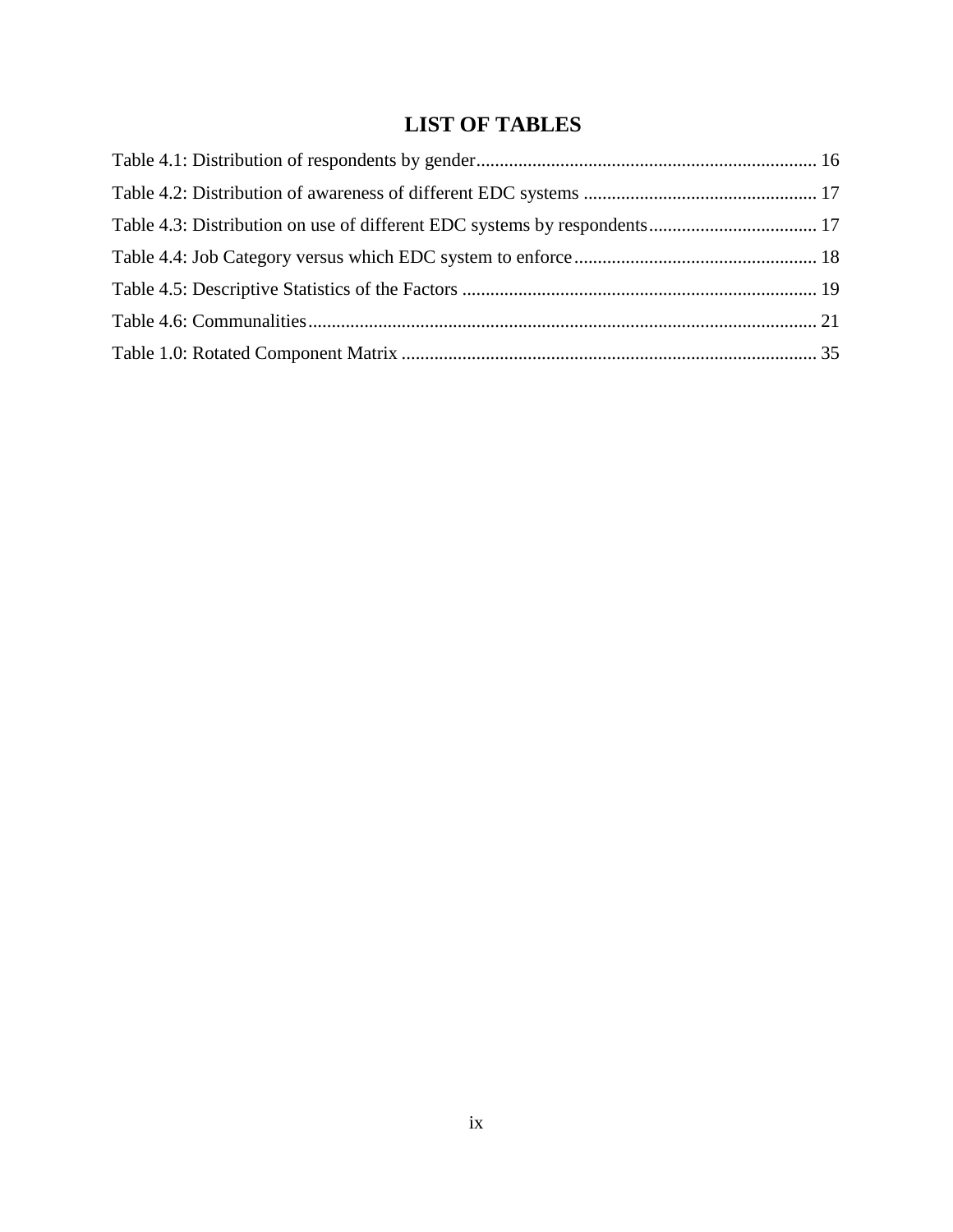# LIST OF TABLES

Table 4.1: Distribution of respondents by gender ........................................................................ 16

Table 4.2: Distribution of awareness of different EDC systems ................................................. 17

Table 4.3: Distribution on use of different EDC systems by respondents .................................... 17

Table 4.4: Job Category versus which EDC system to enforce .................................................... 18

Table 4.5: Descriptive Statistics of the Factors ........................................................................... 19

Table 4.6: Communalities ............................................................................................................ 21

Table 1.0: Rotated Component Matrix ........................................................................................ 35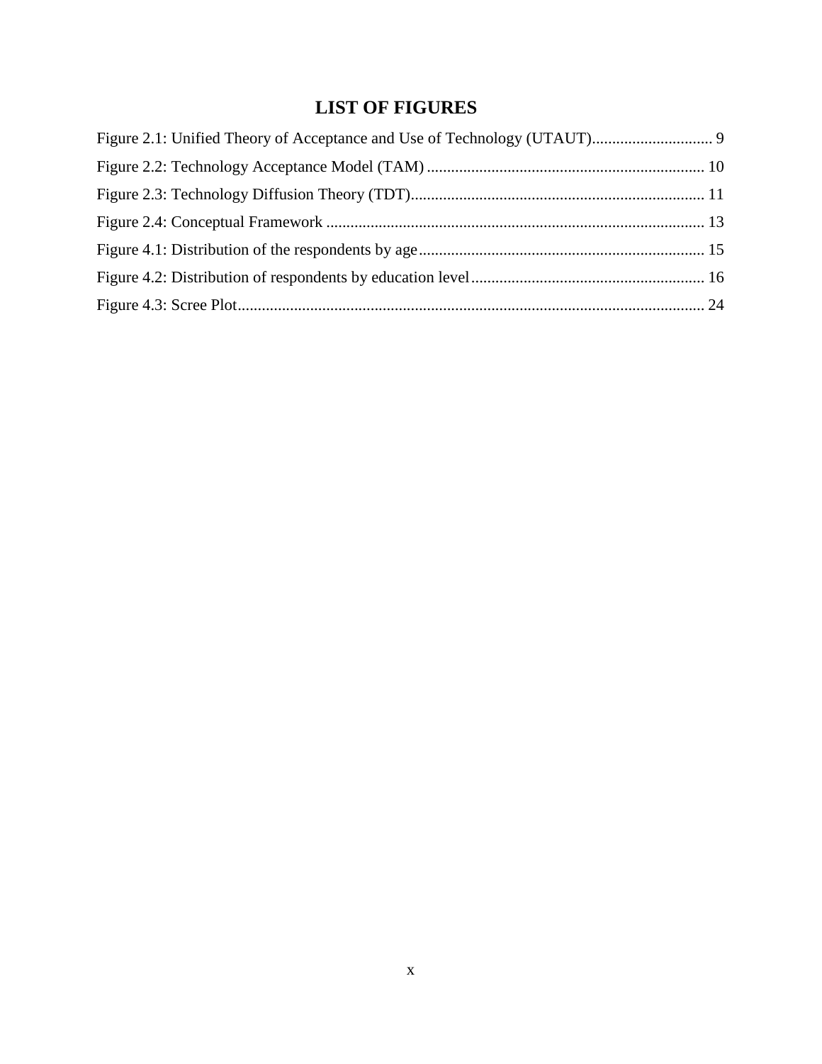# LIST OF FIGURES

Figure 2.1: Unified Theory of Acceptance and Use of Technology (UTAUT).............................. 9

Figure 2.2: Technology Acceptance Model (TAM) .................................................................... 10

Figure 2.3: Technology Diffusion Theory (TDT)......................................................................... 11

Figure 2.4: Conceptual Framework ............................................................................................. 13

Figure 4.1: Distribution of the respondents by age....................................................................... 15

Figure 4.2: Distribution of respondents by education level.......................................................... 16

Figure 4.3: Scree Plot.................................................................................................................... 24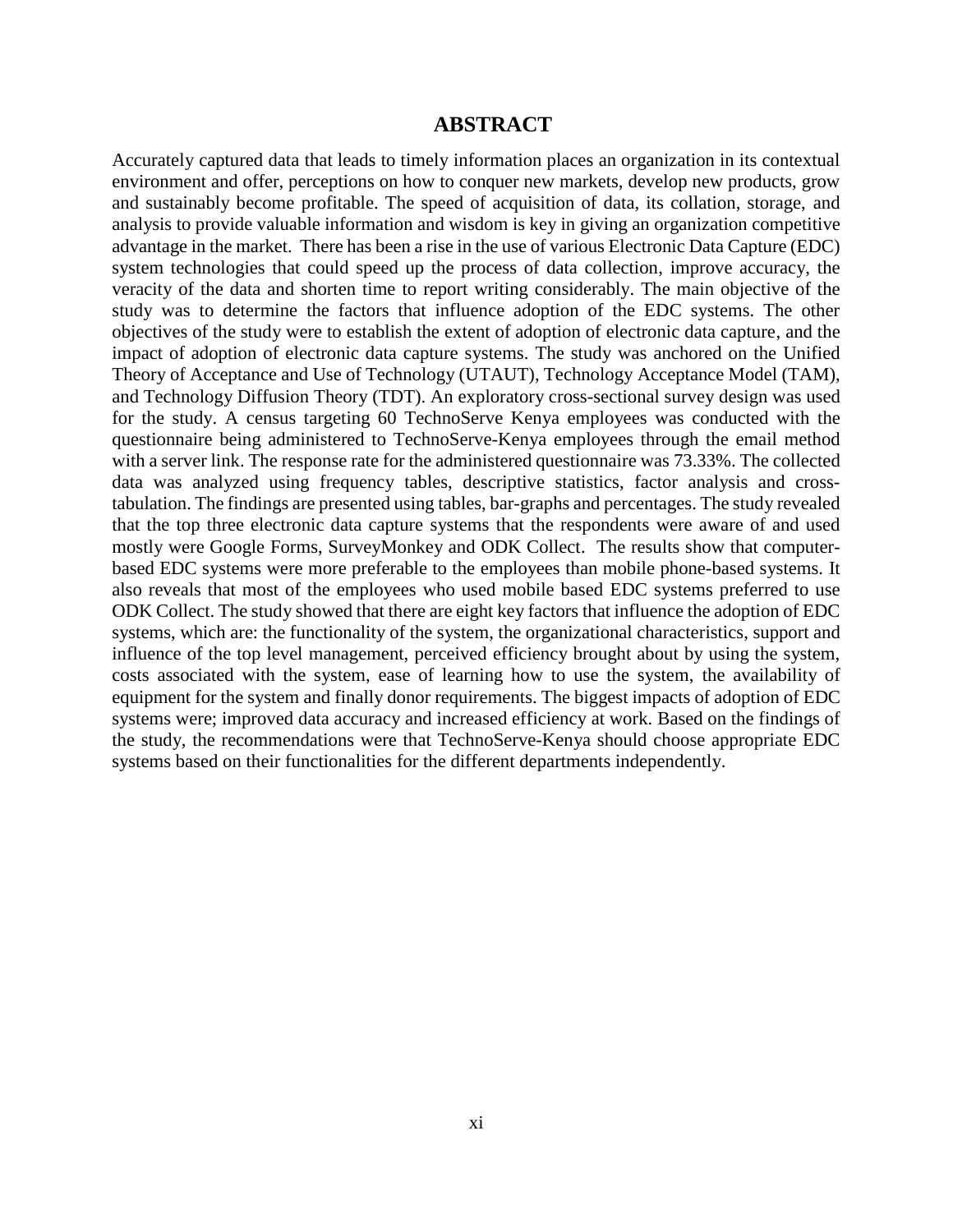# ABSTRACT

Accurately captured data that leads to timely information places an organization in its contextual environment and offer, perceptions on how to conquer new markets, develop new products, grow and sustainably become profitable. The speed of acquisition of data, its collation, storage, and analysis to provide valuable information and wisdom is key in giving an organization competitive advantage in the market. There has been a rise in the use of various Electronic Data Capture (EDC) system technologies that could speed up the process of data collection, improve accuracy, the veracity of the data and shorten time to report writing considerably. The main objective of the study was to determine the factors that influence adoption of the EDC systems. The other objectives of the study were to establish the extent of adoption of electronic data capture, and the impact of adoption of electronic data capture systems. The study was anchored on the Unified Theory of Acceptance and Use of Technology (UTAUT), Technology Acceptance Model (TAM), and Technology Diffusion Theory (TDT). An exploratory cross-sectional survey design was used for the study. A census targeting 60 TechnoServe Kenya employees was conducted with the questionnaire being administered to TechnoServe-Kenya employees through the email method with a server link. The response rate for the administered questionnaire was 73.33%. The collected data was analyzed using frequency tables, descriptive statistics, factor analysis and cross-tabulation. The findings are presented using tables, bar-graphs and percentages. The study revealed that the top three electronic data capture systems that the respondents were aware of and used mostly were Google Forms, SurveyMonkey and ODK Collect. The results show that computer-based EDC systems were more preferable to the employees than mobile phone-based systems. It also reveals that most of the employees who used mobile based EDC systems preferred to use ODK Collect. The study showed that there are eight key factors that influence the adoption of EDC systems, which are: the functionality of the system, the organizational characteristics, support and influence of the top level management, perceived efficiency brought about by using the system, costs associated with the system, ease of learning how to use the system, the availability of equipment for the system and finally donor requirements. The biggest impacts of adoption of EDC systems were; improved data accuracy and increased efficiency at work. Based on the findings of the study, the recommendations were that TechnoServe-Kenya should choose appropriate EDC systems based on their functionalities for the different departments independently.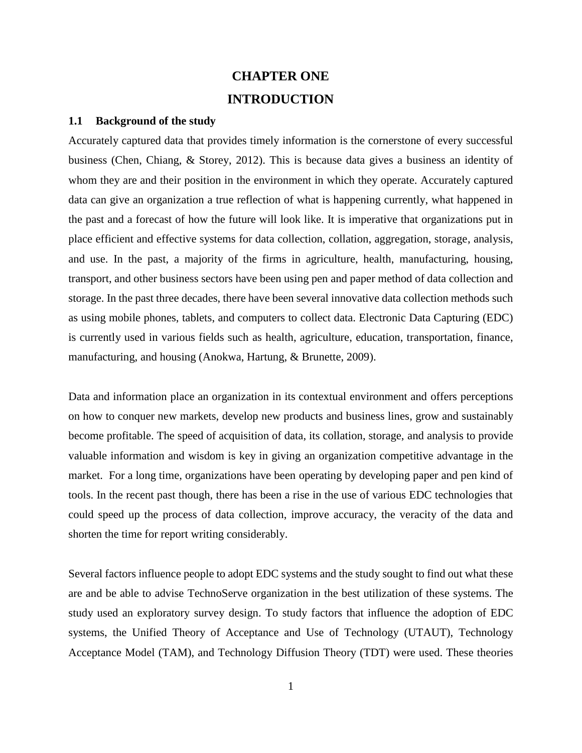# CHAPTER ONE

# INTRODUCTION

## 1.1 Background of the study

Accurately captured data that provides timely information is the cornerstone of every successful business (Chen, Chiang, & Storey, 2012). This is because data gives a business an identity of whom they are and their position in the environment in which they operate. Accurately captured data can give an organization a true reflection of what is happening currently, what happened in the past and a forecast of how the future will look like. It is imperative that organizations put in place efficient and effective systems for data collection, collation, aggregation, storage, analysis, and use. In the past, a majority of the firms in agriculture, health, manufacturing, housing, transport, and other business sectors have been using pen and paper method of data collection and storage. In the past three decades, there have been several innovative data collection methods such as using mobile phones, tablets, and computers to collect data. Electronic Data Capturing (EDC) is currently used in various fields such as health, agriculture, education, transportation, finance, manufacturing, and housing (Anokwa, Hartung, & Brunette, 2009).

Data and information place an organization in its contextual environment and offers perceptions on how to conquer new markets, develop new products and business lines, grow and sustainably become profitable. The speed of acquisition of data, its collation, storage, and analysis to provide valuable information and wisdom is key in giving an organization competitive advantage in the market. For a long time, organizations have been operating by developing paper and pen kind of tools. In the recent past though, there has been a rise in the use of various EDC technologies that could speed up the process of data collection, improve accuracy, the veracity of the data and shorten the time for report writing considerably.

Several factors influence people to adopt EDC systems and the study sought to find out what these are and be able to advise TechnoServe organization in the best utilization of these systems. The study used an exploratory survey design. To study factors that influence the adoption of EDC systems, the Unified Theory of Acceptance and Use of Technology (UTAUT), Technology Acceptance Model (TAM), and Technology Diffusion Theory (TDT) were used. These theories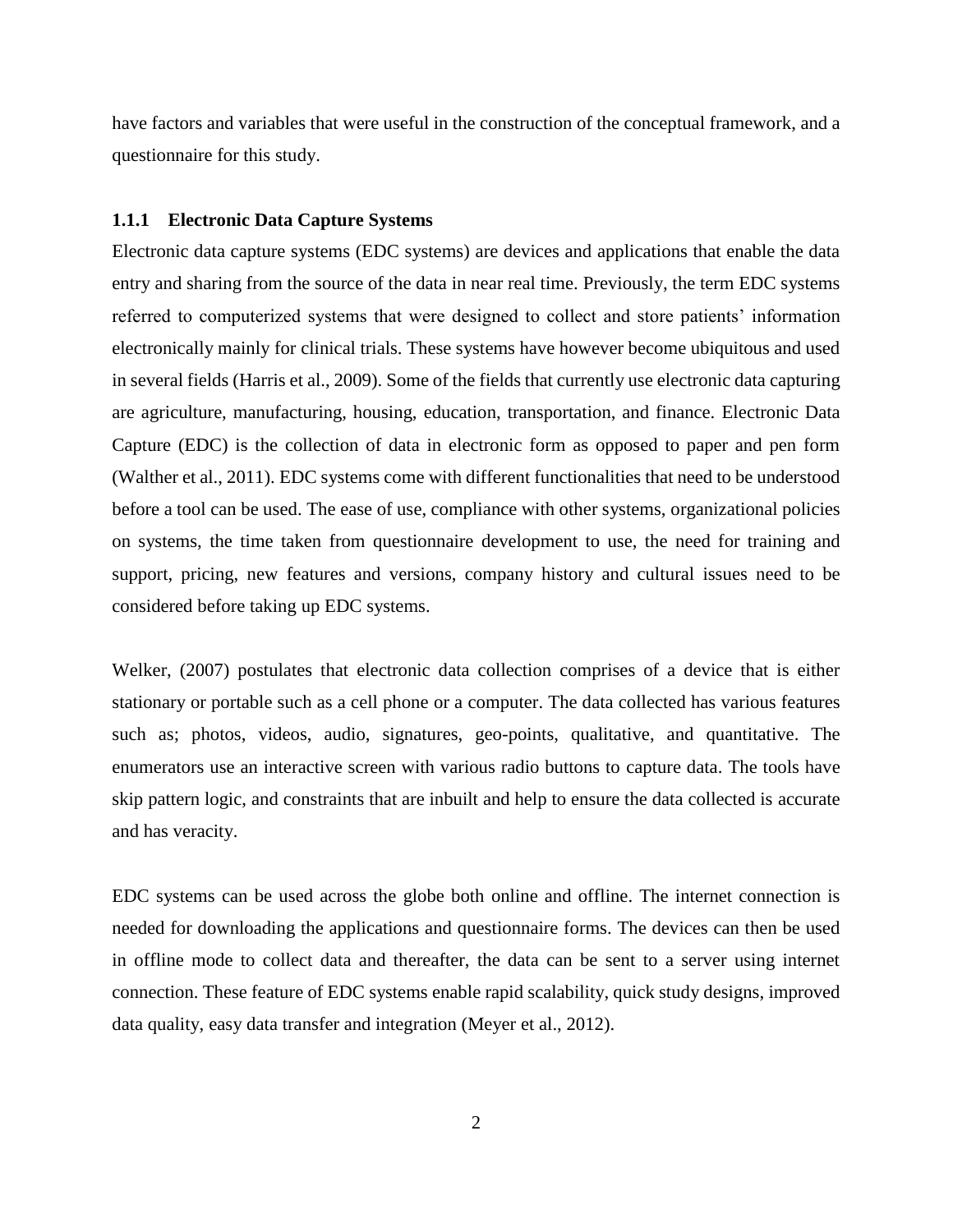have factors and variables that were useful in the construction of the conceptual framework, and a questionnaire for this study.

### 1.1.1 Electronic Data Capture Systems

Electronic data capture systems (EDC systems) are devices and applications that enable the data entry and sharing from the source of the data in near real time. Previously, the term EDC systems referred to computerized systems that were designed to collect and store patients' information electronically mainly for clinical trials. These systems have however become ubiquitous and used in several fields (Harris et al., 2009). Some of the fields that currently use electronic data capturing are agriculture, manufacturing, housing, education, transportation, and finance. Electronic Data Capture (EDC) is the collection of data in electronic form as opposed to paper and pen form (Walther et al., 2011). EDC systems come with different functionalities that need to be understood before a tool can be used. The ease of use, compliance with other systems, organizational policies on systems, the time taken from questionnaire development to use, the need for training and support, pricing, new features and versions, company history and cultural issues need to be considered before taking up EDC systems.

Welker, (2007) postulates that electronic data collection comprises of a device that is either stationary or portable such as a cell phone or a computer. The data collected has various features such as; photos, videos, audio, signatures, geo-points, qualitative, and quantitative. The enumerators use an interactive screen with various radio buttons to capture data. The tools have skip pattern logic, and constraints that are inbuilt and help to ensure the data collected is accurate and has veracity.

EDC systems can be used across the globe both online and offline. The internet connection is needed for downloading the applications and questionnaire forms. The devices can then be used in offline mode to collect data and thereafter, the data can be sent to a server using internet connection. These feature of EDC systems enable rapid scalability, quick study designs, improved data quality, easy data transfer and integration (Meyer et al., 2012).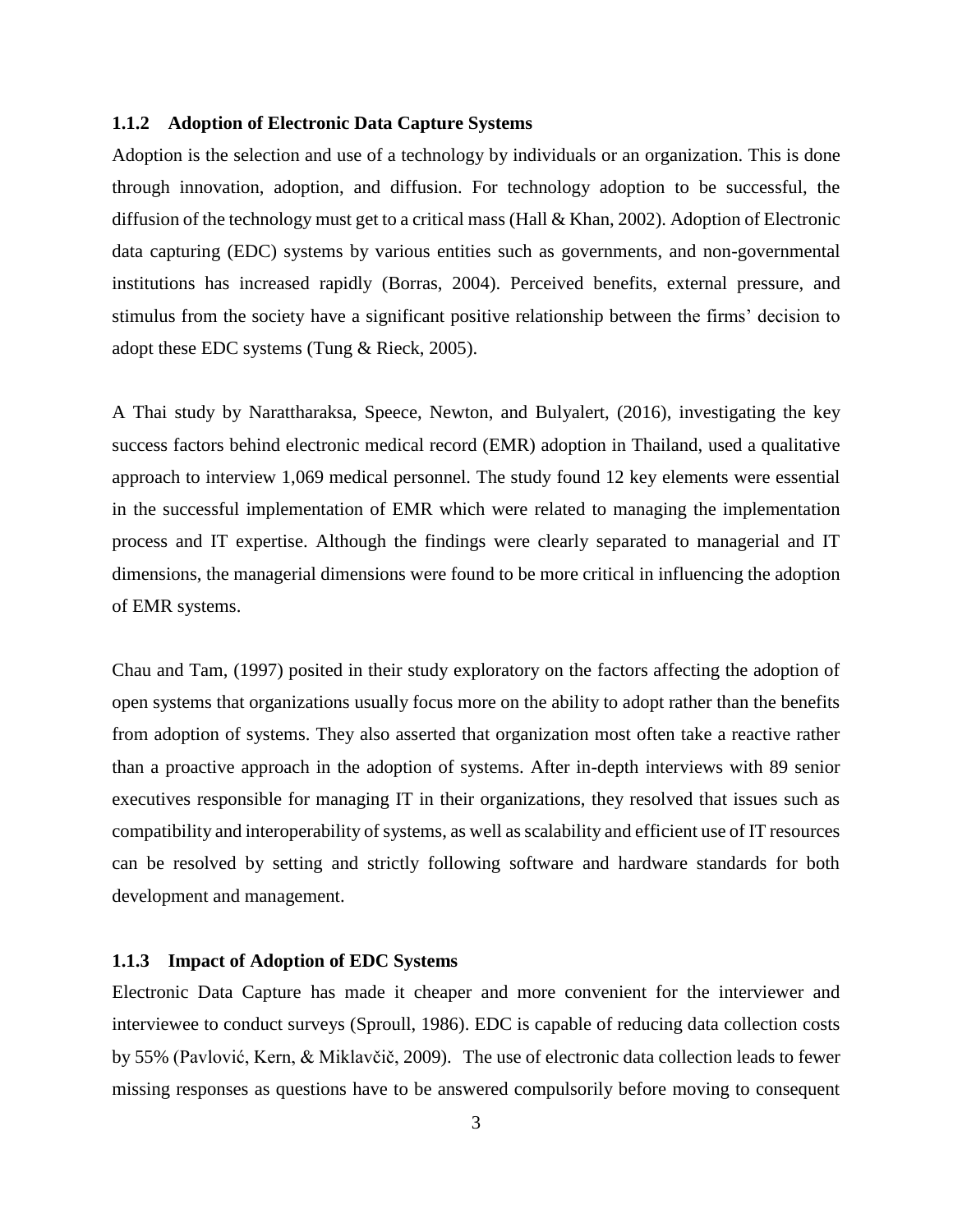### 1.1.2 Adoption of Electronic Data Capture Systems

Adoption is the selection and use of a technology by individuals or an organization. This is done through innovation, adoption, and diffusion. For technology adoption to be successful, the diffusion of the technology must get to a critical mass (Hall & Khan, 2002). Adoption of Electronic data capturing (EDC) systems by various entities such as governments, and non-governmental institutions has increased rapidly (Borras, 2004). Perceived benefits, external pressure, and stimulus from the society have a significant positive relationship between the firms' decision to adopt these EDC systems (Tung & Rieck, 2005).

A Thai study by Narattharaksa, Speece, Newton, and Bulyalert, (2016), investigating the key success factors behind electronic medical record (EMR) adoption in Thailand, used a qualitative approach to interview 1,069 medical personnel. The study found 12 key elements were essential in the successful implementation of EMR which were related to managing the implementation process and IT expertise. Although the findings were clearly separated to managerial and IT dimensions, the managerial dimensions were found to be more critical in influencing the adoption of EMR systems.

Chau and Tam, (1997) posited in their study exploratory on the factors affecting the adoption of open systems that organizations usually focus more on the ability to adopt rather than the benefits from adoption of systems. They also asserted that organization most often take a reactive rather than a proactive approach in the adoption of systems. After in-depth interviews with 89 senior executives responsible for managing IT in their organizations, they resolved that issues such as compatibility and interoperability of systems, as well as scalability and efficient use of IT resources can be resolved by setting and strictly following software and hardware standards for both development and management.

### 1.1.3 Impact of Adoption of EDC Systems

Electronic Data Capture has made it cheaper and more convenient for the interviewer and interviewee to conduct surveys (Sproull, 1986). EDC is capable of reducing data collection costs by 55% (Pavlović, Kern, & Miklavčič, 2009). The use of electronic data collection leads to fewer missing responses as questions have to be answered compulsorily before moving to consequent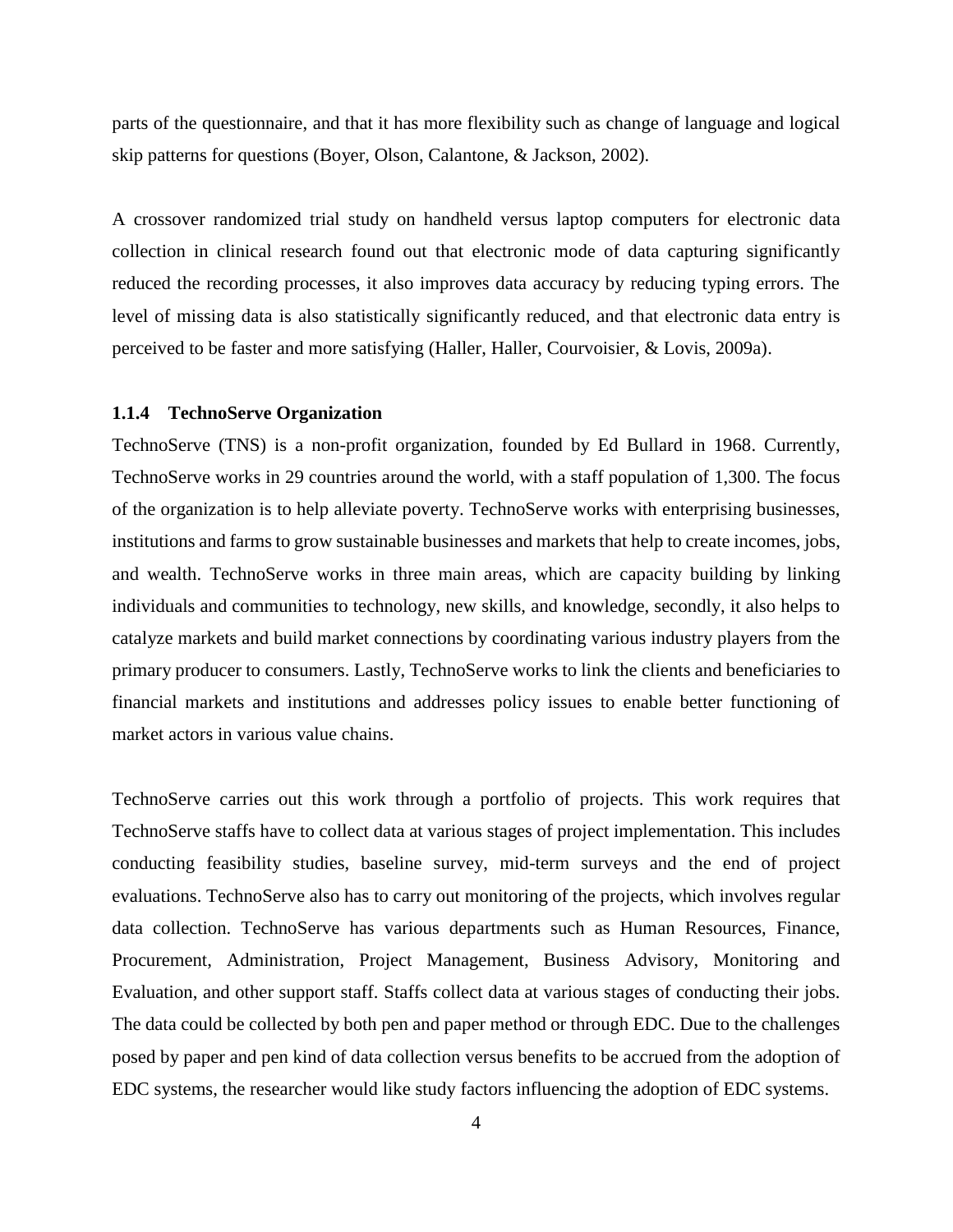parts of the questionnaire, and that it has more flexibility such as change of language and logical skip patterns for questions (Boyer, Olson, Calantone, & Jackson, 2002).

A crossover randomized trial study on handheld versus laptop computers for electronic data collection in clinical research found out that electronic mode of data capturing significantly reduced the recording processes, it also improves data accuracy by reducing typing errors. The level of missing data is also statistically significantly reduced, and that electronic data entry is perceived to be faster and more satisfying (Haller, Haller, Courvoisier, & Lovis, 2009a).

### 1.1.4 TechnoServe Organization

TechnoServe (TNS) is a non-profit organization, founded by Ed Bullard in 1968. Currently, TechnoServe works in 29 countries around the world, with a staff population of 1,300. The focus of the organization is to help alleviate poverty. TechnoServe works with enterprising businesses, institutions and farms to grow sustainable businesses and markets that help to create incomes, jobs, and wealth. TechnoServe works in three main areas, which are capacity building by linking individuals and communities to technology, new skills, and knowledge, secondly, it also helps to catalyze markets and build market connections by coordinating various industry players from the primary producer to consumers. Lastly, TechnoServe works to link the clients and beneficiaries to financial markets and institutions and addresses policy issues to enable better functioning of market actors in various value chains.

TechnoServe carries out this work through a portfolio of projects. This work requires that TechnoServe staffs have to collect data at various stages of project implementation. This includes conducting feasibility studies, baseline survey, mid-term surveys and the end of project evaluations. TechnoServe also has to carry out monitoring of the projects, which involves regular data collection. TechnoServe has various departments such as Human Resources, Finance, Procurement, Administration, Project Management, Business Advisory, Monitoring and Evaluation, and other support staff. Staffs collect data at various stages of conducting their jobs. The data could be collected by both pen and paper method or through EDC. Due to the challenges posed by paper and pen kind of data collection versus benefits to be accrued from the adoption of EDC systems, the researcher would like study factors influencing the adoption of EDC systems.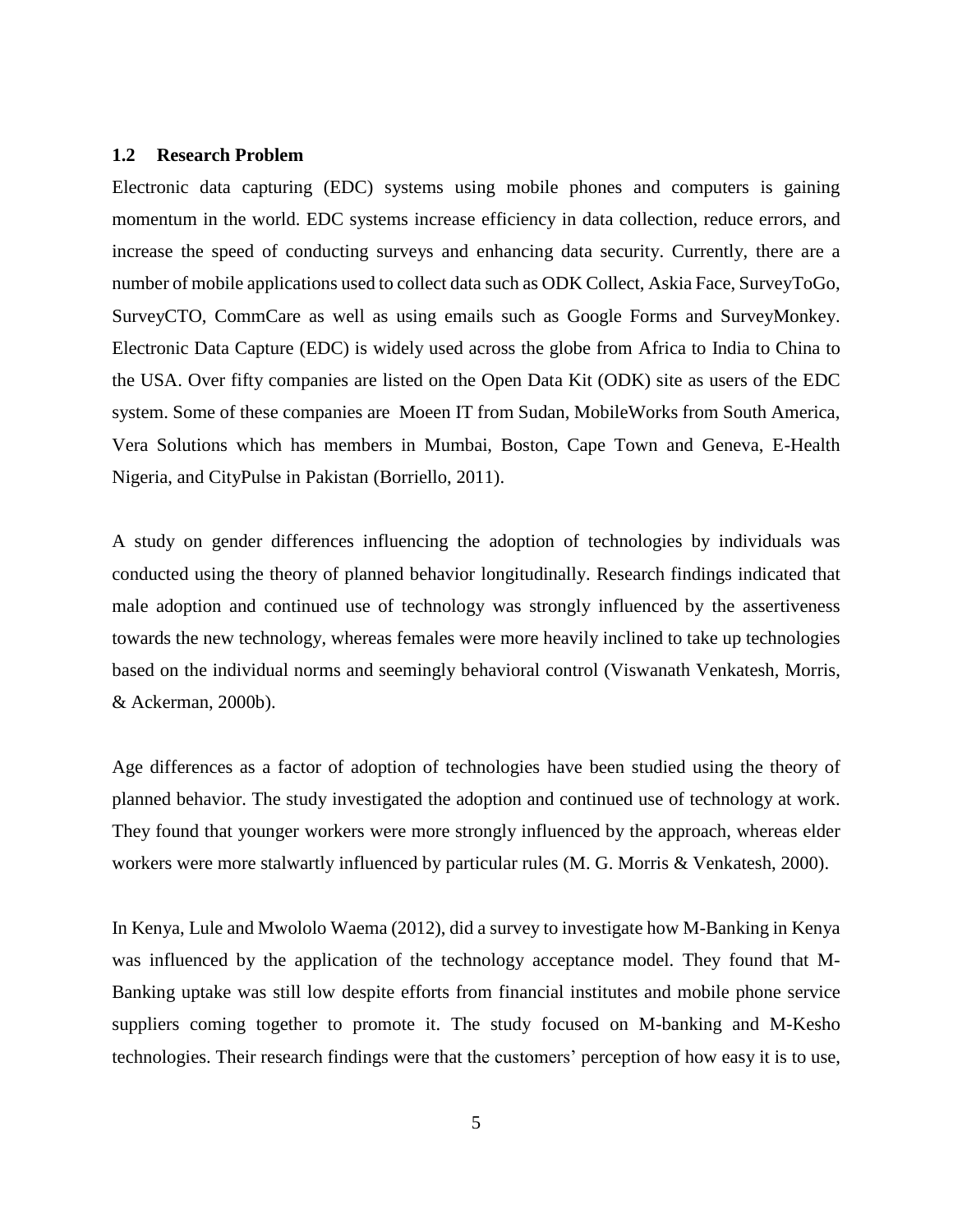### 1.2 Research Problem

Electronic data capturing (EDC) systems using mobile phones and computers is gaining momentum in the world. EDC systems increase efficiency in data collection, reduce errors, and increase the speed of conducting surveys and enhancing data security. Currently, there are a number of mobile applications used to collect data such as ODK Collect, Askia Face, SurveyToGo, SurveyCTO, CommCare as well as using emails such as Google Forms and SurveyMonkey. Electronic Data Capture (EDC) is widely used across the globe from Africa to India to China to the USA. Over fifty companies are listed on the Open Data Kit (ODK) site as users of the EDC system. Some of these companies are Moeen IT from Sudan, MobileWorks from South America, Vera Solutions which has members in Mumbai, Boston, Cape Town and Geneva, E-Health Nigeria, and CityPulse in Pakistan (Borriello, 2011).

A study on gender differences influencing the adoption of technologies by individuals was conducted using the theory of planned behavior longitudinally. Research findings indicated that male adoption and continued use of technology was strongly influenced by the assertiveness towards the new technology, whereas females were more heavily inclined to take up technologies based on the individual norms and seemingly behavioral control (Viswanath Venkatesh, Morris, & Ackerman, 2000b).

Age differences as a factor of adoption of technologies have been studied using the theory of planned behavior. The study investigated the adoption and continued use of technology at work. They found that younger workers were more strongly influenced by the approach, whereas elder workers were more stalwartly influenced by particular rules (M. G. Morris & Venkatesh, 2000).

In Kenya, Lule and Mwololo Waema (2012), did a survey to investigate how M-Banking in Kenya was influenced by the application of the technology acceptance model. They found that M-Banking uptake was still low despite efforts from financial institutes and mobile phone service suppliers coming together to promote it. The study focused on M-banking and M-Kesho technologies. Their research findings were that the customers' perception of how easy it is to use,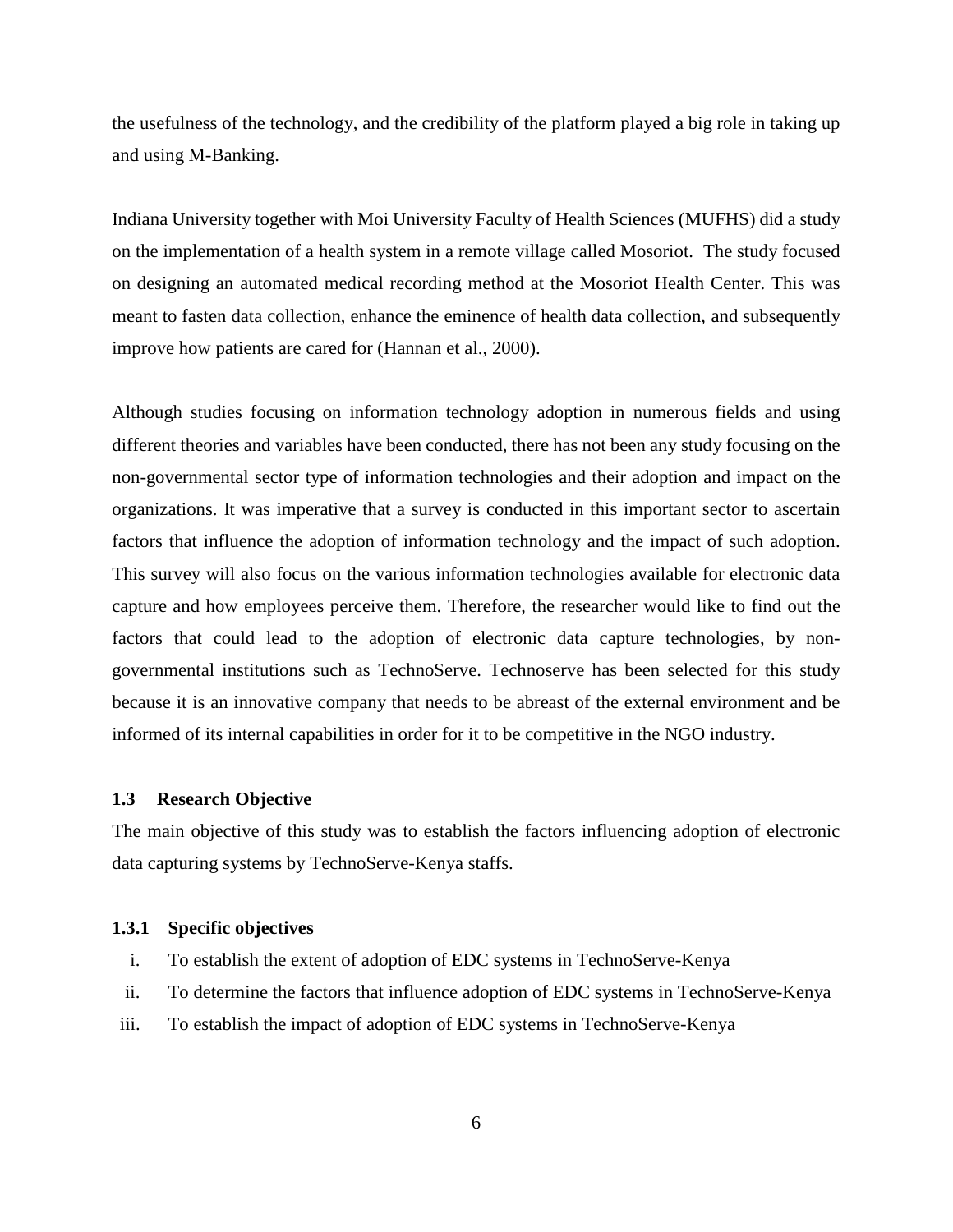the usefulness of the technology, and the credibility of the platform played a big role in taking up and using M-Banking.

Indiana University together with Moi University Faculty of Health Sciences (MUFHS) did a study on the implementation of a health system in a remote village called Mosoriot. The study focused on designing an automated medical recording method at the Mosoriot Health Center. This was meant to fasten data collection, enhance the eminence of health data collection, and subsequently improve how patients are cared for (Hannan et al., 2000).

Although studies focusing on information technology adoption in numerous fields and using different theories and variables have been conducted, there has not been any study focusing on the non-governmental sector type of information technologies and their adoption and impact on the organizations. It was imperative that a survey is conducted in this important sector to ascertain factors that influence the adoption of information technology and the impact of such adoption. This survey will also focus on the various information technologies available for electronic data capture and how employees perceive them. Therefore, the researcher would like to find out the factors that could lead to the adoption of electronic data capture technologies, by non-governmental institutions such as TechnoServe. Technoserve has been selected for this study because it is an innovative company that needs to be abreast of the external environment and be informed of its internal capabilities in order for it to be competitive in the NGO industry.

## 1.3 Research Objective

The main objective of this study was to establish the factors influencing adoption of electronic data capturing systems by TechnoServe-Kenya staffs.

### 1.3.1 Specific objectives

i. To establish the extent of adoption of EDC systems in TechnoServe-Kenya
ii. To determine the factors that influence adoption of EDC systems in TechnoServe-Kenya
iii. To establish the impact of adoption of EDC systems in TechnoServe-Kenya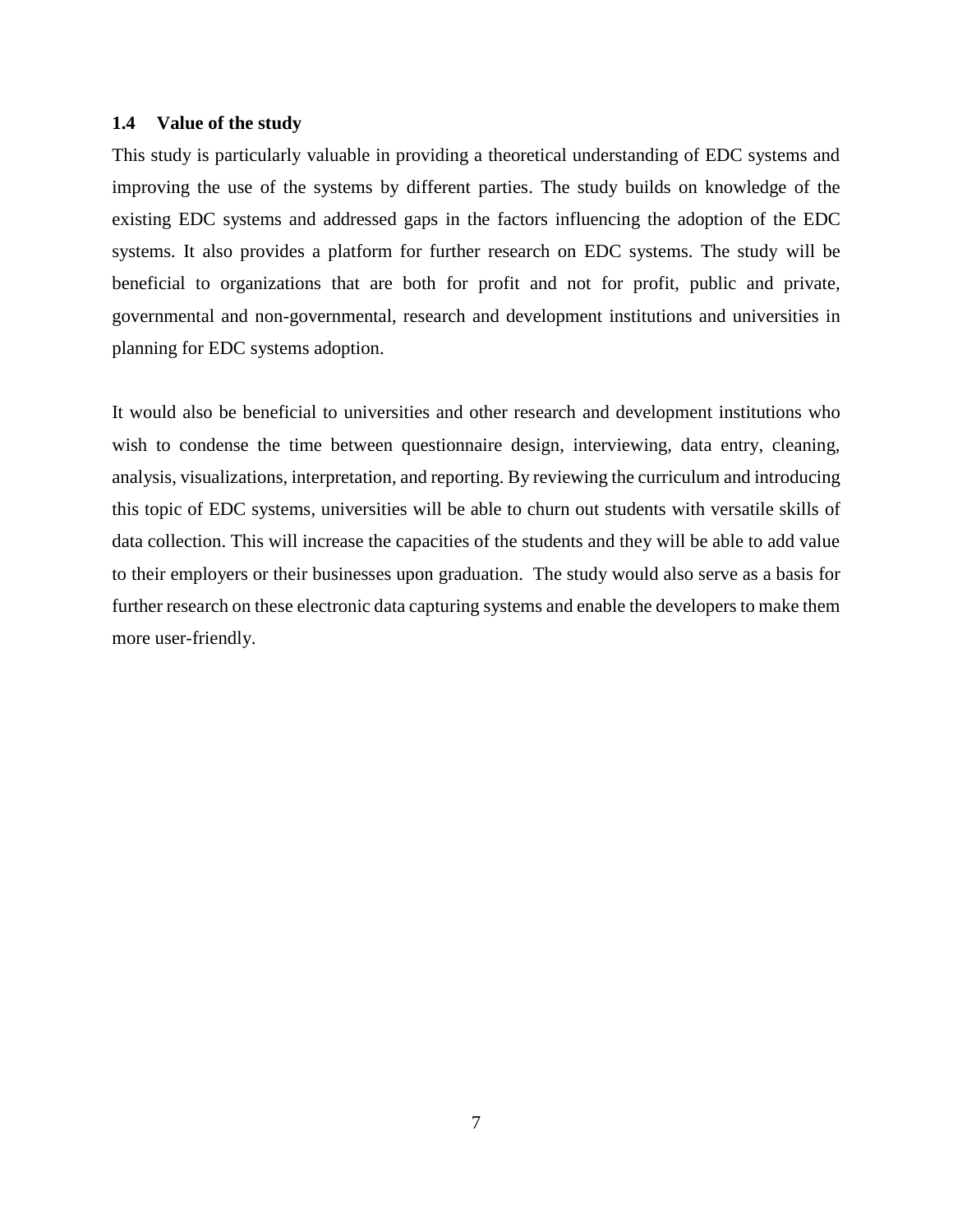## 1.4 Value of the study

This study is particularly valuable in providing a theoretical understanding of EDC systems and improving the use of the systems by different parties. The study builds on knowledge of the existing EDC systems and addressed gaps in the factors influencing the adoption of the EDC systems. It also provides a platform for further research on EDC systems. The study will be beneficial to organizations that are both for profit and not for profit, public and private, governmental and non-governmental, research and development institutions and universities in planning for EDC systems adoption.

It would also be beneficial to universities and other research and development institutions who wish to condense the time between questionnaire design, interviewing, data entry, cleaning, analysis, visualizations, interpretation, and reporting. By reviewing the curriculum and introducing this topic of EDC systems, universities will be able to churn out students with versatile skills of data collection. This will increase the capacities of the students and they will be able to add value to their employers or their businesses upon graduation. The study would also serve as a basis for further research on these electronic data capturing systems and enable the developers to make them more user-friendly.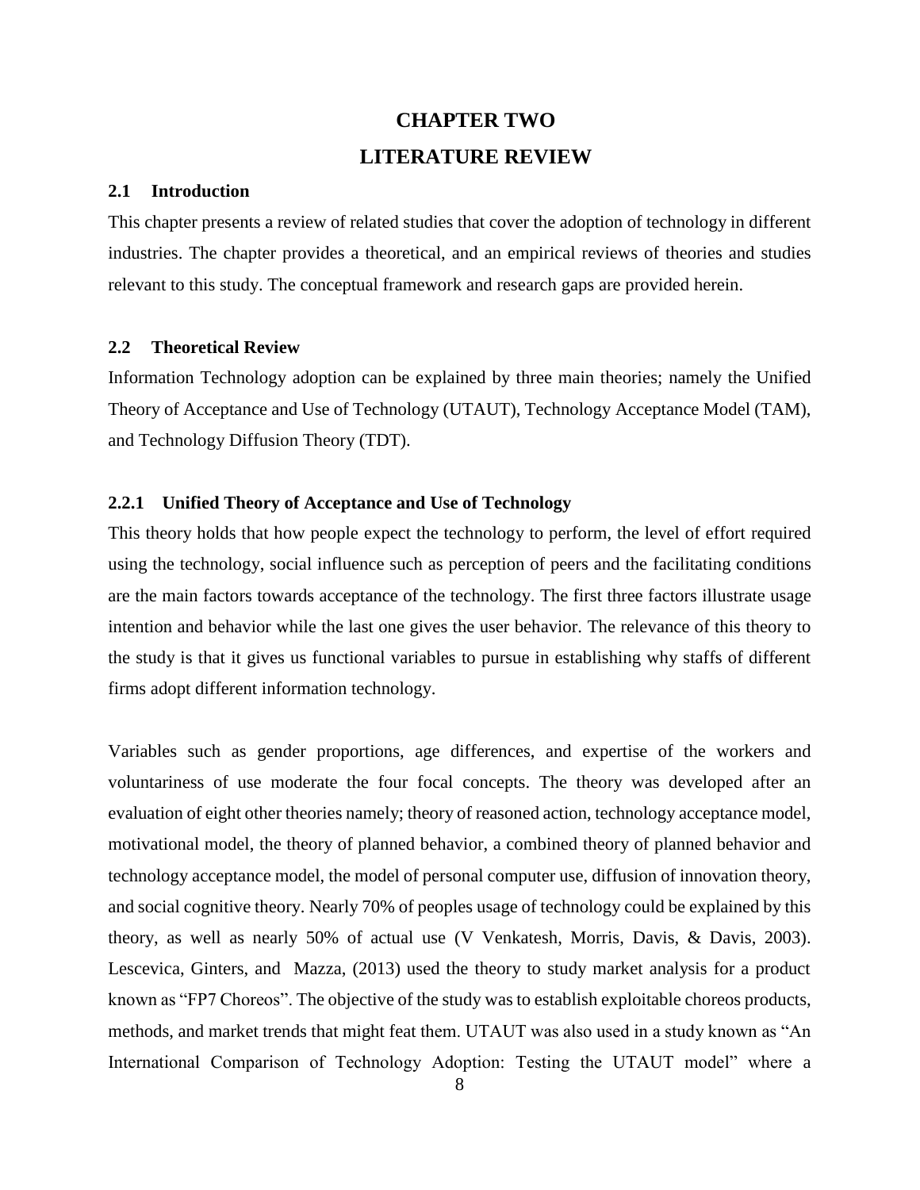# CHAPTER TWO

# LITERATURE REVIEW

## 2.1 Introduction

This chapter presents a review of related studies that cover the adoption of technology in different industries. The chapter provides a theoretical, and an empirical reviews of theories and studies relevant to this study. The conceptual framework and research gaps are provided herein.

## 2.2 Theoretical Review

Information Technology adoption can be explained by three main theories; namely the Unified Theory of Acceptance and Use of Technology (UTAUT), Technology Acceptance Model (TAM), and Technology Diffusion Theory (TDT).

### 2.2.1 Unified Theory of Acceptance and Use of Technology

This theory holds that how people expect the technology to perform, the level of effort required using the technology, social influence such as perception of peers and the facilitating conditions are the main factors towards acceptance of the technology. The first three factors illustrate usage intention and behavior while the last one gives the user behavior. The relevance of this theory to the study is that it gives us functional variables to pursue in establishing why staffs of different firms adopt different information technology.

Variables such as gender proportions, age differences, and expertise of the workers and voluntariness of use moderate the four focal concepts. The theory was developed after an evaluation of eight other theories namely; theory of reasoned action, technology acceptance model, motivational model, the theory of planned behavior, a combined theory of planned behavior and technology acceptance model, the model of personal computer use, diffusion of innovation theory, and social cognitive theory. Nearly 70% of peoples usage of technology could be explained by this theory, as well as nearly 50% of actual use (V Venkatesh, Morris, Davis, & Davis, 2003). Lescevica, Ginters, and Mazza, (2013) used the theory to study market analysis for a product known as "FP7 Choreos". The objective of the study was to establish exploitable choreos products, methods, and market trends that might feat them. UTAUT was also used in a study known as "An International Comparison of Technology Adoption: Testing the UTAUT model" where a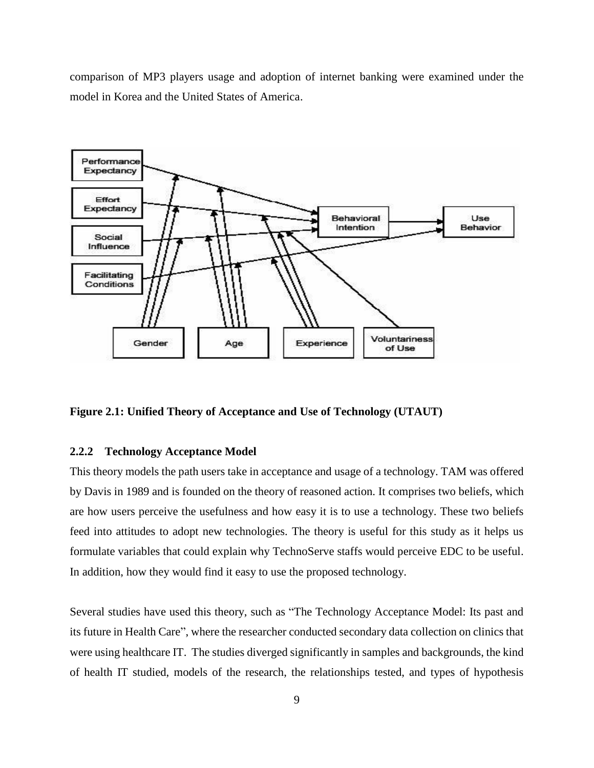comparison of MP3 players usage and adoption of internet banking were examined under the model in Korea and the United States of America.

**Figure 2.1: Unified Theory of Acceptance and Use of Technology (UTAUT)**

### 2.2.2 Technology Acceptance Model

This theory models the path users take in acceptance and usage of a technology. TAM was offered by Davis in 1989 and is founded on the theory of reasoned action. It comprises two beliefs, which are how users perceive the usefulness and how easy it is to use a technology. These two beliefs feed into attitudes to adopt new technologies. The theory is useful for this study as it helps us formulate variables that could explain why TechnoServe staffs would perceive EDC to be useful. In addition, how they would find it easy to use the proposed technology.

Several studies have used this theory, such as "The Technology Acceptance Model: Its past and its future in Health Care", where the researcher conducted secondary data collection on clinics that were using healthcare IT. The studies diverged significantly in samples and backgrounds, the kind of health IT studied, models of the research, the relationships tested, and types of hypothesis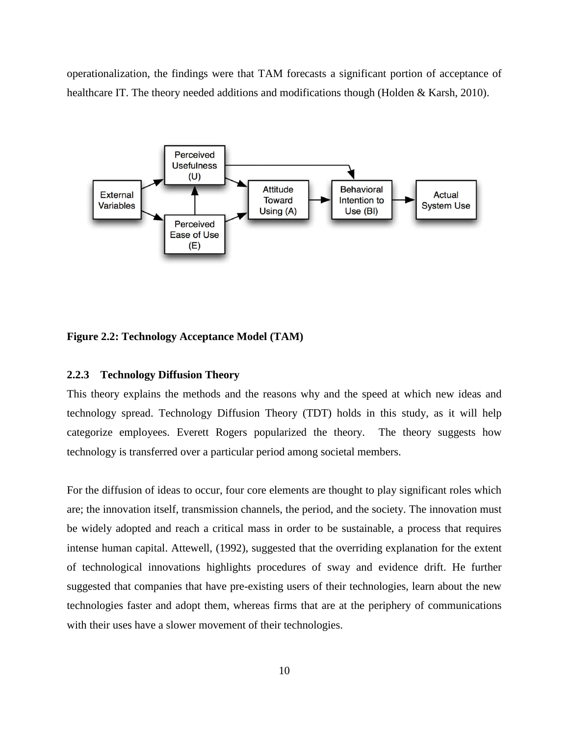operationalization, the findings were that TAM forecasts a significant portion of acceptance of healthcare IT. The theory needed additions and modifications though (Holden & Karsh, 2010).

**Figure 2.2: Technology Acceptance Model (TAM)**

### 2.2.3 Technology Diffusion Theory

This theory explains the methods and the reasons why and the speed at which new ideas and technology spread. Technology Diffusion Theory (TDT) holds in this study, as it will help categorize employees. Everett Rogers popularized the theory. The theory suggests how technology is transferred over a particular period among societal members.

For the diffusion of ideas to occur, four core elements are thought to play significant roles which are; the innovation itself, transmission channels, the period, and the society. The innovation must be widely adopted and reach a critical mass in order to be sustainable, a process that requires intense human capital. Attewell, (1992), suggested that the overriding explanation for the extent of technological innovations highlights procedures of sway and evidence drift. He further suggested that companies that have pre-existing users of their technologies, learn about the new technologies faster and adopt them, whereas firms that are at the periphery of communications with their uses have a slower movement of their technologies.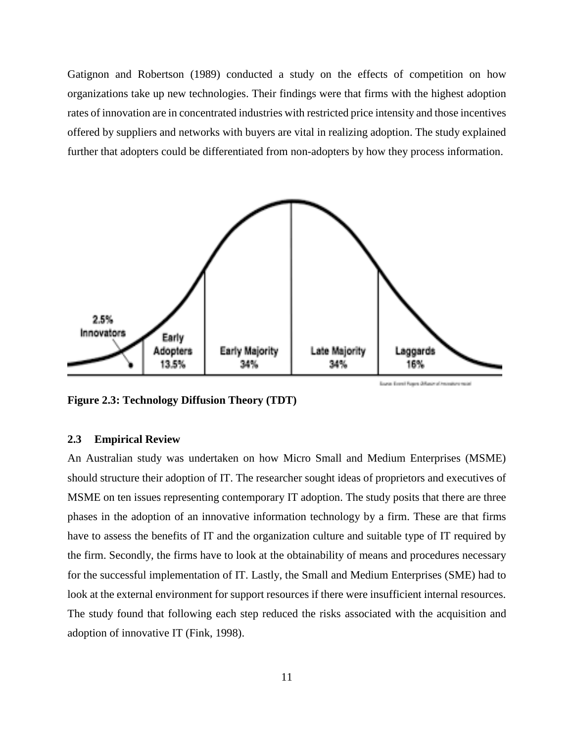Gatignon and Robertson (1989) conducted a study on the effects of competition on how organizations take up new technologies. Their findings were that firms with the highest adoption rates of innovation are in concentrated industries with restricted price intensity and those incentives offered by suppliers and networks with buyers are vital in realizing adoption. The study explained further that adopters could be differentiated from non-adopters by how they process information.

**Figure 2.3: Technology Diffusion Theory (TDT)**

## 2.3 Empirical Review

An Australian study was undertaken on how Micro Small and Medium Enterprises (MSME) should structure their adoption of IT. The researcher sought ideas of proprietors and executives of MSME on ten issues representing contemporary IT adoption. The study posits that there are three phases in the adoption of an innovative information technology by a firm. These are that firms have to assess the benefits of IT and the organization culture and suitable type of IT required by the firm. Secondly, the firms have to look at the obtainability of means and procedures necessary for the successful implementation of IT. Lastly, the Small and Medium Enterprises (SME) had to look at the external environment for support resources if there were insufficient internal resources. The study found that following each step reduced the risks associated with the acquisition and adoption of innovative IT (Fink, 1998).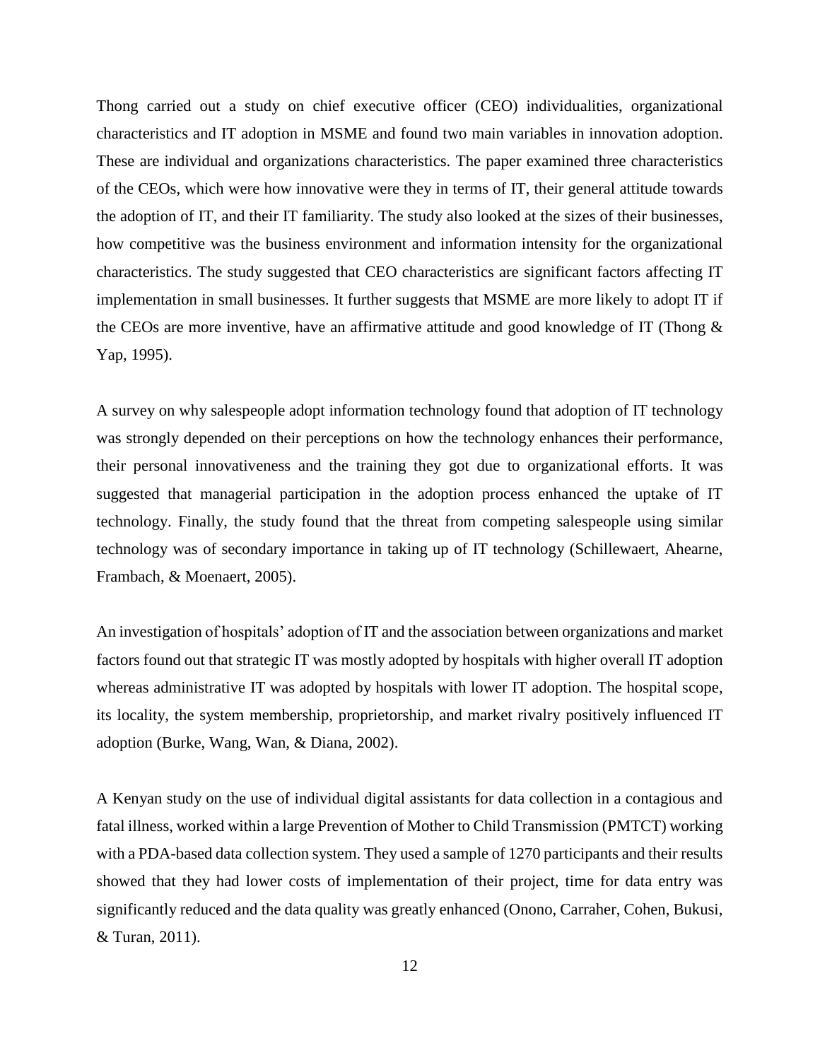Thong carried out a study on chief executive officer (CEO) individualities, organizational characteristics and IT adoption in MSME and found two main variables in innovation adoption. These are individual and organizations characteristics. The paper examined three characteristics of the CEOs, which were how innovative were they in terms of IT, their general attitude towards the adoption of IT, and their IT familiarity. The study also looked at the sizes of their businesses, how competitive was the business environment and information intensity for the organizational characteristics. The study suggested that CEO characteristics are significant factors affecting IT implementation in small businesses. It further suggests that MSME are more likely to adopt IT if the CEOs are more inventive, have an affirmative attitude and good knowledge of IT (Thong & Yap, 1995).

A survey on why salespeople adopt information technology found that adoption of IT technology was strongly depended on their perceptions on how the technology enhances their performance, their personal innovativeness and the training they got due to organizational efforts. It was suggested that managerial participation in the adoption process enhanced the uptake of IT technology. Finally, the study found that the threat from competing salespeople using similar technology was of secondary importance in taking up of IT technology (Schillewaert, Ahearne, Frambach, & Moenaert, 2005).

An investigation of hospitals' adoption of IT and the association between organizations and market factors found out that strategic IT was mostly adopted by hospitals with higher overall IT adoption whereas administrative IT was adopted by hospitals with lower IT adoption. The hospital scope, its locality, the system membership, proprietorship, and market rivalry positively influenced IT adoption (Burke, Wang, Wan, & Diana, 2002).

A Kenyan study on the use of individual digital assistants for data collection in a contagious and fatal illness, worked within a large Prevention of Mother to Child Transmission (PMTCT) working with a PDA-based data collection system. They used a sample of 1270 participants and their results showed that they had lower costs of implementation of their project, time for data entry was significantly reduced and the data quality was greatly enhanced (Onono, Carraher, Cohen, Bukusi, & Turan, 2011).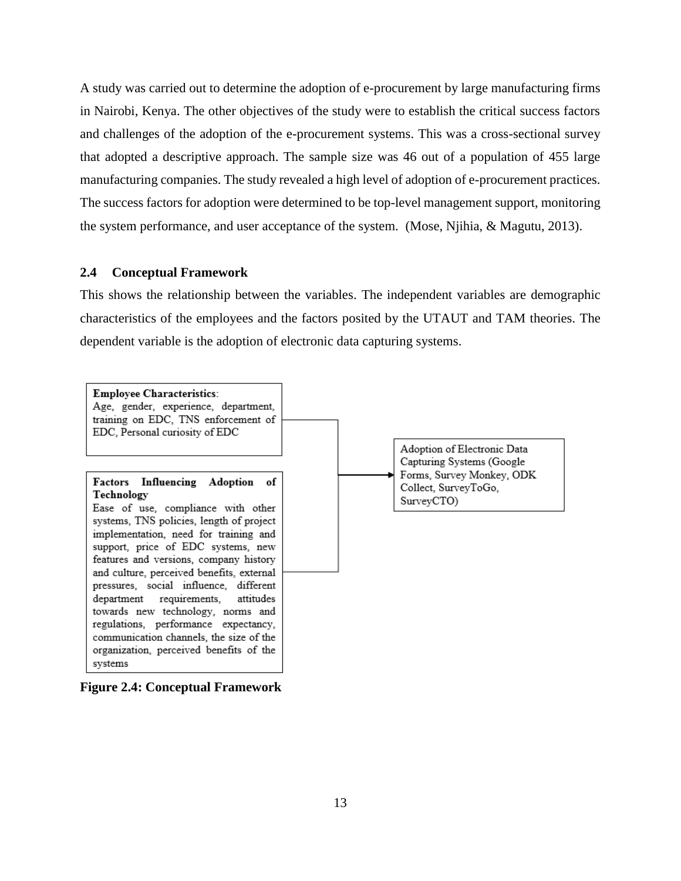A study was carried out to determine the adoption of e-procurement by large manufacturing firms in Nairobi, Kenya. The other objectives of the study were to establish the critical success factors and challenges of the adoption of the e-procurement systems. This was a cross-sectional survey that adopted a descriptive approach. The sample size was 46 out of a population of 455 large manufacturing companies. The study revealed a high level of adoption of e-procurement practices. The success factors for adoption were determined to be top-level management support, monitoring the system performance, and user acceptance of the system. (Mose, Njihia, & Magutu, 2013).

## 2.4 Conceptual Framework

This shows the relationship between the variables. The independent variables are demographic characteristics of the employees and the factors posited by the UTAUT and TAM theories. The dependent variable is the adoption of electronic data capturing systems.

**Employee Characteristics**:
Age, gender, experience, department, training on EDC, TNS enforcement of EDC, Personal curiosity of EDC

**Factors Influencing Adoption of Technology**
Ease of use, compliance with other systems, TNS policies, length of project implementation, need for training and support, price of EDC systems, new features and versions, company history and culture, perceived benefits, external pressures, social influence, different department requirements, attitudes towards new technology, norms and regulations, performance expectancy, communication channels, the size of the organization, perceived benefits of the systems

→ Adoption of Electronic Data Capturing Systems (Google Forms, Survey Monkey, ODK Collect, SurveyToGo, SurveyCTO)

**Figure 2.4: Conceptual Framework**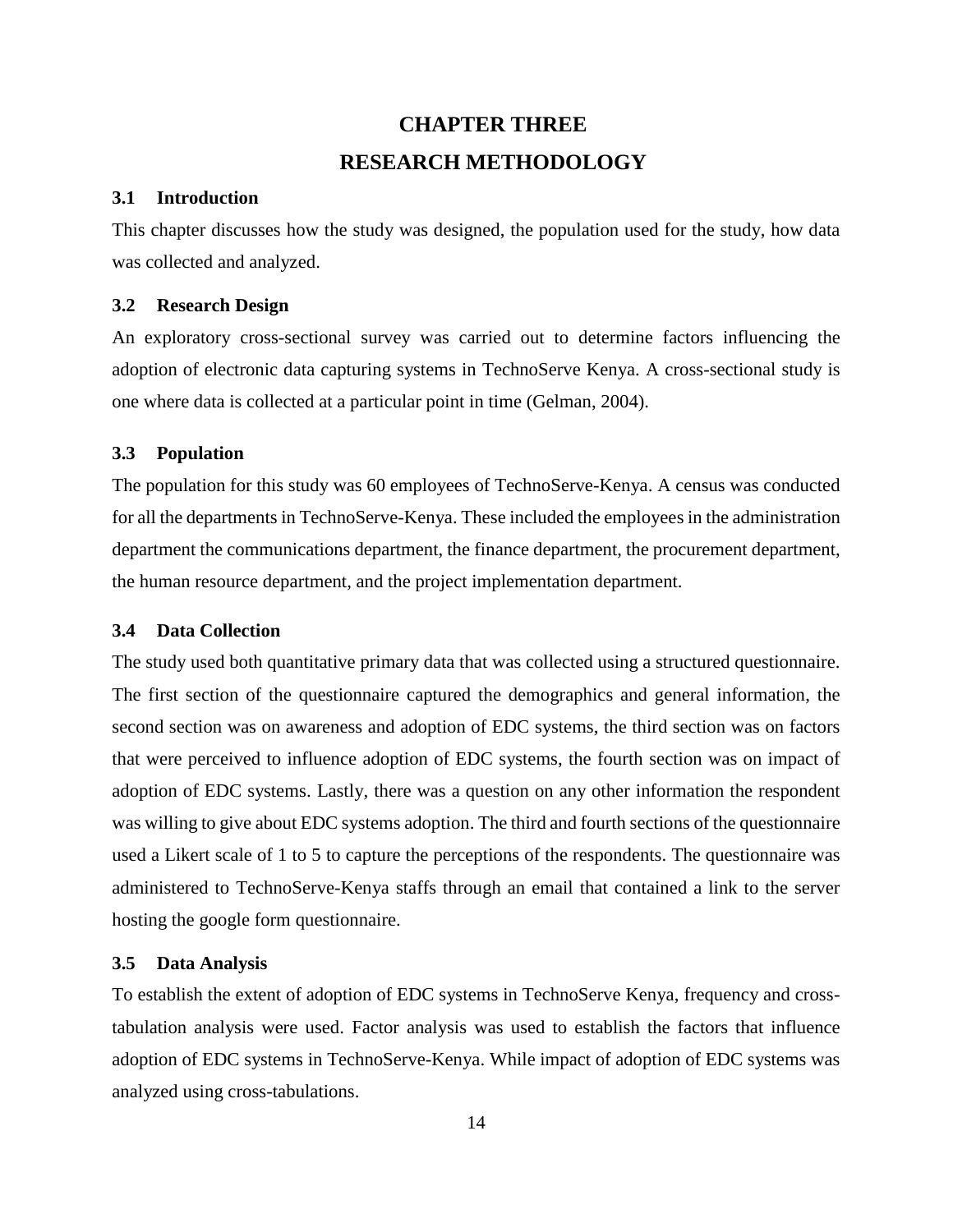# CHAPTER THREE

# RESEARCH METHODOLOGY

## 3.1 Introduction

This chapter discusses how the study was designed, the population used for the study, how data was collected and analyzed.

## 3.2 Research Design

An exploratory cross-sectional survey was carried out to determine factors influencing the adoption of electronic data capturing systems in TechnoServe Kenya. A cross-sectional study is one where data is collected at a particular point in time (Gelman, 2004).

## 3.3 Population

The population for this study was 60 employees of TechnoServe-Kenya. A census was conducted for all the departments in TechnoServe-Kenya. These included the employees in the administration department the communications department, the finance department, the procurement department, the human resource department, and the project implementation department.

## 3.4 Data Collection

The study used both quantitative primary data that was collected using a structured questionnaire. The first section of the questionnaire captured the demographics and general information, the second section was on awareness and adoption of EDC systems, the third section was on factors that were perceived to influence adoption of EDC systems, the fourth section was on impact of adoption of EDC systems. Lastly, there was a question on any other information the respondent was willing to give about EDC systems adoption. The third and fourth sections of the questionnaire used a Likert scale of 1 to 5 to capture the perceptions of the respondents. The questionnaire was administered to TechnoServe-Kenya staffs through an email that contained a link to the server hosting the google form questionnaire.

## 3.5 Data Analysis

To establish the extent of adoption of EDC systems in TechnoServe Kenya, frequency and cross-tabulation analysis were used. Factor analysis was used to establish the factors that influence adoption of EDC systems in TechnoServe-Kenya. While impact of adoption of EDC systems was analyzed using cross-tabulations.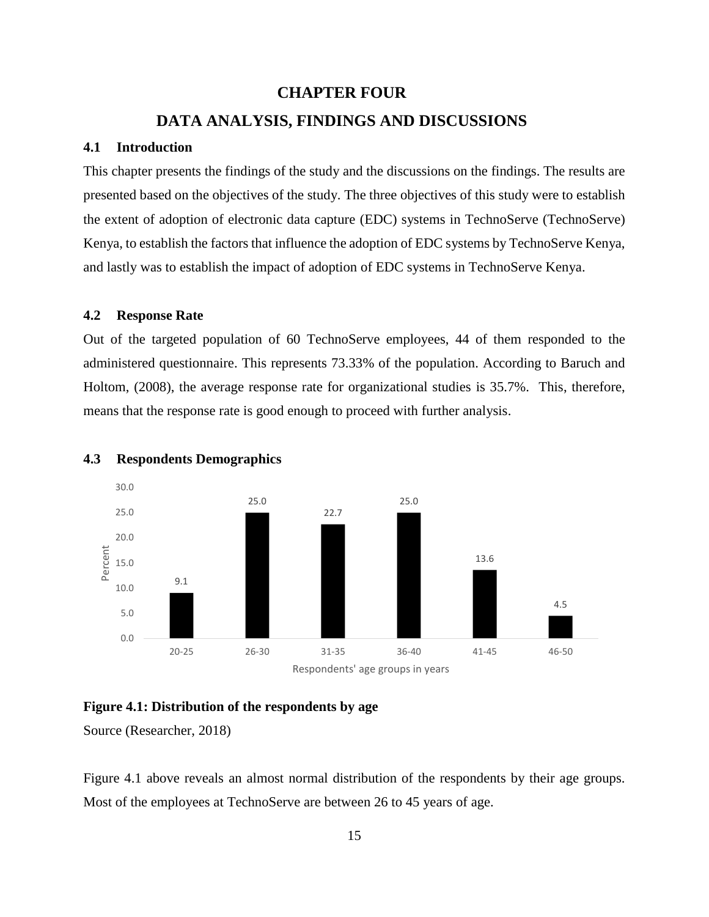# CHAPTER FOUR

# DATA ANALYSIS, FINDINGS AND DISCUSSIONS

## 4.1 Introduction

This chapter presents the findings of the study and the discussions on the findings. The results are presented based on the objectives of the study. The three objectives of this study were to establish the extent of adoption of electronic data capture (EDC) systems in TechnoServe (TechnoServe) Kenya, to establish the factors that influence the adoption of EDC systems by TechnoServe Kenya, and lastly was to establish the impact of adoption of EDC systems in TechnoServe Kenya.

## 4.2 Response Rate

Out of the targeted population of 60 TechnoServe employees, 44 of them responded to the administered questionnaire. This represents 73.33% of the population. According to Baruch and Holtom, (2008), the average response rate for organizational studies is 35.7%. This, therefore, means that the response rate is good enough to proceed with further analysis.

## 4.3 Respondents Demographics

| Respondents' age groups in years | Percent |
| --- | --- |
| 20-25 | 9.1 |
| 26-30 | 25.0 |
| 31-35 | 22.7 |
| 36-40 | 25.0 |
| 41-45 | 13.6 |
| 46-50 | 4.5 |

**Figure 4.1: Distribution of the respondents by age**

Source (Researcher, 2018)

Figure 4.1 above reveals an almost normal distribution of the respondents by their age groups. Most of the employees at TechnoServe are between 26 to 45 years of age.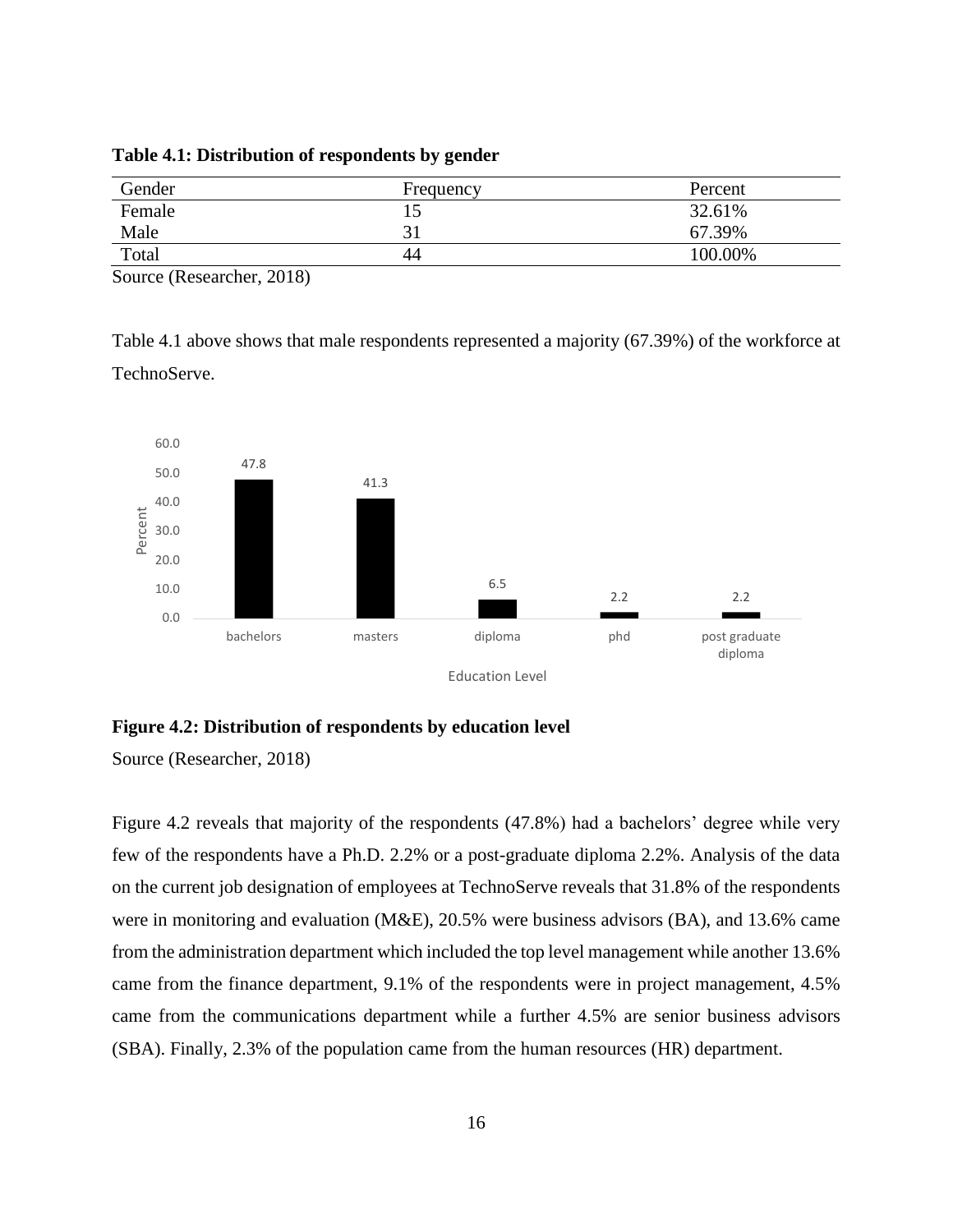**Table 4.1: Distribution of respondents by gender**

| Gender | Frequency | Percent |
| --- | --- | --- |
| Female | 15 | 32.61% |
| Male | 31 | 67.39% |
| Total | 44 | 100.00% |

Source (Researcher, 2018)

Table 4.1 above shows that male respondents represented a majority (67.39%) of the workforce at TechnoServe.

| Education Level | Percent |
| --- | --- |
| bachelors | 47.8 |
| masters | 41.3 |
| diploma | 6.5 |
| phd | 2.2 |
| post graduate diploma | 2.2 |

**Figure 4.2: Distribution of respondents by education level**

Source (Researcher, 2018)

Figure 4.2 reveals that majority of the respondents (47.8%) had a bachelors' degree while very few of the respondents have a Ph.D. 2.2% or a post-graduate diploma 2.2%. Analysis of the data on the current job designation of employees at TechnoServe reveals that 31.8% of the respondents were in monitoring and evaluation (M&E), 20.5% were business advisors (BA), and 13.6% came from the administration department which included the top level management while another 13.6% came from the finance department, 9.1% of the respondents were in project management, 4.5% came from the communications department while a further 4.5% are senior business advisors (SBA). Finally, 2.3% of the population came from the human resources (HR) department.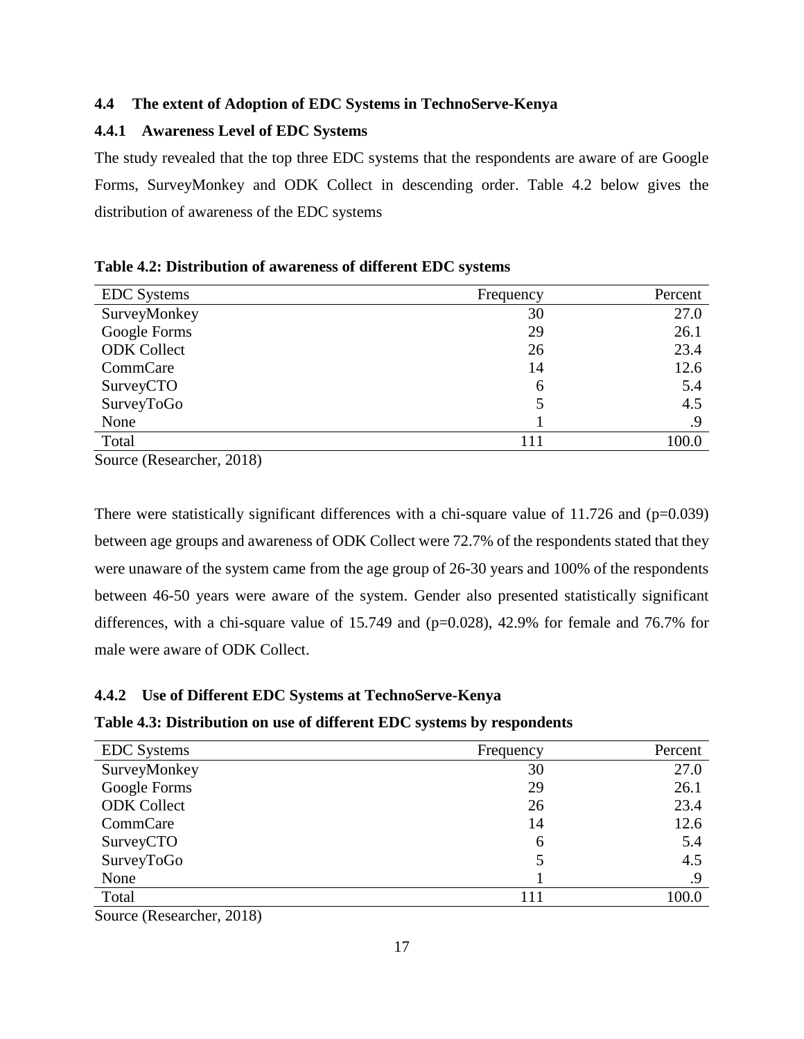### 4.4 The extent of Adoption of EDC Systems in TechnoServe-Kenya

#### 4.4.1 Awareness Level of EDC Systems

The study revealed that the top three EDC systems that the respondents are aware of are Google Forms, SurveyMonkey and ODK Collect in descending order. Table 4.2 below gives the distribution of awareness of the EDC systems

**Table 4.2: Distribution of awareness of different EDC systems**

| EDC Systems | Frequency | Percent |
|---|---|---|
| SurveyMonkey | 30 | 27.0 |
| Google Forms | 29 | 26.1 |
| ODK Collect | 26 | 23.4 |
| CommCare | 14 | 12.6 |
| SurveyCTO | 6 | 5.4 |
| SurveyToGo | 5 | 4.5 |
| None | 1 | .9 |
| Total | 111 | 100.0 |

Source (Researcher, 2018)

There were statistically significant differences with a chi-square value of 11.726 and (p=0.039) between age groups and awareness of ODK Collect were 72.7% of the respondents stated that they were unaware of the system came from the age group of 26-30 years and 100% of the respondents between 46-50 years were aware of the system. Gender also presented statistically significant differences, with a chi-square value of 15.749 and (p=0.028), 42.9% for female and 76.7% for male were aware of ODK Collect.

#### 4.4.2 Use of Different EDC Systems at TechnoServe-Kenya

**Table 4.3: Distribution on use of different EDC systems by respondents**

| EDC Systems | Frequency | Percent |
|---|---|---|
| SurveyMonkey | 30 | 27.0 |
| Google Forms | 29 | 26.1 |
| ODK Collect | 26 | 23.4 |
| CommCare | 14 | 12.6 |
| SurveyCTO | 6 | 5.4 |
| SurveyToGo | 5 | 4.5 |
| None | 1 | .9 |
| Total | 111 | 100.0 |

Source (Researcher, 2018)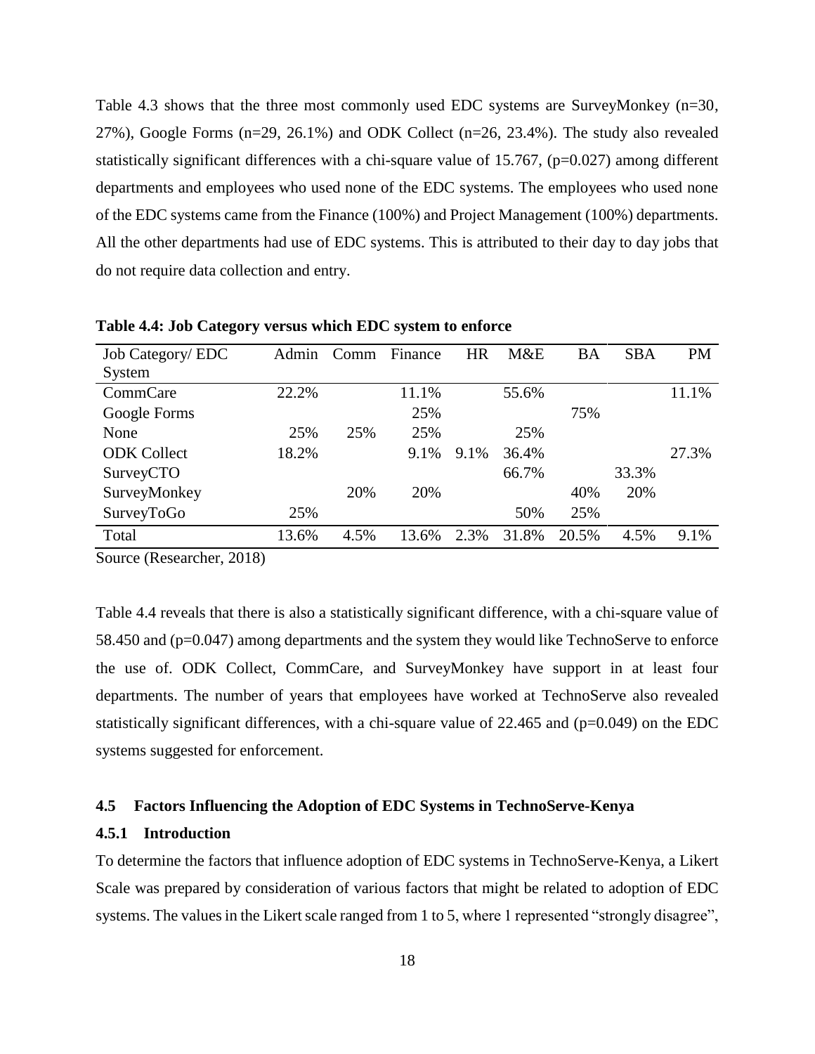Table 4.3 shows that the three most commonly used EDC systems are SurveyMonkey (n=30, 27%), Google Forms (n=29, 26.1%) and ODK Collect (n=26, 23.4%). The study also revealed statistically significant differences with a chi-square value of 15.767, (p=0.027) among different departments and employees who used none of the EDC systems. The employees who used none of the EDC systems came from the Finance (100%) and Project Management (100%) departments. All the other departments had use of EDC systems. This is attributed to their day to day jobs that do not require data collection and entry.

**Table 4.4: Job Category versus which EDC system to enforce**

| Job Category/ EDC System | Admin | Comm | Finance | HR | M&E | BA | SBA | PM |
|---|---|---|---|---|---|---|---|---|
| CommCare | 22.2% | | 11.1% | | 55.6% | | | 11.1% |
| Google Forms | | | 25% | | | 75% | | |
| None | 25% | 25% | 25% | | 25% | | | |
| ODK Collect | 18.2% | | 9.1% | 9.1% | 36.4% | | | 27.3% |
| SurveyCTO | | | | | 66.7% | | 33.3% | |
| SurveyMonkey | | 20% | 20% | | | 40% | 20% | |
| SurveyToGo | 25% | | | | 50% | 25% | | |
| Total | 13.6% | 4.5% | 13.6% | 2.3% | 31.8% | 20.5% | 4.5% | 9.1% |

Source (Researcher, 2018)

Table 4.4 reveals that there is also a statistically significant difference, with a chi-square value of 58.450 and (p=0.047) among departments and the system they would like TechnoServe to enforce the use of. ODK Collect, CommCare, and SurveyMonkey have support in at least four departments. The number of years that employees have worked at TechnoServe also revealed statistically significant differences, with a chi-square value of 22.465 and (p=0.049) on the EDC systems suggested for enforcement.

## 4.5 Factors Influencing the Adoption of EDC Systems in TechnoServe-Kenya

### 4.5.1 Introduction

To determine the factors that influence adoption of EDC systems in TechnoServe-Kenya, a Likert Scale was prepared by consideration of various factors that might be related to adoption of EDC systems. The values in the Likert scale ranged from 1 to 5, where 1 represented "strongly disagree",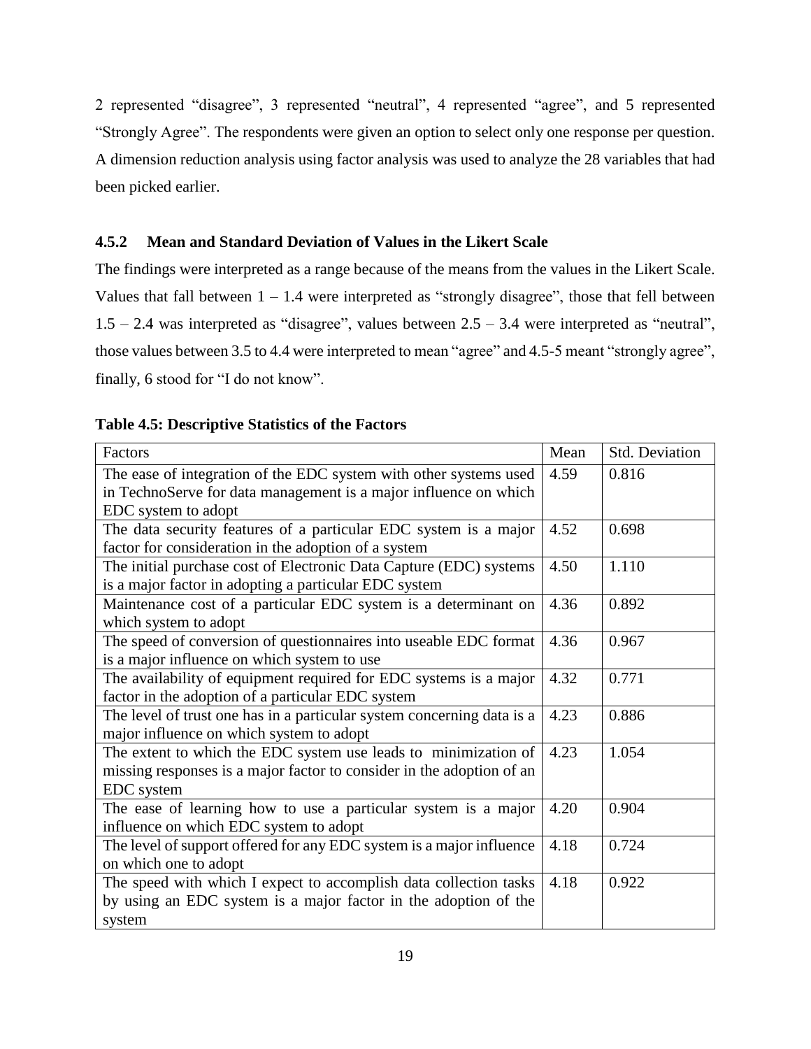2 represented "disagree", 3 represented "neutral", 4 represented "agree", and 5 represented "Strongly Agree". The respondents were given an option to select only one response per question. A dimension reduction analysis using factor analysis was used to analyze the 28 variables that had been picked earlier.

### 4.5.2 Mean and Standard Deviation of Values in the Likert Scale

The findings were interpreted as a range because of the means from the values in the Likert Scale. Values that fall between 1 – 1.4 were interpreted as "strongly disagree", those that fell between 1.5 – 2.4 was interpreted as "disagree", values between 2.5 – 3.4 were interpreted as "neutral", those values between 3.5 to 4.4 were interpreted to mean "agree" and 4.5-5 meant "strongly agree", finally, 6 stood for "I do not know".

**Table 4.5: Descriptive Statistics of the Factors**

| Factors | Mean | Std. Deviation |
|---|---|---|
| The ease of integration of the EDC system with other systems used in TechnoServe for data management is a major influence on which EDC system to adopt | 4.59 | 0.816 |
| The data security features of a particular EDC system is a major factor for consideration in the adoption of a system | 4.52 | 0.698 |
| The initial purchase cost of Electronic Data Capture (EDC) systems is a major factor in adopting a particular EDC system | 4.50 | 1.110 |
| Maintenance cost of a particular EDC system is a determinant on which system to adopt | 4.36 | 0.892 |
| The speed of conversion of questionnaires into useable EDC format is a major influence on which system to use | 4.36 | 0.967 |
| The availability of equipment required for EDC systems is a major factor in the adoption of a particular EDC system | 4.32 | 0.771 |
| The level of trust one has in a particular system concerning data is a major influence on which system to adopt | 4.23 | 0.886 |
| The extent to which the EDC system use leads to minimization of missing responses is a major factor to consider in the adoption of an EDC system | 4.23 | 1.054 |
| The ease of learning how to use a particular system is a major influence on which EDC system to adopt | 4.20 | 0.904 |
| The level of support offered for any EDC system is a major influence on which one to adopt | 4.18 | 0.724 |
| The speed with which I expect to accomplish data collection tasks by using an EDC system is a major factor in the adoption of the system | 4.18 | 0.922 |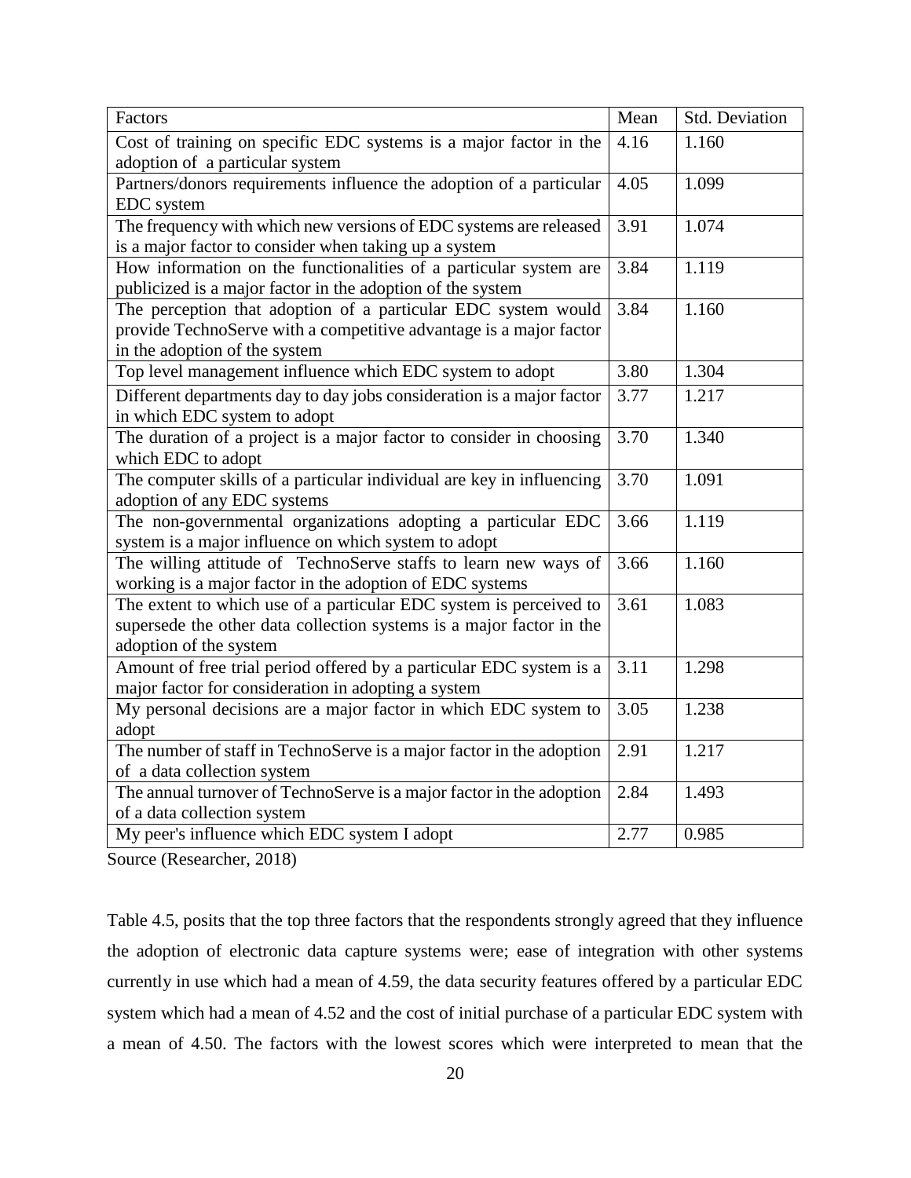| Factors | Mean | Std. Deviation |
|---|---|---|
| Cost of training on specific EDC systems is a major factor in the adoption of a particular system | 4.16 | 1.160 |
| Partners/donors requirements influence the adoption of a particular EDC system | 4.05 | 1.099 |
| The frequency with which new versions of EDC systems are released is a major factor to consider when taking up a system | 3.91 | 1.074 |
| How information on the functionalities of a particular system are publicized is a major factor in the adoption of the system | 3.84 | 1.119 |
| The perception that adoption of a particular EDC system would provide TechnoServe with a competitive advantage is a major factor in the adoption of the system | 3.84 | 1.160 |
| Top level management influence which EDC system to adopt | 3.80 | 1.304 |
| Different departments day to day jobs consideration is a major factor in which EDC system to adopt | 3.77 | 1.217 |
| The duration of a project is a major factor to consider in choosing which EDC to adopt | 3.70 | 1.340 |
| The computer skills of a particular individual are key in influencing adoption of any EDC systems | 3.70 | 1.091 |
| The non-governmental organizations adopting a particular EDC system is a major influence on which system to adopt | 3.66 | 1.119 |
| The willing attitude of TechnoServe staffs to learn new ways of working is a major factor in the adoption of EDC systems | 3.66 | 1.160 |
| The extent to which use of a particular EDC system is perceived to supersede the other data collection systems is a major factor in the adoption of the system | 3.61 | 1.083 |
| Amount of free trial period offered by a particular EDC system is a major factor for consideration in adopting a system | 3.11 | 1.298 |
| My personal decisions are a major factor in which EDC system to adopt | 3.05 | 1.238 |
| The number of staff in TechnoServe is a major factor in the adoption of a data collection system | 2.91 | 1.217 |
| The annual turnover of TechnoServe is a major factor in the adoption of a data collection system | 2.84 | 1.493 |
| My peer's influence which EDC system I adopt | 2.77 | 0.985 |

Source (Researcher, 2018)

Table 4.5, posits that the top three factors that the respondents strongly agreed that they influence the adoption of electronic data capture systems were; ease of integration with other systems currently in use which had a mean of 4.59, the data security features offered by a particular EDC system which had a mean of 4.52 and the cost of initial purchase of a particular EDC system with a mean of 4.50. The factors with the lowest scores which were interpreted to mean that the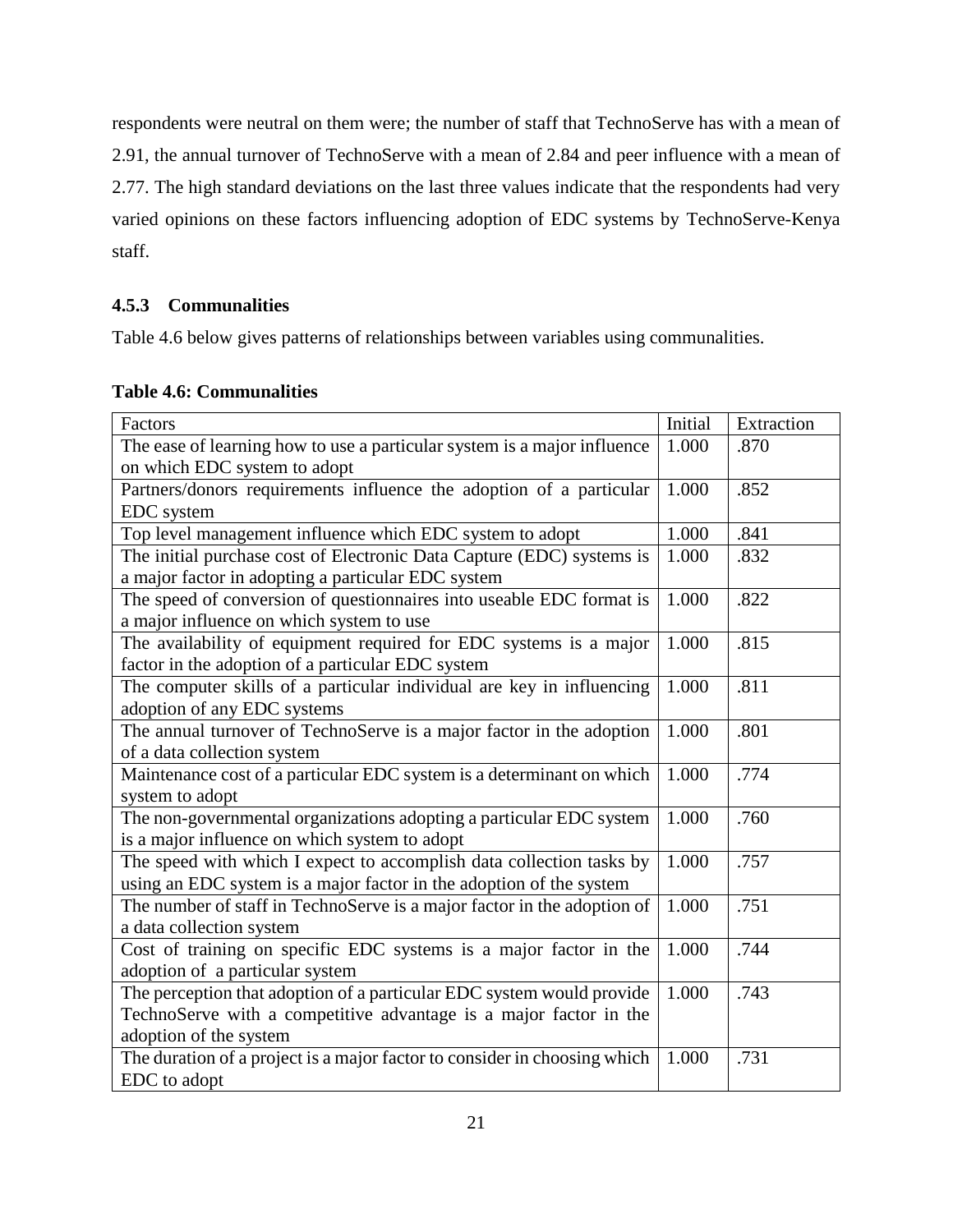respondents were neutral on them were; the number of staff that TechnoServe has with a mean of 2.91, the annual turnover of TechnoServe with a mean of 2.84 and peer influence with a mean of 2.77. The high standard deviations on the last three values indicate that the respondents had very varied opinions on these factors influencing adoption of EDC systems by TechnoServe-Kenya staff.

### 4.5.3 Communalities

Table 4.6 below gives patterns of relationships between variables using communalities.

**Table 4.6: Communalities**

| Factors | Initial | Extraction |
|---|---|---|
| The ease of learning how to use a particular system is a major influence on which EDC system to adopt | 1.000 | .870 |
| Partners/donors requirements influence the adoption of a particular EDC system | 1.000 | .852 |
| Top level management influence which EDC system to adopt | 1.000 | .841 |
| The initial purchase cost of Electronic Data Capture (EDC) systems is a major factor in adopting a particular EDC system | 1.000 | .832 |
| The speed of conversion of questionnaires into useable EDC format is a major influence on which system to use | 1.000 | .822 |
| The availability of equipment required for EDC systems is a major factor in the adoption of a particular EDC system | 1.000 | .815 |
| The computer skills of a particular individual are key in influencing adoption of any EDC systems | 1.000 | .811 |
| The annual turnover of TechnoServe is a major factor in the adoption of a data collection system | 1.000 | .801 |
| Maintenance cost of a particular EDC system is a determinant on which system to adopt | 1.000 | .774 |
| The non-governmental organizations adopting a particular EDC system is a major influence on which system to adopt | 1.000 | .760 |
| The speed with which I expect to accomplish data collection tasks by using an EDC system is a major factor in the adoption of the system | 1.000 | .757 |
| The number of staff in TechnoServe is a major factor in the adoption of a data collection system | 1.000 | .751 |
| Cost of training on specific EDC systems is a major factor in the adoption of a particular system | 1.000 | .744 |
| The perception that adoption of a particular EDC system would provide TechnoServe with a competitive advantage is a major factor in the adoption of the system | 1.000 | .743 |
| The duration of a project is a major factor to consider in choosing which EDC to adopt | 1.000 | .731 |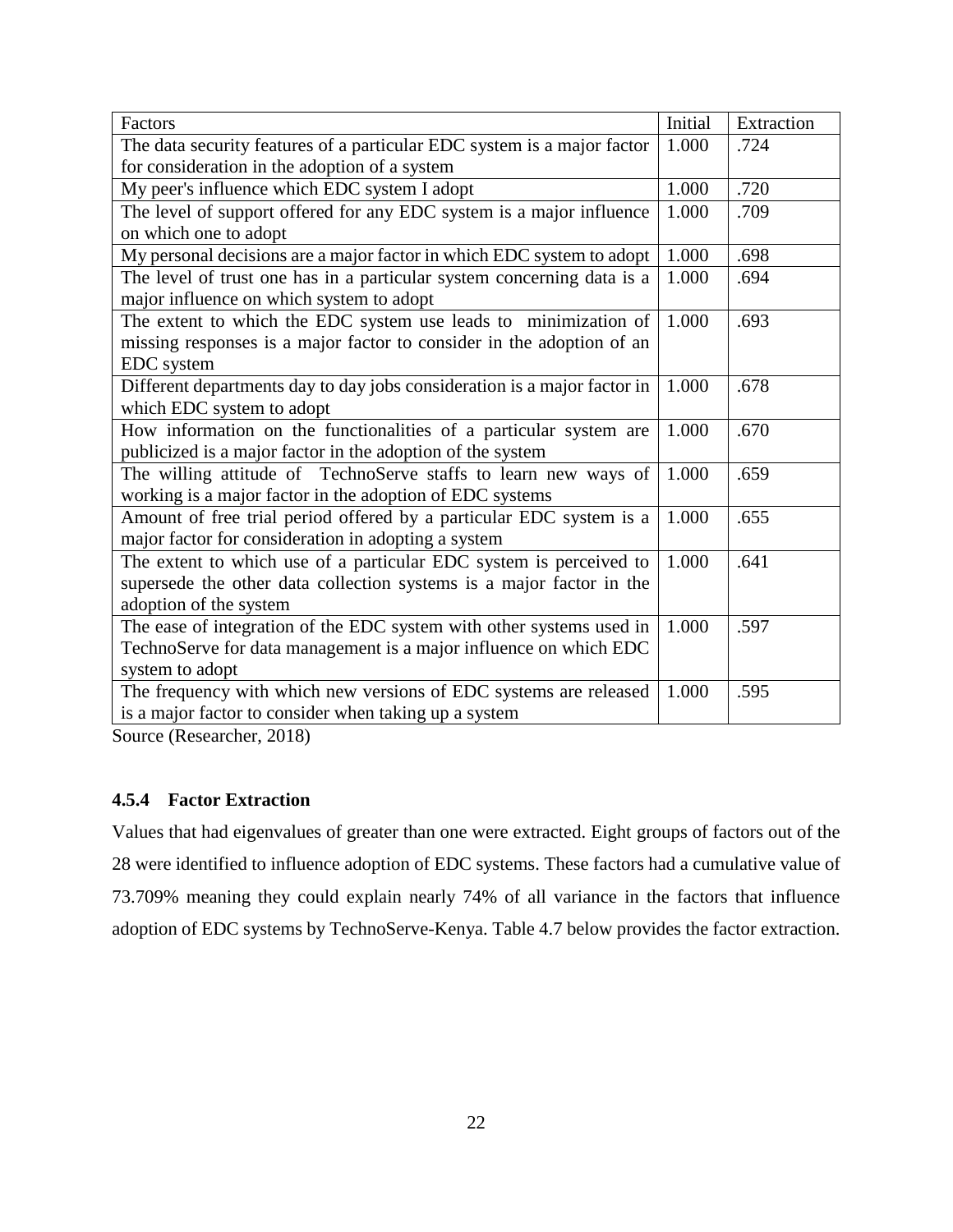| Factors | Initial | Extraction |
| --- | --- | --- |
| The data security features of a particular EDC system is a major factor for consideration in the adoption of a system | 1.000 | .724 |
| My peer's influence which EDC system I adopt | 1.000 | .720 |
| The level of support offered for any EDC system is a major influence on which one to adopt | 1.000 | .709 |
| My personal decisions are a major factor in which EDC system to adopt | 1.000 | .698 |
| The level of trust one has in a particular system concerning data is a major influence on which system to adopt | 1.000 | .694 |
| The extent to which the EDC system use leads to minimization of missing responses is a major factor to consider in the adoption of an EDC system | 1.000 | .693 |
| Different departments day to day jobs consideration is a major factor in which EDC system to adopt | 1.000 | .678 |
| How information on the functionalities of a particular system are publicized is a major factor in the adoption of the system | 1.000 | .670 |
| The willing attitude of TechnoServe staffs to learn new ways of working is a major factor in the adoption of EDC systems | 1.000 | .659 |
| Amount of free trial period offered by a particular EDC system is a major factor for consideration in adopting a system | 1.000 | .655 |
| The extent to which use of a particular EDC system is perceived to supersede the other data collection systems is a major factor in the adoption of the system | 1.000 | .641 |
| The ease of integration of the EDC system with other systems used in TechnoServe for data management is a major influence on which EDC system to adopt | 1.000 | .597 |
| The frequency with which new versions of EDC systems are released is a major factor to consider when taking up a system | 1.000 | .595 |

Source (Researcher, 2018)

### 4.5.4 Factor Extraction

Values that had eigenvalues of greater than one were extracted. Eight groups of factors out of the 28 were identified to influence adoption of EDC systems. These factors had a cumulative value of 73.709% meaning they could explain nearly 74% of all variance in the factors that influence adoption of EDC systems by TechnoServe-Kenya. Table 4.7 below provides the factor extraction.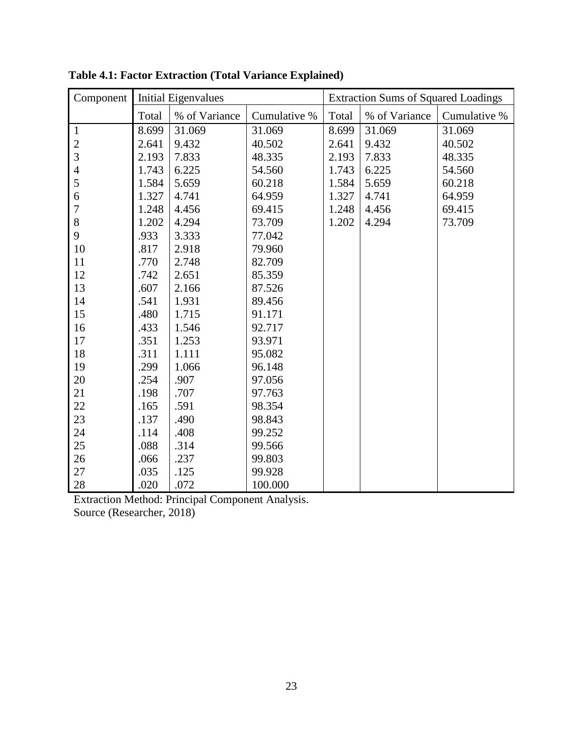**Table 4.1: Factor Extraction (Total Variance Explained)**

| Component | Initial Eigenvalues | | | Extraction Sums of Squared Loadings | | |
|---|---|---|---|---|---|---|
| | Total | % of Variance | Cumulative % | Total | % of Variance | Cumulative % |
| 1 | 8.699 | 31.069 | 31.069 | 8.699 | 31.069 | 31.069 |
| 2 | 2.641 | 9.432 | 40.502 | 2.641 | 9.432 | 40.502 |
| 3 | 2.193 | 7.833 | 48.335 | 2.193 | 7.833 | 48.335 |
| 4 | 1.743 | 6.225 | 54.560 | 1.743 | 6.225 | 54.560 |
| 5 | 1.584 | 5.659 | 60.218 | 1.584 | 5.659 | 60.218 |
| 6 | 1.327 | 4.741 | 64.959 | 1.327 | 4.741 | 64.959 |
| 7 | 1.248 | 4.456 | 69.415 | 1.248 | 4.456 | 69.415 |
| 8 | 1.202 | 4.294 | 73.709 | 1.202 | 4.294 | 73.709 |
| 9 | .933 | 3.333 | 77.042 | | | |
| 10 | .817 | 2.918 | 79.960 | | | |
| 11 | .770 | 2.748 | 82.709 | | | |
| 12 | .742 | 2.651 | 85.359 | | | |
| 13 | .607 | 2.166 | 87.526 | | | |
| 14 | .541 | 1.931 | 89.456 | | | |
| 15 | .480 | 1.715 | 91.171 | | | |
| 16 | .433 | 1.546 | 92.717 | | | |
| 17 | .351 | 1.253 | 93.971 | | | |
| 18 | .311 | 1.111 | 95.082 | | | |
| 19 | .299 | 1.066 | 96.148 | | | |
| 20 | .254 | .907 | 97.056 | | | |
| 21 | .198 | .707 | 97.763 | | | |
| 22 | .165 | .591 | 98.354 | | | |
| 23 | .137 | .490 | 98.843 | | | |
| 24 | .114 | .408 | 99.252 | | | |
| 25 | .088 | .314 | 99.566 | | | |
| 26 | .066 | .237 | 99.803 | | | |
| 27 | .035 | .125 | 99.928 | | | |
| 28 | .020 | .072 | 100.000 | | | |

Extraction Method: Principal Component Analysis.
Source (Researcher, 2018)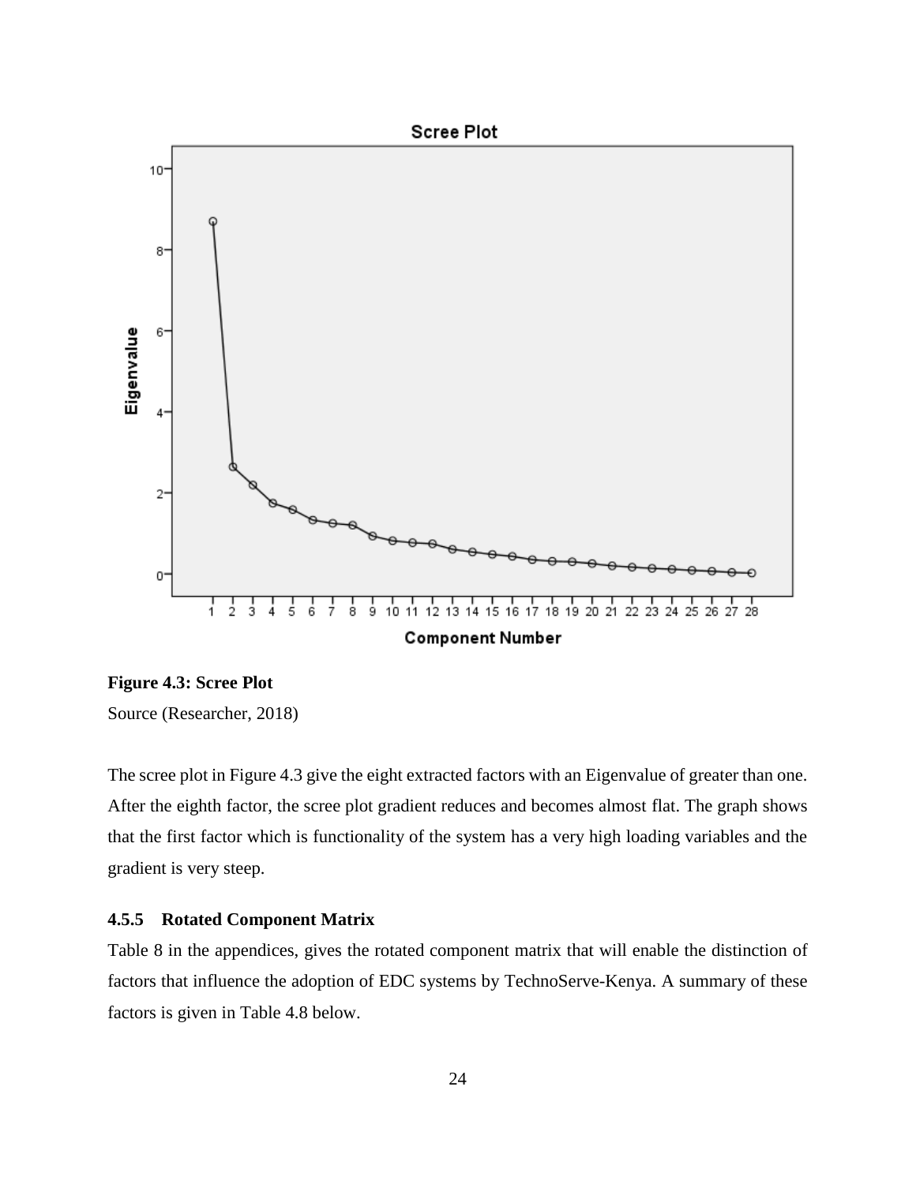**Figure 4.3: Scree Plot**

Source (Researcher, 2018)

The scree plot in Figure 4.3 give the eight extracted factors with an Eigenvalue of greater than one. After the eighth factor, the scree plot gradient reduces and becomes almost flat. The graph shows that the first factor which is functionality of the system has a very high loading variables and the gradient is very steep.

### 4.5.5 Rotated Component Matrix

Table 8 in the appendices, gives the rotated component matrix that will enable the distinction of factors that influence the adoption of EDC systems by TechnoServe-Kenya. A summary of these factors is given in Table 4.8 below.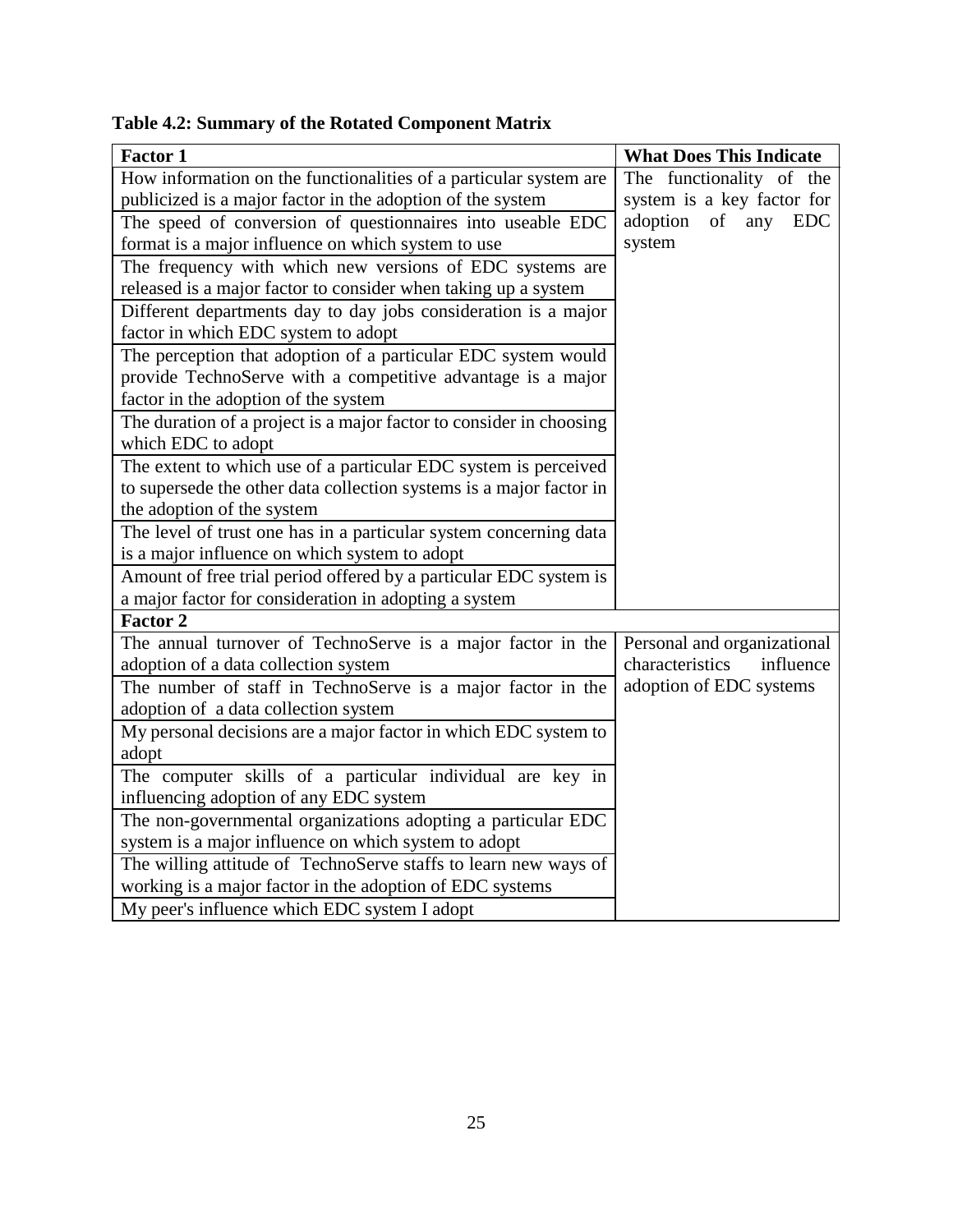**Table 4.2: Summary of the Rotated Component Matrix**

| Factor 1 | What Does This Indicate |
|---|---|
| How information on the functionalities of a particular system are publicized is a major factor in the adoption of the system | The functionality of the system is a key factor for adoption of any EDC system |
| The speed of conversion of questionnaires into useable EDC format is a major influence on which system to use | |
| The frequency with which new versions of EDC systems are released is a major factor to consider when taking up a system | |
| Different departments day to day jobs consideration is a major factor in which EDC system to adopt | |
| The perception that adoption of a particular EDC system would provide TechnoServe with a competitive advantage is a major factor in the adoption of the system | |
| The duration of a project is a major factor to consider in choosing which EDC to adopt | |
| The extent to which use of a particular EDC system is perceived to supersede the other data collection systems is a major factor in the adoption of the system | |
| The level of trust one has in a particular system concerning data is a major influence on which system to adopt | |
| Amount of free trial period offered by a particular EDC system is a major factor for consideration in adopting a system | |
| **Factor 2** | |
| The annual turnover of TechnoServe is a major factor in the adoption of a data collection system | Personal and organizational characteristics influence adoption of EDC systems |
| The number of staff in TechnoServe is a major factor in the adoption of a data collection system | |
| My personal decisions are a major factor in which EDC system to adopt | |
| The computer skills of a particular individual are key in influencing adoption of any EDC system | |
| The non-governmental organizations adopting a particular EDC system is a major influence on which system to adopt | |
| The willing attitude of TechnoServe staffs to learn new ways of working is a major factor in the adoption of EDC systems | |
| My peer's influence which EDC system I adopt | |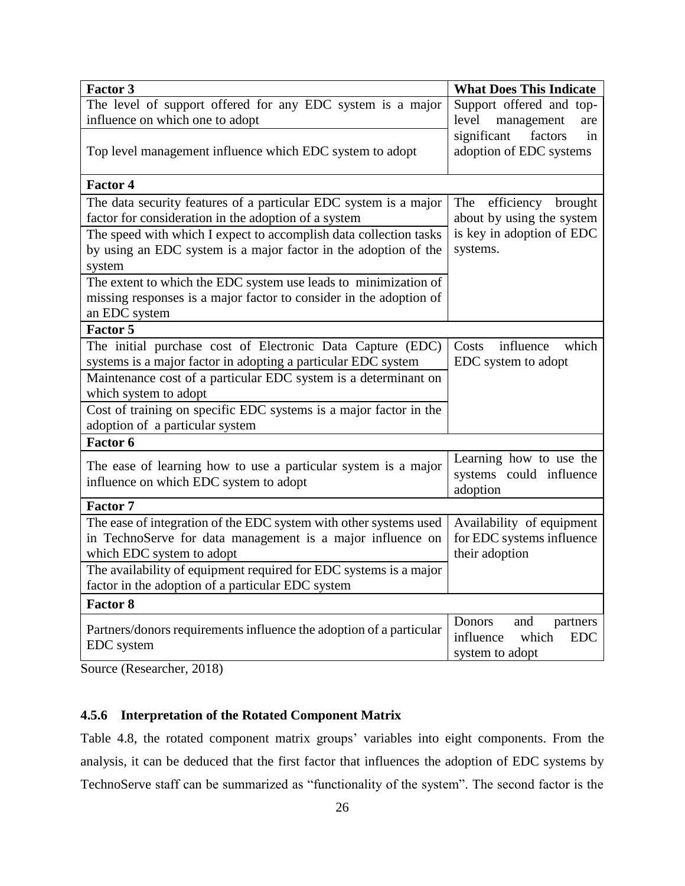| Factor 3 | What Does This Indicate |
| --- | --- |
| The level of support offered for any EDC system is a major influence on which one to adopt | Support offered and top-level management are significant factors in adoption of EDC systems |
| Top level management influence which EDC system to adopt | |
| **Factor 4** | |
| The data security features of a particular EDC system is a major factor for consideration in the adoption of a system | The efficiency brought about by using the system is key in adoption of EDC systems. |
| The speed with which I expect to accomplish data collection tasks by using an EDC system is a major factor in the adoption of the system | |
| The extent to which the EDC system use leads to minimization of missing responses is a major factor to consider in the adoption of an EDC system | |
| **Factor 5** | |
| The initial purchase cost of Electronic Data Capture (EDC) systems is a major factor in adopting a particular EDC system | Costs influence which EDC system to adopt |
| Maintenance cost of a particular EDC system is a determinant on which system to adopt | |
| Cost of training on specific EDC systems is a major factor in the adoption of a particular system | |
| **Factor 6** | |
| The ease of learning how to use a particular system is a major influence on which EDC system to adopt | Learning how to use the systems could influence adoption |
| **Factor 7** | |
| The ease of integration of the EDC system with other systems used in TechnoServe for data management is a major influence on which EDC system to adopt | Availability of equipment for EDC systems influence their adoption |
| The availability of equipment required for EDC systems is a major factor in the adoption of a particular EDC system | |
| **Factor 8** | |
| Partners/donors requirements influence the adoption of a particular EDC system | Donors and partners influence which EDC system to adopt |

Source (Researcher, 2018)

### 4.5.6 Interpretation of the Rotated Component Matrix

Table 4.8, the rotated component matrix groups' variables into eight components. From the analysis, it can be deduced that the first factor that influences the adoption of EDC systems by TechnoServe staff can be summarized as "functionality of the system". The second factor is the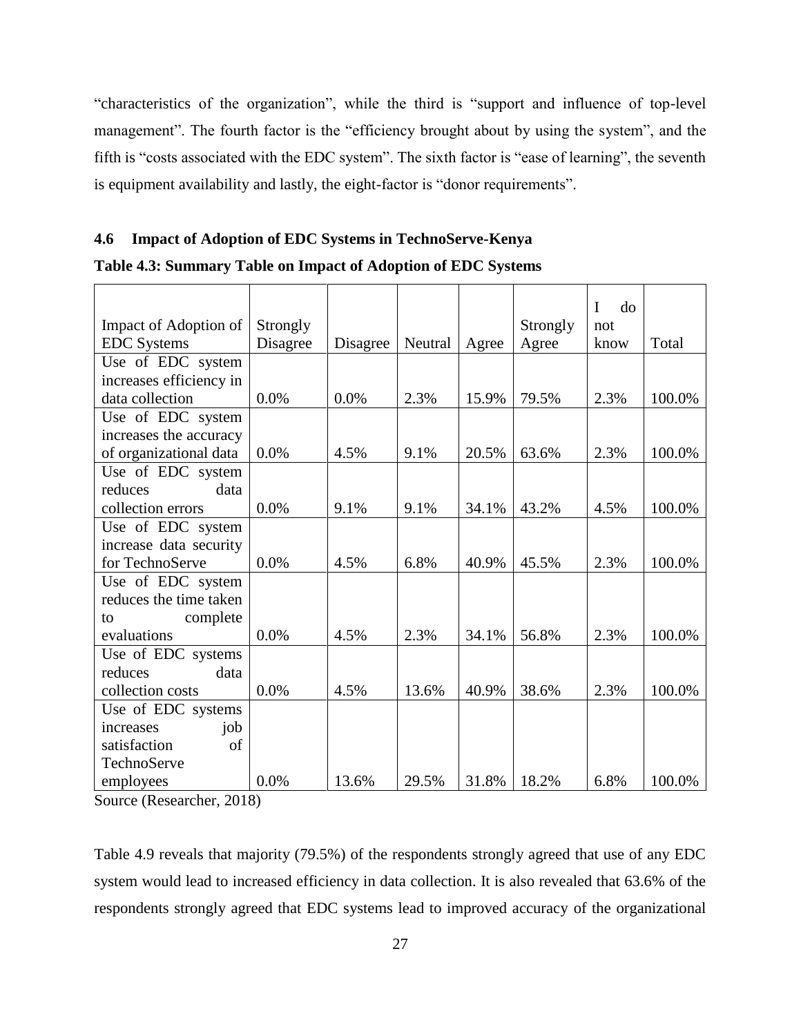"characteristics of the organization", while the third is "support and influence of top-level management". The fourth factor is the "efficiency brought about by using the system", and the fifth is "costs associated with the EDC system". The sixth factor is "ease of learning", the seventh is equipment availability and lastly, the eight-factor is "donor requirements".

## 4.6 Impact of Adoption of EDC Systems in TechnoServe-Kenya

**Table 4.3: Summary Table on Impact of Adoption of EDC Systems**

| Impact of Adoption of EDC Systems | Strongly Disagree | Disagree | Neutral | Agree | Strongly Agree | I do not know | Total |
|---|---|---|---|---|---|---|---|
| Use of EDC system increases efficiency in data collection | 0.0% | 0.0% | 2.3% | 15.9% | 79.5% | 2.3% | 100.0% |
| Use of EDC system increases the accuracy of organizational data | 0.0% | 4.5% | 9.1% | 20.5% | 63.6% | 2.3% | 100.0% |
| Use of EDC system reduces data collection errors | 0.0% | 9.1% | 9.1% | 34.1% | 43.2% | 4.5% | 100.0% |
| Use of EDC system increase data security for TechnoServe | 0.0% | 4.5% | 6.8% | 40.9% | 45.5% | 2.3% | 100.0% |
| Use of EDC system reduces the time taken to complete evaluations | 0.0% | 4.5% | 2.3% | 34.1% | 56.8% | 2.3% | 100.0% |
| Use of EDC systems reduces data collection costs | 0.0% | 4.5% | 13.6% | 40.9% | 38.6% | 2.3% | 100.0% |
| Use of EDC systems increases job satisfaction of TechnoServe employees | 0.0% | 13.6% | 29.5% | 31.8% | 18.2% | 6.8% | 100.0% |

Source (Researcher, 2018)

Table 4.9 reveals that majority (79.5%) of the respondents strongly agreed that use of any EDC system would lead to increased efficiency in data collection. It is also revealed that 63.6% of the respondents strongly agreed that EDC systems lead to improved accuracy of the organizational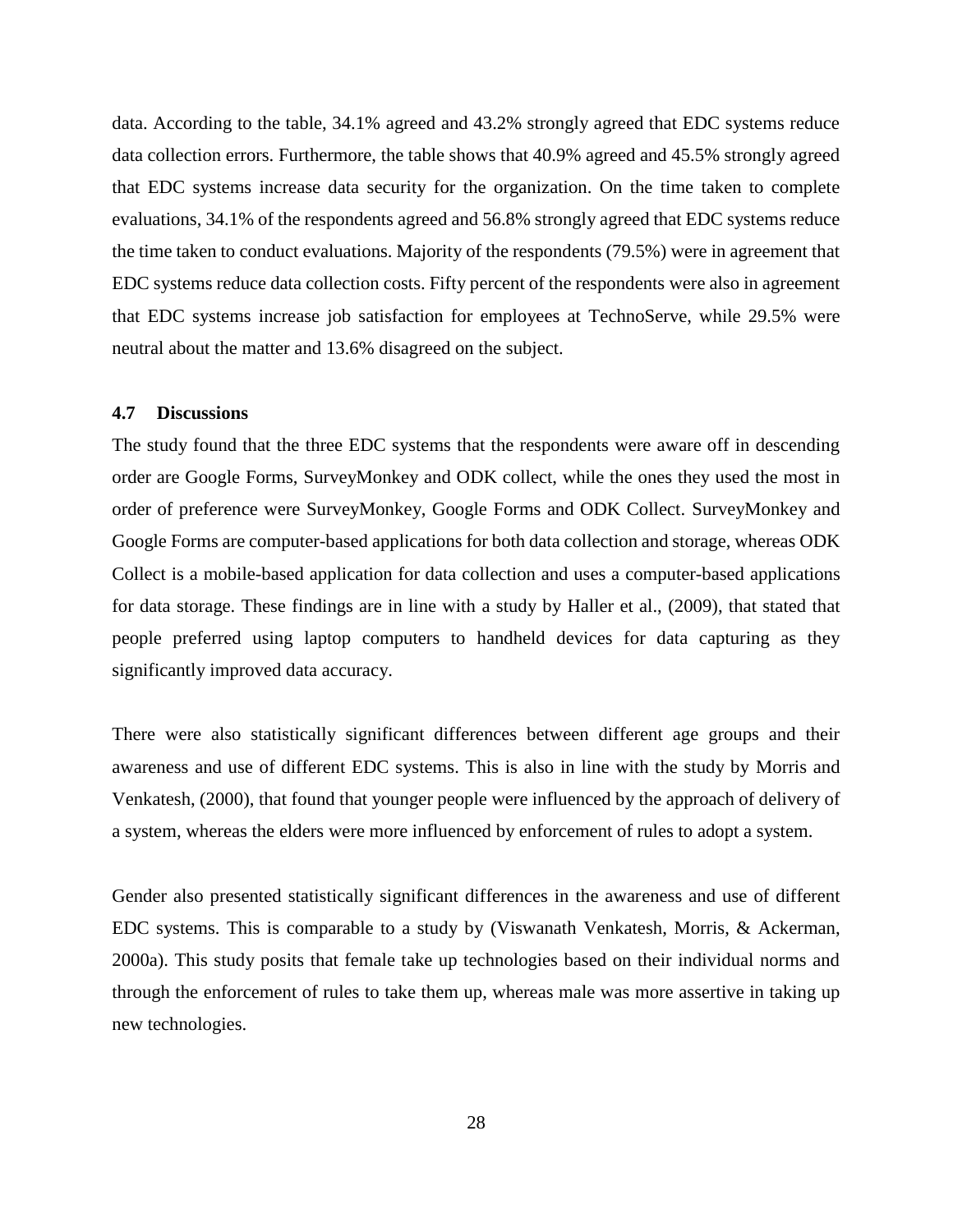data. According to the table, 34.1% agreed and 43.2% strongly agreed that EDC systems reduce data collection errors. Furthermore, the table shows that 40.9% agreed and 45.5% strongly agreed that EDC systems increase data security for the organization. On the time taken to complete evaluations, 34.1% of the respondents agreed and 56.8% strongly agreed that EDC systems reduce the time taken to conduct evaluations. Majority of the respondents (79.5%) were in agreement that EDC systems reduce data collection costs. Fifty percent of the respondents were also in agreement that EDC systems increase job satisfaction for employees at TechnoServe, while 29.5% were neutral about the matter and 13.6% disagreed on the subject.

### 4.7 Discussions

The study found that the three EDC systems that the respondents were aware off in descending order are Google Forms, SurveyMonkey and ODK collect, while the ones they used the most in order of preference were SurveyMonkey, Google Forms and ODK Collect. SurveyMonkey and Google Forms are computer-based applications for both data collection and storage, whereas ODK Collect is a mobile-based application for data collection and uses a computer-based applications for data storage. These findings are in line with a study by Haller et al., (2009), that stated that people preferred using laptop computers to handheld devices for data capturing as they significantly improved data accuracy.

There were also statistically significant differences between different age groups and their awareness and use of different EDC systems. This is also in line with the study by Morris and Venkatesh, (2000), that found that younger people were influenced by the approach of delivery of a system, whereas the elders were more influenced by enforcement of rules to adopt a system.

Gender also presented statistically significant differences in the awareness and use of different EDC systems. This is comparable to a study by (Viswanath Venkatesh, Morris, & Ackerman, 2000a). This study posits that female take up technologies based on their individual norms and through the enforcement of rules to take them up, whereas male was more assertive in taking up new technologies.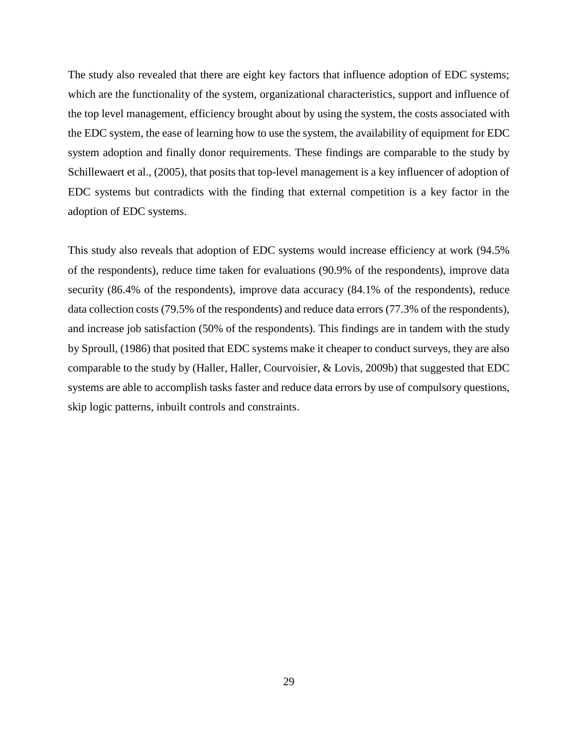The study also revealed that there are eight key factors that influence adoption of EDC systems; which are the functionality of the system, organizational characteristics, support and influence of the top level management, efficiency brought about by using the system, the costs associated with the EDC system, the ease of learning how to use the system, the availability of equipment for EDC system adoption and finally donor requirements. These findings are comparable to the study by Schillewaert et al., (2005), that posits that top-level management is a key influencer of adoption of EDC systems but contradicts with the finding that external competition is a key factor in the adoption of EDC systems.

This study also reveals that adoption of EDC systems would increase efficiency at work (94.5% of the respondents), reduce time taken for evaluations (90.9% of the respondents), improve data security (86.4% of the respondents), improve data accuracy (84.1% of the respondents), reduce data collection costs (79.5% of the respondents) and reduce data errors (77.3% of the respondents), and increase job satisfaction (50% of the respondents). This findings are in tandem with the study by Sproull, (1986) that posited that EDC systems make it cheaper to conduct surveys, they are also comparable to the study by (Haller, Haller, Courvoisier, & Lovis, 2009b) that suggested that EDC systems are able to accomplish tasks faster and reduce data errors by use of compulsory questions, skip logic patterns, inbuilt controls and constraints.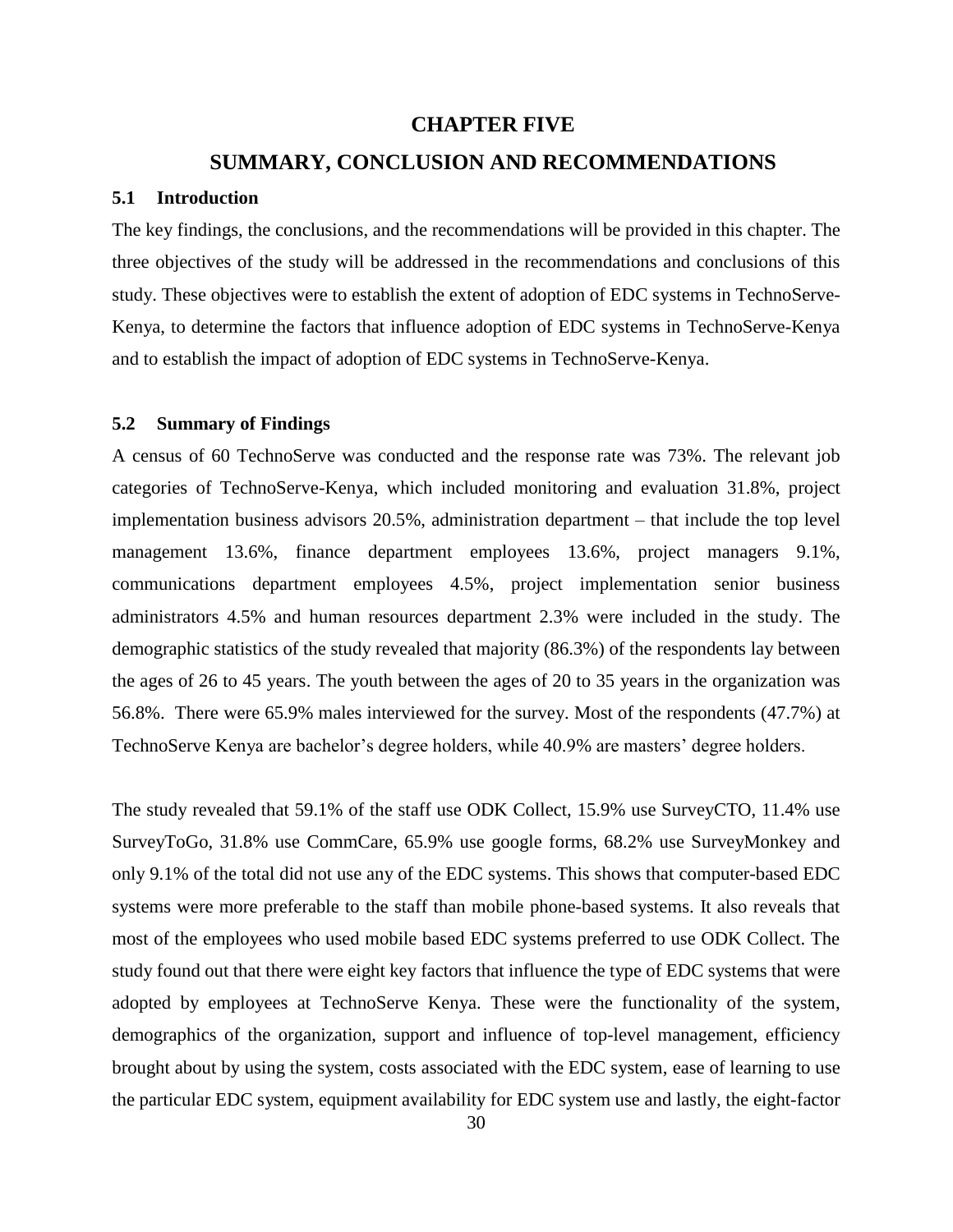# CHAPTER FIVE

# SUMMARY, CONCLUSION AND RECOMMENDATIONS

## 5.1 Introduction

The key findings, the conclusions, and the recommendations will be provided in this chapter. The three objectives of the study will be addressed in the recommendations and conclusions of this study. These objectives were to establish the extent of adoption of EDC systems in TechnoServe-Kenya, to determine the factors that influence adoption of EDC systems in TechnoServe-Kenya and to establish the impact of adoption of EDC systems in TechnoServe-Kenya.

## 5.2 Summary of Findings

A census of 60 TechnoServe was conducted and the response rate was 73%. The relevant job categories of TechnoServe-Kenya, which included monitoring and evaluation 31.8%, project implementation business advisors 20.5%, administration department – that include the top level management 13.6%, finance department employees 13.6%, project managers 9.1%, communications department employees 4.5%, project implementation senior business administrators 4.5% and human resources department 2.3% were included in the study. The demographic statistics of the study revealed that majority (86.3%) of the respondents lay between the ages of 26 to 45 years. The youth between the ages of 20 to 35 years in the organization was 56.8%. There were 65.9% males interviewed for the survey. Most of the respondents (47.7%) at TechnoServe Kenya are bachelor's degree holders, while 40.9% are masters' degree holders.

The study revealed that 59.1% of the staff use ODK Collect, 15.9% use SurveyCTO, 11.4% use SurveyToGo, 31.8% use CommCare, 65.9% use google forms, 68.2% use SurveyMonkey and only 9.1% of the total did not use any of the EDC systems. This shows that computer-based EDC systems were more preferable to the staff than mobile phone-based systems. It also reveals that most of the employees who used mobile based EDC systems preferred to use ODK Collect. The study found out that there were eight key factors that influence the type of EDC systems that were adopted by employees at TechnoServe Kenya. These were the functionality of the system, demographics of the organization, support and influence of top-level management, efficiency brought about by using the system, costs associated with the EDC system, ease of learning to use the particular EDC system, equipment availability for EDC system use and lastly, the eight-factor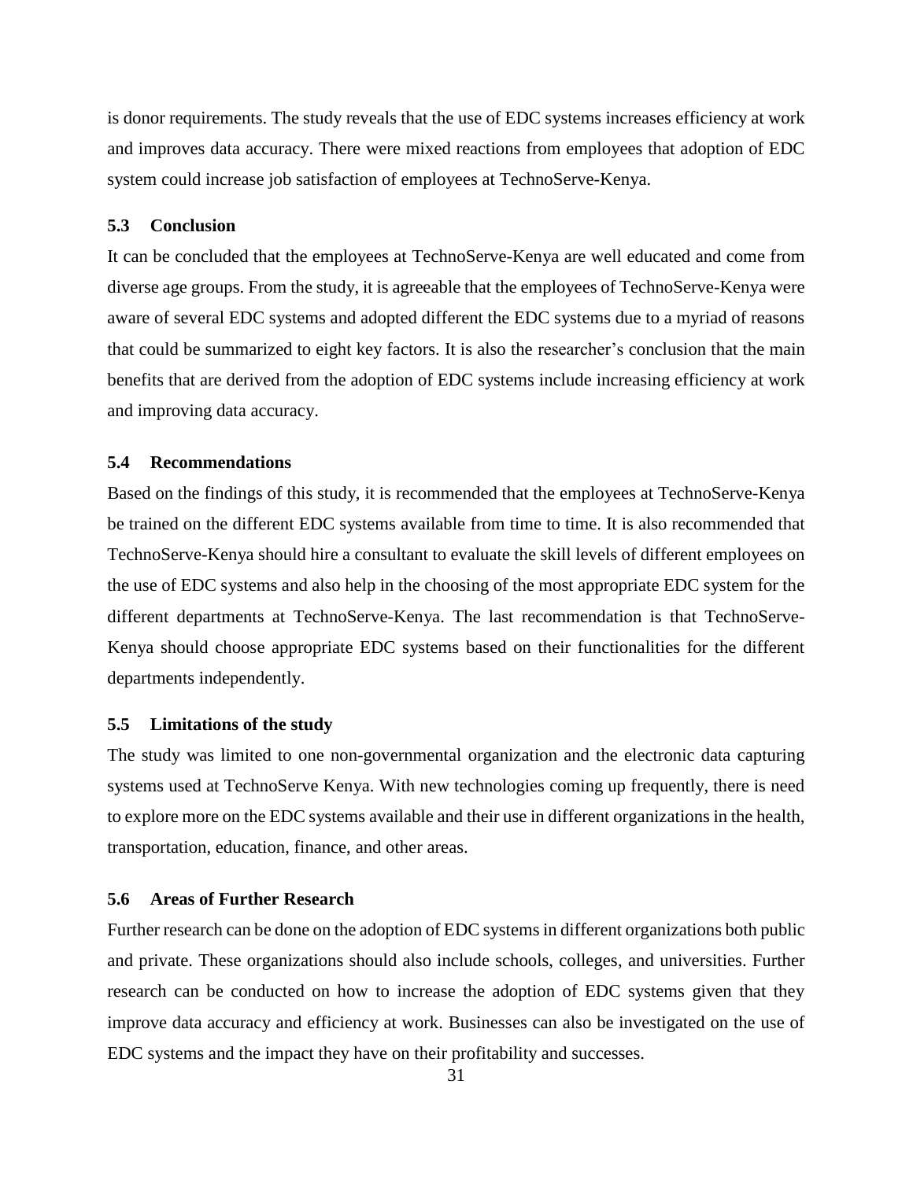is donor requirements. The study reveals that the use of EDC systems increases efficiency at work and improves data accuracy. There were mixed reactions from employees that adoption of EDC system could increase job satisfaction of employees at TechnoServe-Kenya.

### 5.3 Conclusion

It can be concluded that the employees at TechnoServe-Kenya are well educated and come from diverse age groups. From the study, it is agreeable that the employees of TechnoServe-Kenya were aware of several EDC systems and adopted different the EDC systems due to a myriad of reasons that could be summarized to eight key factors. It is also the researcher's conclusion that the main benefits that are derived from the adoption of EDC systems include increasing efficiency at work and improving data accuracy.

### 5.4 Recommendations

Based on the findings of this study, it is recommended that the employees at TechnoServe-Kenya be trained on the different EDC systems available from time to time. It is also recommended that TechnoServe-Kenya should hire a consultant to evaluate the skill levels of different employees on the use of EDC systems and also help in the choosing of the most appropriate EDC system for the different departments at TechnoServe-Kenya. The last recommendation is that TechnoServe-Kenya should choose appropriate EDC systems based on their functionalities for the different departments independently.

### 5.5 Limitations of the study

The study was limited to one non-governmental organization and the electronic data capturing systems used at TechnoServe Kenya. With new technologies coming up frequently, there is need to explore more on the EDC systems available and their use in different organizations in the health, transportation, education, finance, and other areas.

### 5.6 Areas of Further Research

Further research can be done on the adoption of EDC systems in different organizations both public and private. These organizations should also include schools, colleges, and universities. Further research can be conducted on how to increase the adoption of EDC systems given that they improve data accuracy and efficiency at work. Businesses can also be investigated on the use of EDC systems and the impact they have on their profitability and successes.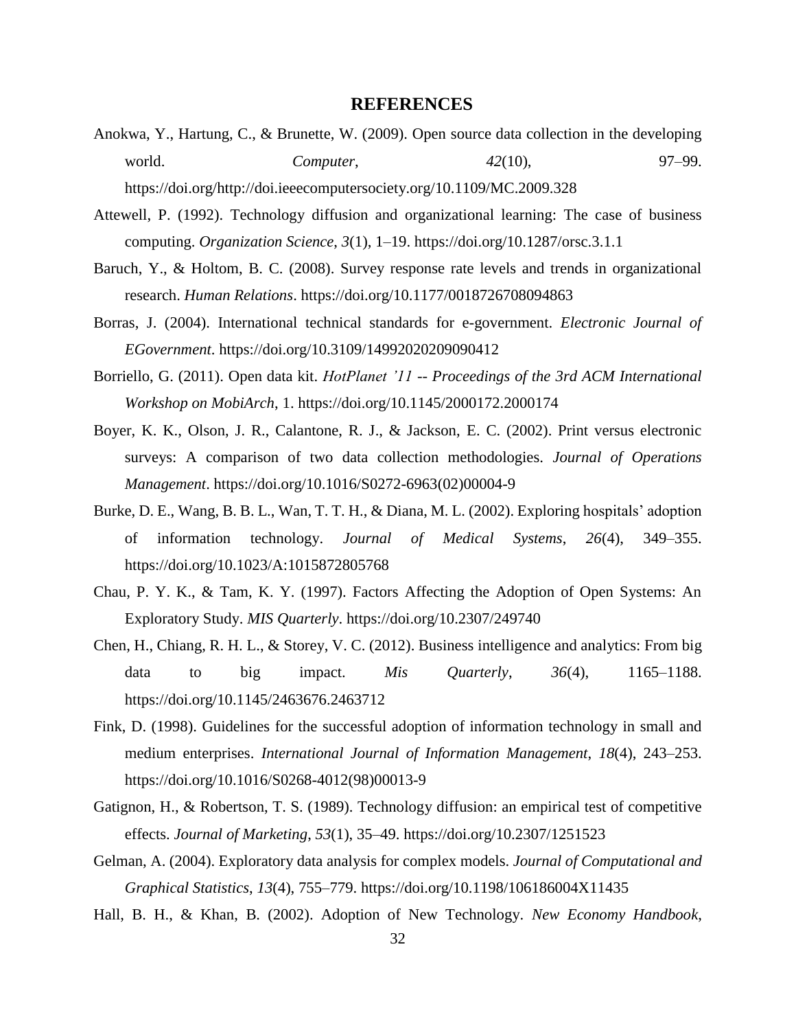# REFERENCES

Anokwa, Y., Hartung, C., & Brunette, W. (2009). Open source data collection in the developing world. *Computer*, *42*(10), 97–99. https://doi.org/http://doi.ieeecomputersociety.org/10.1109/MC.2009.328

Attewell, P. (1992). Technology diffusion and organizational learning: The case of business computing. *Organization Science*, *3*(1), 1–19. https://doi.org/10.1287/orsc.3.1.1

Baruch, Y., & Holtom, B. C. (2008). Survey response rate levels and trends in organizational research. *Human Relations*. https://doi.org/10.1177/0018726708094863

Borras, J. (2004). International technical standards for e-government. *Electronic Journal of EGovernment*. https://doi.org/10.3109/14992020209090412

Borriello, G. (2011). Open data kit. *HotPlanet '11 -- Proceedings of the 3rd ACM International Workshop on MobiArch*, 1. https://doi.org/10.1145/2000172.2000174

Boyer, K. K., Olson, J. R., Calantone, R. J., & Jackson, E. C. (2002). Print versus electronic surveys: A comparison of two data collection methodologies. *Journal of Operations Management*. https://doi.org/10.1016/S0272-6963(02)00004-9

Burke, D. E., Wang, B. B. L., Wan, T. T. H., & Diana, M. L. (2002). Exploring hospitals' adoption of information technology. *Journal of Medical Systems*, *26*(4), 349–355. https://doi.org/10.1023/A:1015872805768

Chau, P. Y. K., & Tam, K. Y. (1997). Factors Affecting the Adoption of Open Systems: An Exploratory Study. *MIS Quarterly*. https://doi.org/10.2307/249740

Chen, H., Chiang, R. H. L., & Storey, V. C. (2012). Business intelligence and analytics: From big data to big impact. *Mis Quarterly*, *36*(4), 1165–1188. https://doi.org/10.1145/2463676.2463712

Fink, D. (1998). Guidelines for the successful adoption of information technology in small and medium enterprises. *International Journal of Information Management*, *18*(4), 243–253. https://doi.org/10.1016/S0268-4012(98)00013-9

Gatignon, H., & Robertson, T. S. (1989). Technology diffusion: an empirical test of competitive effects. *Journal of Marketing*, *53*(1), 35–49. https://doi.org/10.2307/1251523

Gelman, A. (2004). Exploratory data analysis for complex models. *Journal of Computational and Graphical Statistics*, *13*(4), 755–779. https://doi.org/10.1198/106186004X11435

Hall, B. H., & Khan, B. (2002). Adoption of New Technology. *New Economy Handbook*,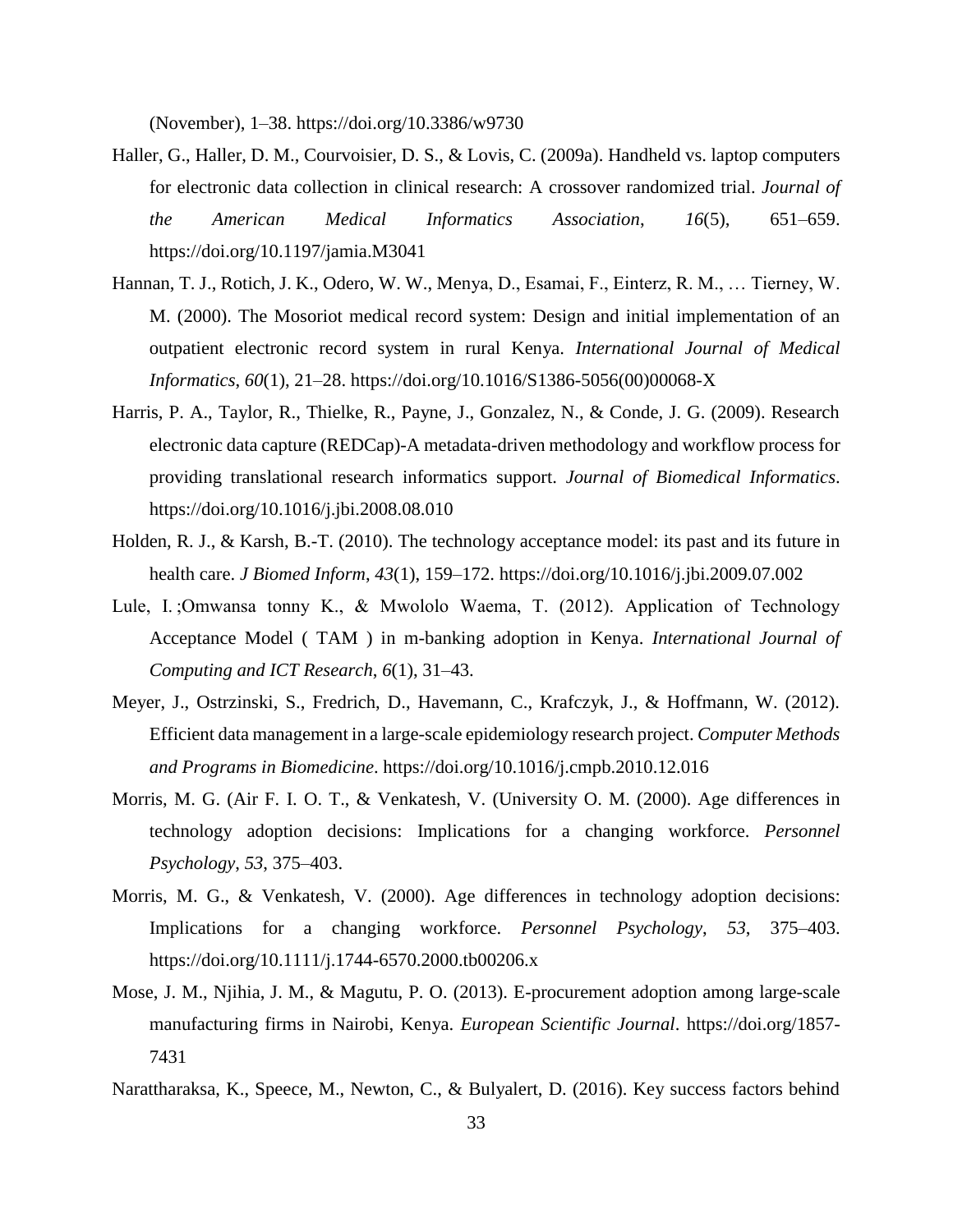(November), 1–38. https://doi.org/10.3386/w9730

Haller, G., Haller, D. M., Courvoisier, D. S., & Lovis, C. (2009a). Handheld vs. laptop computers for electronic data collection in clinical research: A crossover randomized trial. *Journal of the American Medical Informatics Association*, *16*(5), 651–659. https://doi.org/10.1197/jamia.M3041

Hannan, T. J., Rotich, J. K., Odero, W. W., Menya, D., Esamai, F., Einterz, R. M., … Tierney, W. M. (2000). The Mosoriot medical record system: Design and initial implementation of an outpatient electronic record system in rural Kenya. *International Journal of Medical Informatics*, *60*(1), 21–28. https://doi.org/10.1016/S1386-5056(00)00068-X

Harris, P. A., Taylor, R., Thielke, R., Payne, J., Gonzalez, N., & Conde, J. G. (2009). Research electronic data capture (REDCap)-A metadata-driven methodology and workflow process for providing translational research informatics support. *Journal of Biomedical Informatics*. https://doi.org/10.1016/j.jbi.2008.08.010

Holden, R. J., & Karsh, B.-T. (2010). The technology acceptance model: its past and its future in health care. *J Biomed Inform*, *43*(1), 159–172. https://doi.org/10.1016/j.jbi.2009.07.002

Lule, I. ;Omwansa tonny K., & Mwololo Waema, T. (2012). Application of Technology Acceptance Model ( TAM ) in m-banking adoption in Kenya. *International Journal of Computing and ICT Research*, *6*(1), 31–43.

Meyer, J., Ostrzinski, S., Fredrich, D., Havemann, C., Krafczyk, J., & Hoffmann, W. (2012). Efficient data management in a large-scale epidemiology research project. *Computer Methods and Programs in Biomedicine*. https://doi.org/10.1016/j.cmpb.2010.12.016

Morris, M. G. (Air F. I. O. T., & Venkatesh, V. (University O. M. (2000). Age differences in technology adoption decisions: Implications for a changing workforce. *Personnel Psychology*, *53*, 375–403.

Morris, M. G., & Venkatesh, V. (2000). Age differences in technology adoption decisions: Implications for a changing workforce. *Personnel Psychology*, *53*, 375–403. https://doi.org/10.1111/j.1744-6570.2000.tb00206.x

Mose, J. M., Njihia, J. M., & Magutu, P. O. (2013). E-procurement adoption among large-scale manufacturing firms in Nairobi, Kenya. *European Scientific Journal*. https://doi.org/1857-7431

Narattharaksa, K., Speece, M., Newton, C., & Bulyalert, D. (2016). Key success factors behind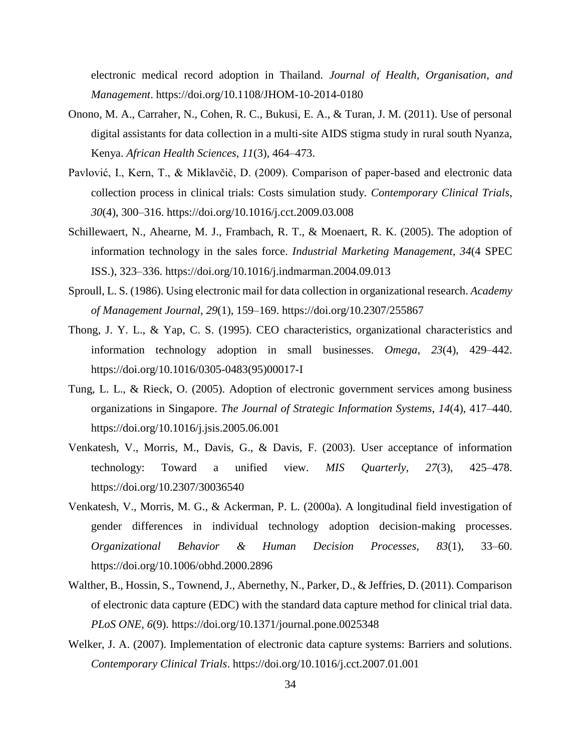electronic medical record adoption in Thailand. *Journal of Health, Organisation, and Management*. https://doi.org/10.1108/JHOM-10-2014-0180

Onono, M. A., Carraher, N., Cohen, R. C., Bukusi, E. A., & Turan, J. M. (2011). Use of personal digital assistants for data collection in a multi-site AIDS stigma study in rural south Nyanza, Kenya. *African Health Sciences*, *11*(3), 464–473.

Pavlović, I., Kern, T., & Miklavčič, D. (2009). Comparison of paper-based and electronic data collection process in clinical trials: Costs simulation study. *Contemporary Clinical Trials*, *30*(4), 300–316. https://doi.org/10.1016/j.cct.2009.03.008

Schillewaert, N., Ahearne, M. J., Frambach, R. T., & Moenaert, R. K. (2005). The adoption of information technology in the sales force. *Industrial Marketing Management*, *34*(4 SPEC ISS.), 323–336. https://doi.org/10.1016/j.indmarman.2004.09.013

Sproull, L. S. (1986). Using electronic mail for data collection in organizational research. *Academy of Management Journal*, *29*(1), 159–169. https://doi.org/10.2307/255867

Thong, J. Y. L., & Yap, C. S. (1995). CEO characteristics, organizational characteristics and information technology adoption in small businesses. *Omega*, *23*(4), 429–442. https://doi.org/10.1016/0305-0483(95)00017-I

Tung, L. L., & Rieck, O. (2005). Adoption of electronic government services among business organizations in Singapore. *The Journal of Strategic Information Systems*, *14*(4), 417–440. https://doi.org/10.1016/j.jsis.2005.06.001

Venkatesh, V., Morris, M., Davis, G., & Davis, F. (2003). User acceptance of information technology: Toward a unified view. *MIS Quarterly*, *27*(3), 425–478. https://doi.org/10.2307/30036540

Venkatesh, V., Morris, M. G., & Ackerman, P. L. (2000a). A longitudinal field investigation of gender differences in individual technology adoption decision-making processes. *Organizational Behavior & Human Decision Processes*, *83*(1), 33–60. https://doi.org/10.1006/obhd.2000.2896

Walther, B., Hossin, S., Townend, J., Abernethy, N., Parker, D., & Jeffries, D. (2011). Comparison of electronic data capture (EDC) with the standard data capture method for clinical trial data. *PLoS ONE*, *6*(9). https://doi.org/10.1371/journal.pone.0025348

Welker, J. A. (2007). Implementation of electronic data capture systems: Barriers and solutions. *Contemporary Clinical Trials*. https://doi.org/10.1016/j.cct.2007.01.001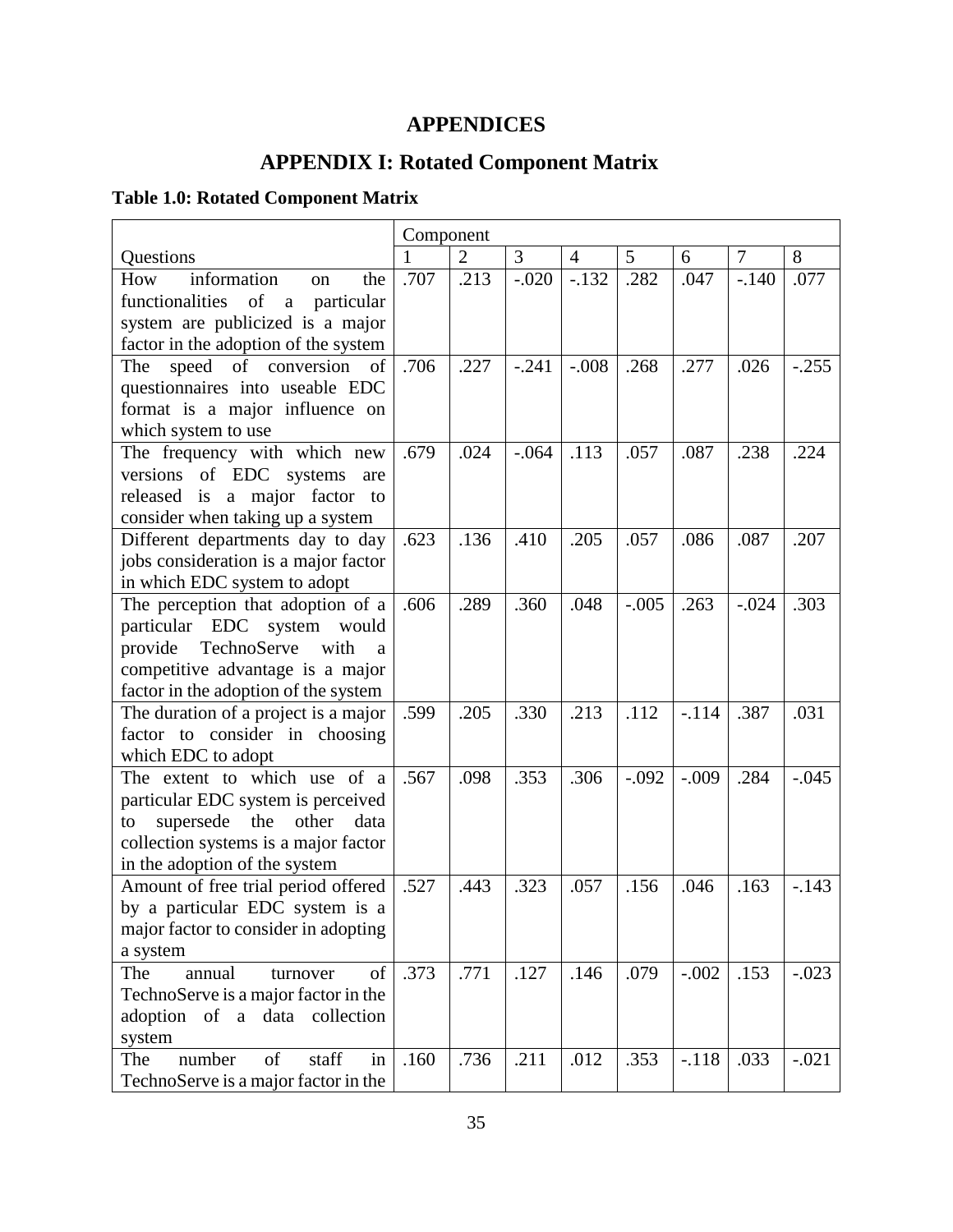# APPENDICES

## APPENDIX I: Rotated Component Matrix

**Table 1.0: Rotated Component Matrix**

| | Component | | | | | | | |
|---|---|---|---|---|---|---|---|---|
| Questions | 1 | 2 | 3 | 4 | 5 | 6 | 7 | 8 |
| How information on the functionalities of a particular system are publicized is a major factor in the adoption of the system | .707 | .213 | -.020 | -.132 | .282 | .047 | -.140 | .077 |
| The speed of conversion of questionnaires into useable EDC format is a major influence on which system to use | .706 | .227 | -.241 | -.008 | .268 | .277 | .026 | -.255 |
| The frequency with which new versions of EDC systems are released is a major factor to consider when taking up a system | .679 | .024 | -.064 | .113 | .057 | .087 | .238 | .224 |
| Different departments day to day jobs consideration is a major factor in which EDC system to adopt | .623 | .136 | .410 | .205 | .057 | .086 | .087 | .207 |
| The perception that adoption of a particular EDC system would provide TechnoServe with a competitive advantage is a major factor in the adoption of the system | .606 | .289 | .360 | .048 | -.005 | .263 | -.024 | .303 |
| The duration of a project is a major factor to consider in choosing which EDC to adopt | .599 | .205 | .330 | .213 | .112 | -.114 | .387 | .031 |
| The extent to which use of a particular EDC system is perceived to supersede the other data collection systems is a major factor in the adoption of the system | .567 | .098 | .353 | .306 | -.092 | -.009 | .284 | -.045 |
| Amount of free trial period offered by a particular EDC system is a major factor to consider in adopting a system | .527 | .443 | .323 | .057 | .156 | .046 | .163 | -.143 |
| The annual turnover of TechnoServe is a major factor in the adoption of a data collection system | .373 | .771 | .127 | .146 | .079 | -.002 | .153 | -.023 |
| The number of staff in TechnoServe is a major factor in the | .160 | .736 | .211 | .012 | .353 | -.118 | .033 | -.021 |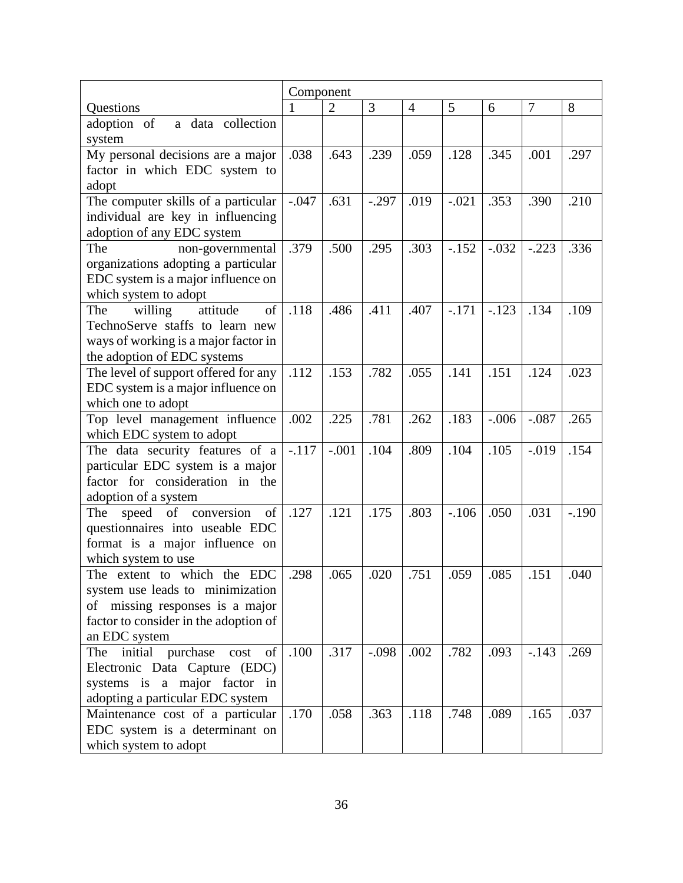| Questions | Component | | | | | | | |
|---|---|---|---|---|---|---|---|---|
| | 1 | 2 | 3 | 4 | 5 | 6 | 7 | 8 |
| adoption of a data collection system | | | | | | | | |
| My personal decisions are a major factor in which EDC system to adopt | .038 | .643 | .239 | .059 | .128 | .345 | .001 | .297 |
| The computer skills of a particular individual are key in influencing adoption of any EDC system | -.047 | .631 | -.297 | .019 | -.021 | .353 | .390 | .210 |
| The non-governmental organizations adopting a particular EDC system is a major influence on which system to adopt | .379 | .500 | .295 | .303 | -.152 | -.032 | -.223 | .336 |
| The willing attitude of TechnoServe staffs to learn new ways of working is a major factor in the adoption of EDC systems | .118 | .486 | .411 | .407 | -.171 | -.123 | .134 | .109 |
| The level of support offered for any EDC system is a major influence on which one to adopt | .112 | .153 | .782 | .055 | .141 | .151 | .124 | .023 |
| Top level management influence which EDC system to adopt | .002 | .225 | .781 | .262 | .183 | -.006 | -.087 | .265 |
| The data security features of a particular EDC system is a major factor for consideration in the adoption of a system | -.117 | -.001 | .104 | .809 | .104 | .105 | -.019 | .154 |
| The speed of conversion of questionnaires into useable EDC format is a major influence on which system to use | .127 | .121 | .175 | .803 | -.106 | .050 | .031 | -.190 |
| The extent to which the EDC system use leads to minimization of missing responses is a major factor to consider in the adoption of an EDC system | .298 | .065 | .020 | .751 | .059 | .085 | .151 | .040 |
| The initial purchase cost of Electronic Data Capture (EDC) systems is a major factor in adopting a particular EDC system | .100 | .317 | -.098 | .002 | .782 | .093 | -.143 | .269 |
| Maintenance cost of a particular EDC system is a determinant on which system to adopt | .170 | .058 | .363 | .118 | .748 | .089 | .165 | .037 |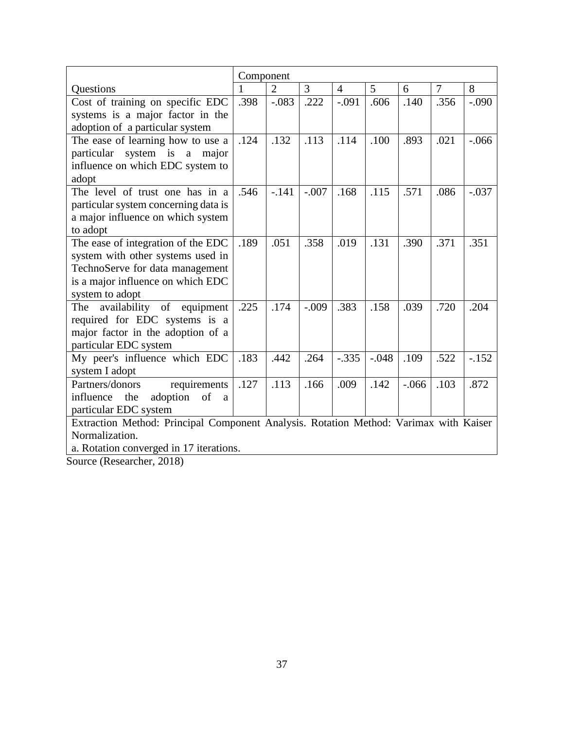| Questions | Component | | | | | | | |
|---|---|---|---|---|---|---|---|---|
| | 1 | 2 | 3 | 4 | 5 | 6 | 7 | 8 |
| Cost of training on specific EDC systems is a major factor in the adoption of a particular system | .398 | -.083 | .222 | -.091 | .606 | .140 | .356 | -.090 |
| The ease of learning how to use a particular system is a major influence on which EDC system to adopt | .124 | .132 | .113 | .114 | .100 | .893 | .021 | -.066 |
| The level of trust one has in a particular system concerning data is a major influence on which system to adopt | .546 | -.141 | -.007 | .168 | .115 | .571 | .086 | -.037 |
| The ease of integration of the EDC system with other systems used in TechnoServe for data management is a major influence on which EDC system to adopt | .189 | .051 | .358 | .019 | .131 | .390 | .371 | .351 |
| The availability of equipment required for EDC systems is a major factor in the adoption of a particular EDC system | .225 | .174 | -.009 | .383 | .158 | .039 | .720 | .204 |
| My peer's influence which EDC system I adopt | .183 | .442 | .264 | -.335 | -.048 | .109 | .522 | -.152 |
| Partners/donors requirements influence the adoption of a particular EDC system | .127 | .113 | .166 | .009 | .142 | -.066 | .103 | .872 |

Extraction Method: Principal Component Analysis. Rotation Method: Varimax with Kaiser Normalization.
a. Rotation converged in 17 iterations.

Source (Researcher, 2018)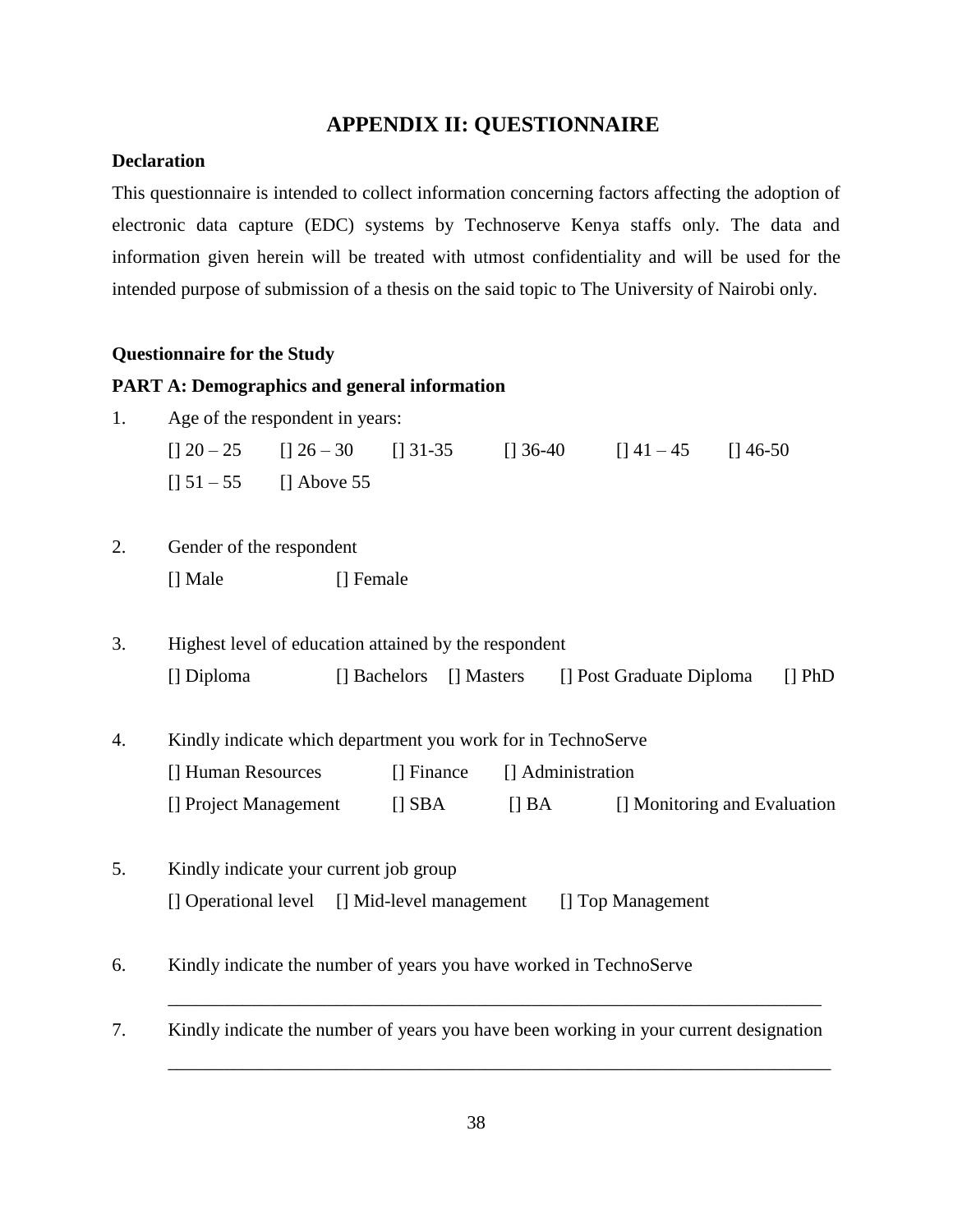# APPENDIX II: QUESTIONNAIRE

**Declaration**

This questionnaire is intended to collect information concerning factors affecting the adoption of electronic data capture (EDC) systems by Technoserve Kenya staffs only. The data and information given herein will be treated with utmost confidentiality and will be used for the intended purpose of submission of a thesis on the said topic to The University of Nairobi only.

**Questionnaire for the Study**

**PART A: Demographics and general information**

1. Age of the respondent in years:

   [] 20 – 25 [] 26 – 30 [] 31-35 [] 36-40 [] 41 – 45 [] 46-50
   [] 51 – 55 [] Above 55

2. Gender of the respondent

   [] Male [] Female

3. Highest level of education attained by the respondent

   [] Diploma [] Bachelors [] Masters [] Post Graduate Diploma [] PhD

4. Kindly indicate which department you work for in TechnoServe

   [] Human Resources [] Finance [] Administration
   [] Project Management [] SBA [] BA [] Monitoring and Evaluation

5. Kindly indicate your current job group

   [] Operational level [] Mid-level management [] Top Management

6. Kindly indicate the number of years you have worked in TechnoServe

   ________________________________________________________________________

7. Kindly indicate the number of years you have been working in your current designation

   ________________________________________________________________________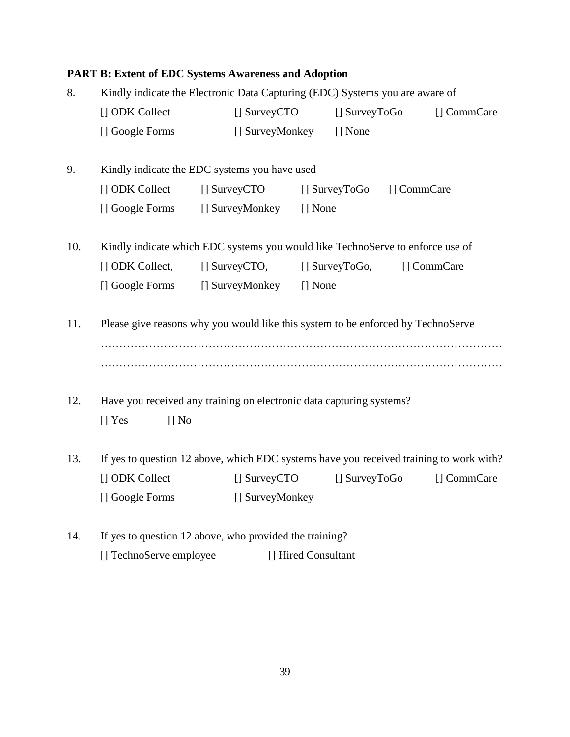**PART B: Extent of EDC Systems Awareness and Adoption**

8. Kindly indicate the Electronic Data Capturing (EDC) Systems you are aware of

   [] ODK Collect    [] SurveyCTO    [] SurveyToGo    [] CommCare

   [] Google Forms    [] SurveyMonkey    [] None

9. Kindly indicate the EDC systems you have used

   [] ODK Collect    [] SurveyCTO    [] SurveyToGo    [] CommCare

   [] Google Forms    [] SurveyMonkey    [] None

10. Kindly indicate which EDC systems you would like TechnoServe to enforce use of

    [] ODK Collect,    [] SurveyCTO,    [] SurveyToGo,    [] CommCare

    [] Google Forms    [] SurveyMonkey    [] None

11. Please give reasons why you would like this system to be enforced by TechnoServe

    ……………………………………………………………………………………………

    ……………………………………………………………………………………………

12. Have you received any training on electronic data capturing systems?

    [] Yes    [] No

13. If yes to question 12 above, which EDC systems have you received training to work with?

    [] ODK Collect    [] SurveyCTO    [] SurveyToGo    [] CommCare

    [] Google Forms    [] SurveyMonkey

14. If yes to question 12 above, who provided the training?

    [] TechnoServe employee    [] Hired Consultant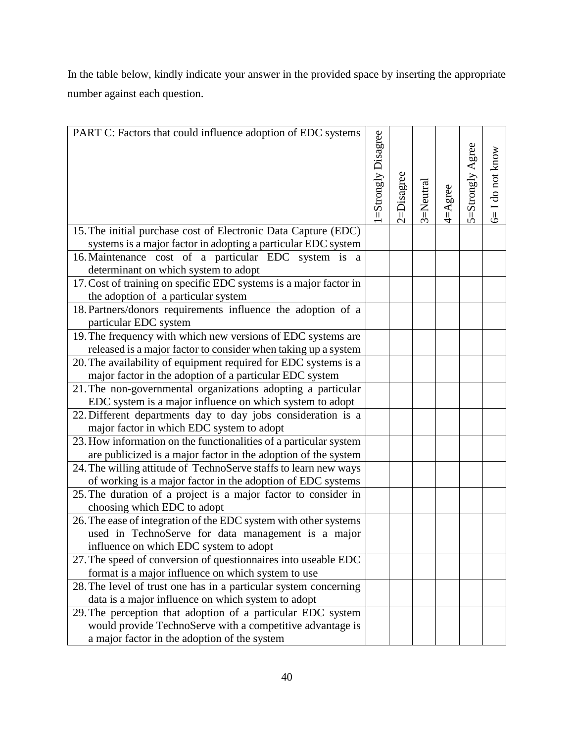In the table below, kindly indicate your answer in the provided space by inserting the appropriate number against each question.

| PART C: Factors that could influence adoption of EDC systems | 1=Strongly Disagree | 2=Disagree | 3=Neutral | 4=Agree | 5=Strongly Agree | 6= I do not know |
|---|---|---|---|---|---|---|
| 15. The initial purchase cost of Electronic Data Capture (EDC) systems is a major factor in adopting a particular EDC system | | | | | | |
| 16. Maintenance cost of a particular EDC system is a determinant on which system to adopt | | | | | | |
| 17. Cost of training on specific EDC systems is a major factor in the adoption of a particular system | | | | | | |
| 18. Partners/donors requirements influence the adoption of a particular EDC system | | | | | | |
| 19. The frequency with which new versions of EDC systems are released is a major factor to consider when taking up a system | | | | | | |
| 20. The availability of equipment required for EDC systems is a major factor in the adoption of a particular EDC system | | | | | | |
| 21. The non-governmental organizations adopting a particular EDC system is a major influence on which system to adopt | | | | | | |
| 22. Different departments day to day jobs consideration is a major factor in which EDC system to adopt | | | | | | |
| 23. How information on the functionalities of a particular system are publicized is a major factor in the adoption of the system | | | | | | |
| 24. The willing attitude of TechnoServe staffs to learn new ways of working is a major factor in the adoption of EDC systems | | | | | | |
| 25. The duration of a project is a major factor to consider in choosing which EDC to adopt | | | | | | |
| 26. The ease of integration of the EDC system with other systems used in TechnoServe for data management is a major influence on which EDC system to adopt | | | | | | |
| 27. The speed of conversion of questionnaires into useable EDC format is a major influence on which system to use | | | | | | |
| 28. The level of trust one has in a particular system concerning data is a major influence on which system to adopt | | | | | | |
| 29. The perception that adoption of a particular EDC system would provide TechnoServe with a competitive advantage is a major factor in the adoption of the system | | | | | | |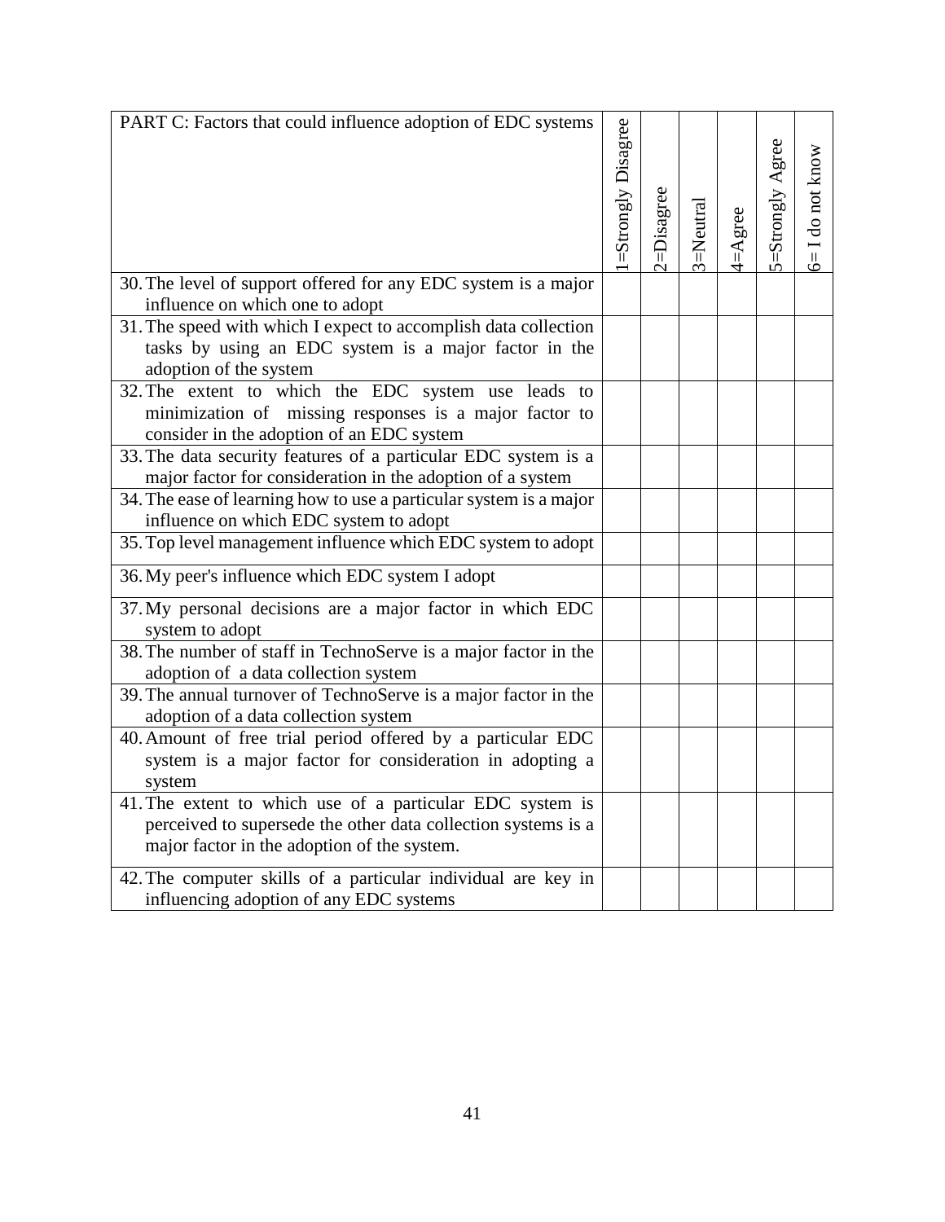| PART C: Factors that could influence adoption of EDC systems | 1=Strongly Disagree | 2=Disagree | 3=Neutral | 4=Agree | 5=Strongly Agree | 6= I do not know |
|---|---|---|---|---|---|---|
| 30. The level of support offered for any EDC system is a major influence on which one to adopt | | | | | | |
| 31. The speed with which I expect to accomplish data collection tasks by using an EDC system is a major factor in the adoption of the system | | | | | | |
| 32. The extent to which the EDC system use leads to minimization of missing responses is a major factor to consider in the adoption of an EDC system | | | | | | |
| 33. The data security features of a particular EDC system is a major factor for consideration in the adoption of a system | | | | | | |
| 34. The ease of learning how to use a particular system is a major influence on which EDC system to adopt | | | | | | |
| 35. Top level management influence which EDC system to adopt | | | | | | |
| 36. My peer's influence which EDC system I adopt | | | | | | |
| 37. My personal decisions are a major factor in which EDC system to adopt | | | | | | |
| 38. The number of staff in TechnoServe is a major factor in the adoption of a data collection system | | | | | | |
| 39. The annual turnover of TechnoServe is a major factor in the adoption of a data collection system | | | | | | |
| 40. Amount of free trial period offered by a particular EDC system is a major factor for consideration in adopting a system | | | | | | |
| 41. The extent to which use of a particular EDC system is perceived to supersede the other data collection systems is a major factor in the adoption of the system. | | | | | | |
| 42. The computer skills of a particular individual are key in influencing adoption of any EDC systems | | | | | | |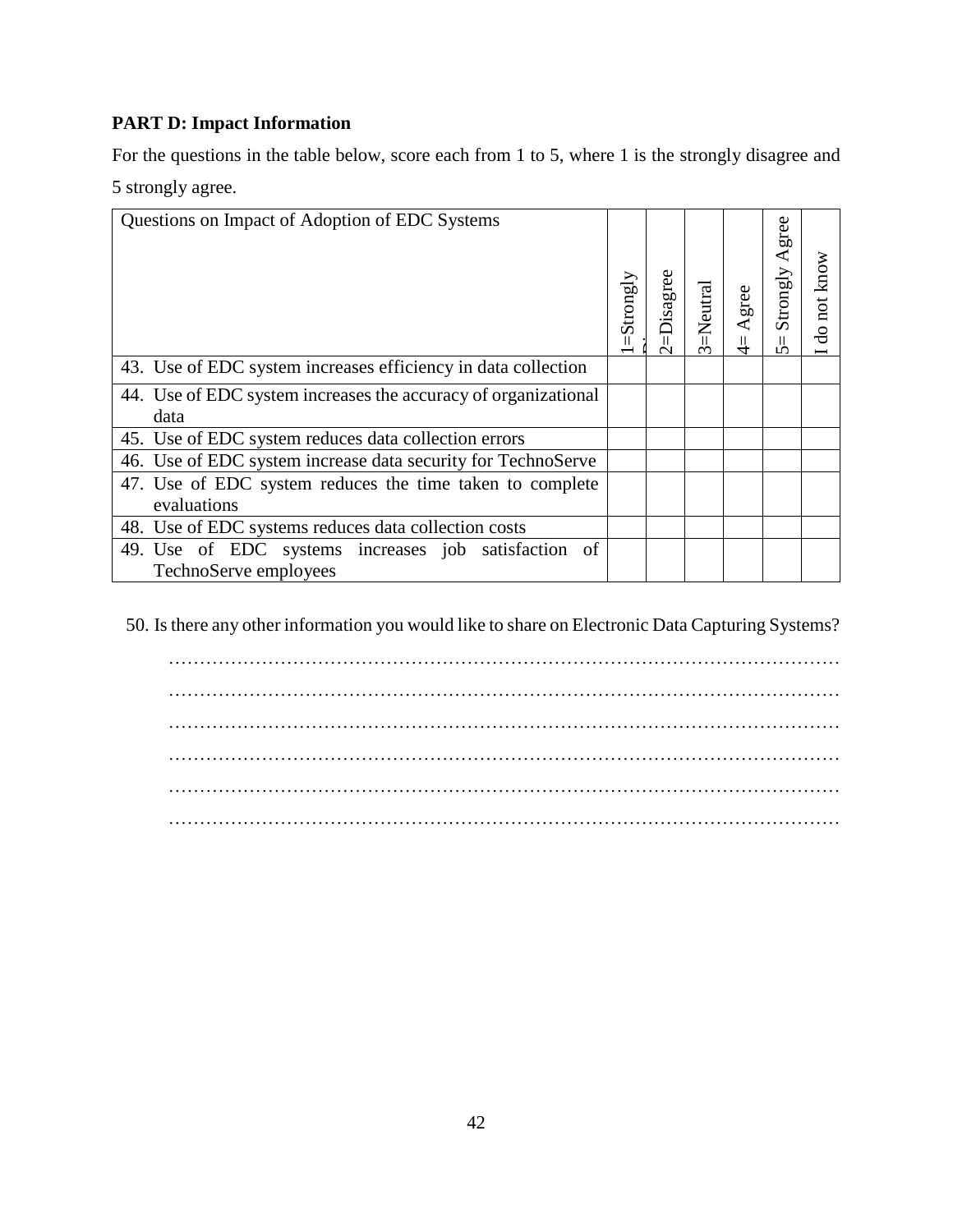**PART D: Impact Information**

For the questions in the table below, score each from 1 to 5, where 1 is the strongly disagree and 5 strongly agree.

| Questions on Impact of Adoption of EDC Systems | 1=Strongly Di | 2=Disagree | 3=Neutral | 4= Agree | 5= Strongly Agree | I do not know |
|---|---|---|---|---|---|---|
| 43. Use of EDC system increases efficiency in data collection | | | | | | |
| 44. Use of EDC system increases the accuracy of organizational data | | | | | | |
| 45. Use of EDC system reduces data collection errors | | | | | | |
| 46. Use of EDC system increase data security for TechnoServe | | | | | | |
| 47. Use of EDC system reduces the time taken to complete evaluations | | | | | | |
| 48. Use of EDC systems reduces data collection costs | | | | | | |
| 49. Use of EDC systems increases job satisfaction of TechnoServe employees | | | | | | |

50. Is there any other information you would like to share on Electronic Data Capturing Systems?

…………………………………………………………………………………………

…………………………………………………………………………………………

…………………………………………………………………………………………

…………………………………………………………………………………………

…………………………………………………………………………………………

…………………………………………………………………………………………